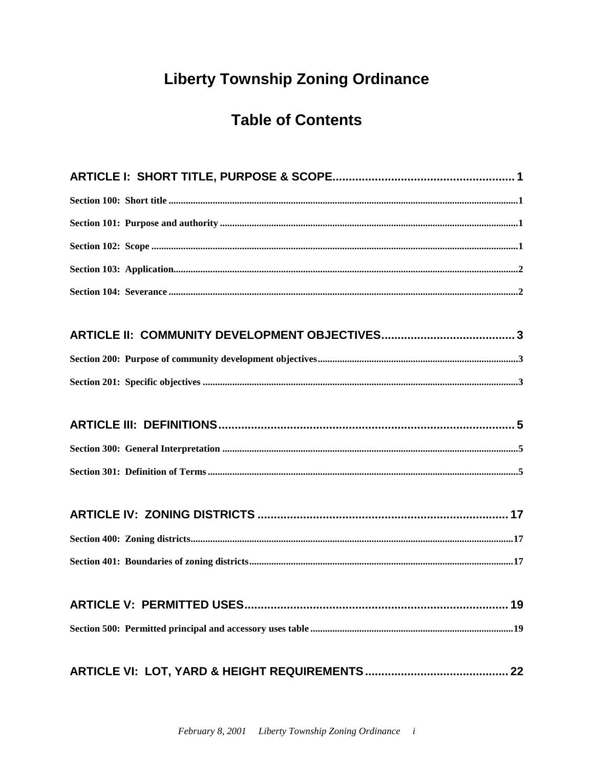# Liberty Township Zoning Ordinance

## Table of Contents

**ARTICLE I: SHORT TITLE, PURPOSE & SCOPE ........ 1**

**Section 100: Short title** ........ 1

**Section 101: Purpose and authority** ........ 1

**Section 102: Scope** ........ 1

**Section 103: Application** ........ 2

**Section 104: Severance** ........ 2

**ARTICLE II: COMMUNITY DEVELOPMENT OBJECTIVES ........ 3**

**Section 200: Purpose of community development objectives** ........ 3

**Section 201: Specific objectives** ........ 3

**ARTICLE III: DEFINITIONS ........ 5**

**Section 300: General Interpretation** ........ 5

**Section 301: Definition of Terms** ........ 5

**ARTICLE IV: ZONING DISTRICTS ........ 17**

**Section 400: Zoning districts** ........ 17

**Section 401: Boundaries of zoning districts** ........ 17

**ARTICLE V: PERMITTED USES ........ 19**

**Section 500: Permitted principal and accessory uses table** ........ 19

**ARTICLE VI: LOT, YARD & HEIGHT REQUIREMENTS ........ 22**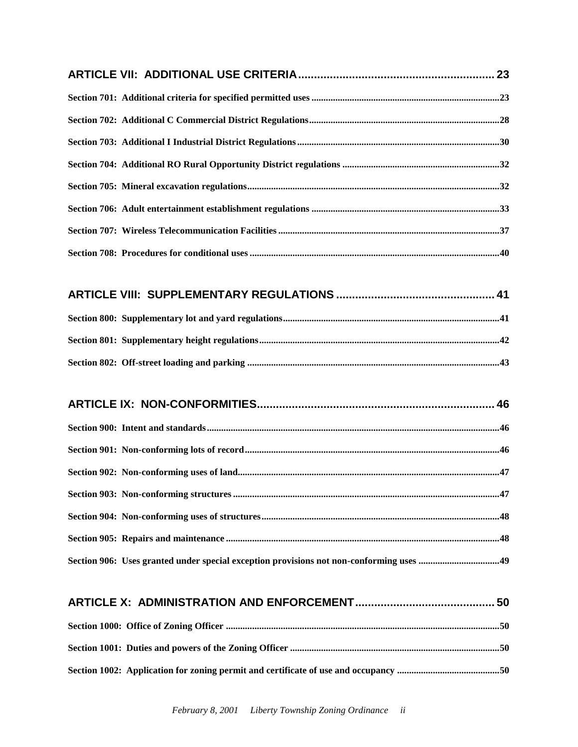**ARTICLE VII: ADDITIONAL USE CRITERIA .............................................................. 23**

**Section 701: Additional criteria for specified permitted uses ................................................................................23**

**Section 702: Additional C Commercial District Regulations.................................................................................28**

**Section 703: Additional I Industrial District Regulations.....................................................................................30**

**Section 704: Additional RO Rural Opportunity District regulations ..................................................................32**

**Section 705: Mineral excavation regulations..........................................................................................................32**

**Section 706: Adult entertainment establishment regulations ...............................................................................33**

**Section 707: Wireless Telecommunication Facilities .............................................................................................37**

**Section 708: Procedures for conditional uses .........................................................................................................40**

**ARTICLE VIII: SUPPLEMENTARY REGULATIONS ................................................. 41**

**Section 800: Supplementary lot and yard regulations...........................................................................................41**

**Section 801: Supplementary height regulations.....................................................................................................42**

**Section 802: Off-street loading and parking ..........................................................................................................43**

**ARTICLE IX: NON-CONFORMITIES........................................................................... 46**

**Section 900: Intent and standards...........................................................................................................................46**

**Section 901: Non-conforming lots of record...........................................................................................................46**

**Section 902: Non-conforming uses of land..............................................................................................................47**

**Section 903: Non-conforming structures ...............................................................................................................47**

**Section 904: Non-conforming uses of structures....................................................................................................48**

**Section 905: Repairs and maintenance ...................................................................................................................48**

**Section 906: Uses granted under special exception provisions not non-conforming uses ..................................49**

**ARTICLE X: ADMINISTRATION AND ENFORCEMENT ............................................ 50**

**Section 1000: Office of Zoning Officer ...................................................................................................................50**

**Section 1001: Duties and powers of the Zoning Officer .......................................................................................50**

**Section 1002: Application for zoning permit and certificate of use and occupancy ...........................................50**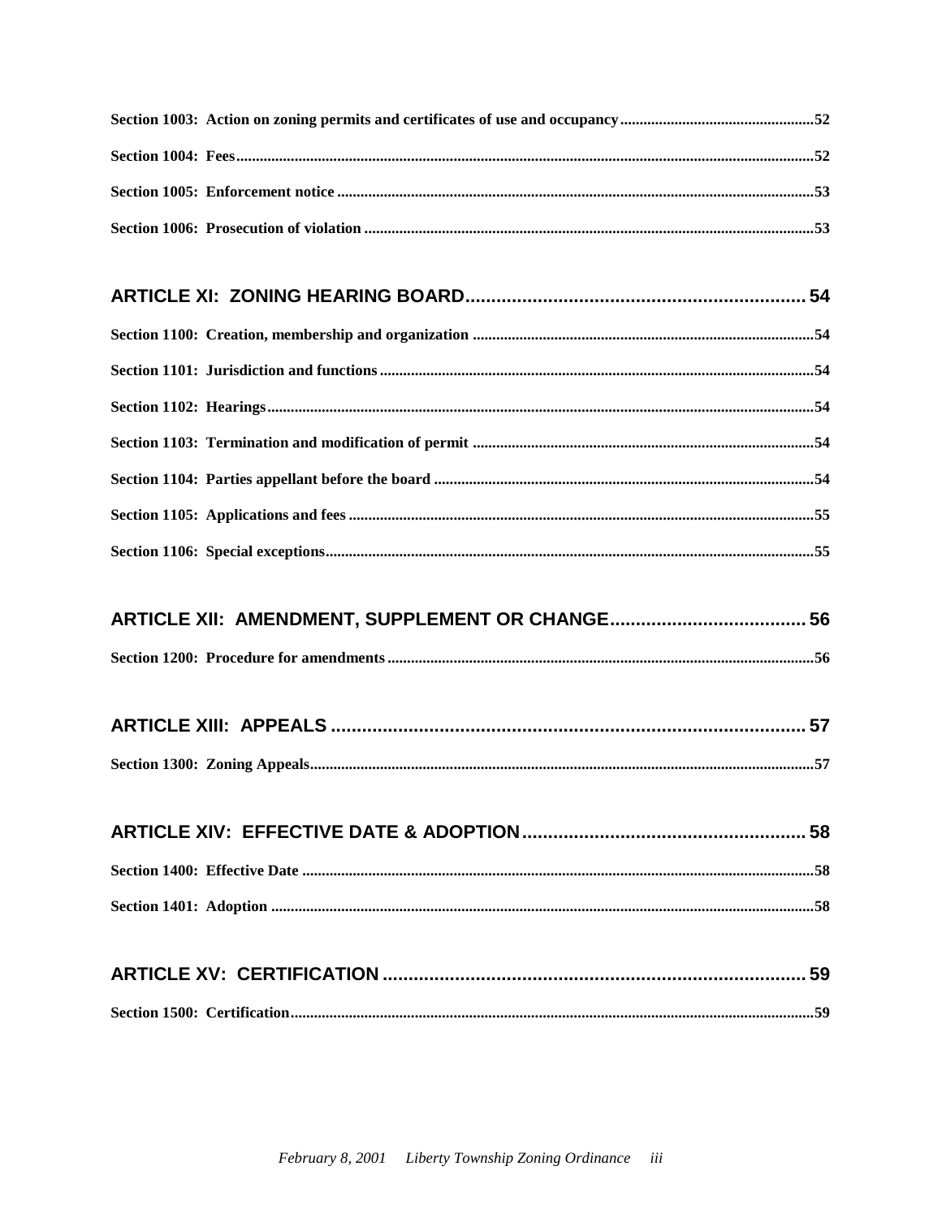**Section 1003: Action on zoning permits and certificates of use and occupancy** .................................................52

**Section 1004: Fees** ...................................................................................................................................52

**Section 1005: Enforcement notice** .........................................................................................................53

**Section 1006: Prosecution of violation** ..................................................................................................53

**ARTICLE XI: ZONING HEARING BOARD** ................................................................. 54

**Section 1100: Creation, membership and organization** .......................................................................54

**Section 1101: Jurisdiction and functions** ...............................................................................................54

**Section 1102: Hearings** ...........................................................................................................................54

**Section 1103: Termination and modification of permit** ......................................................................54

**Section 1104: Parties appellant before the board** ................................................................................54

**Section 1105: Applications and fees** ......................................................................................................55

**Section 1106: Special exceptions** ............................................................................................................55

**ARTICLE XII: AMENDMENT, SUPPLEMENT OR CHANGE** ...................................... 56

**Section 1200: Procedure for amendments** ............................................................................................56

**ARTICLE XIII: APPEALS** ........................................................................................... 57

**Section 1300: Zoning Appeals** ................................................................................................................57

**ARTICLE XIV: EFFECTIVE DATE & ADOPTION** ...................................................... 58

**Section 1400: Effective Date** ..................................................................................................................58

**Section 1401: Adoption** ..........................................................................................................................58

**ARTICLE XV: CERTIFICATION** ................................................................................. 59

**Section 1500: Certification** .....................................................................................................................59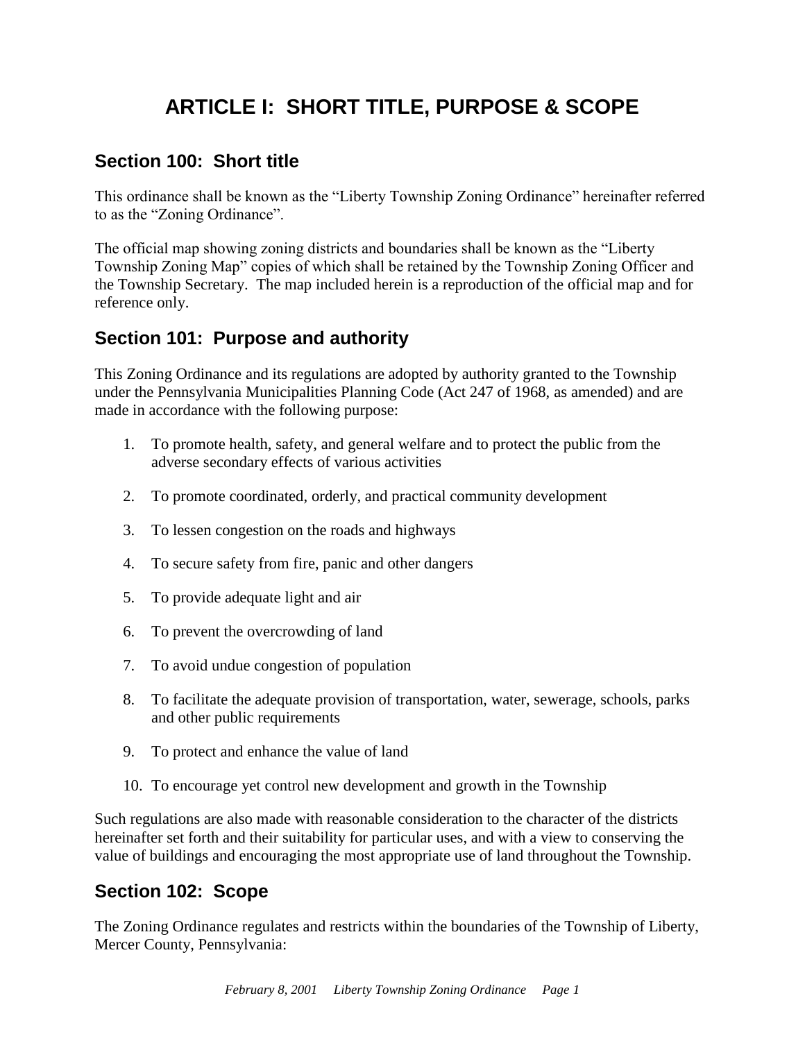# ARTICLE I: SHORT TITLE, PURPOSE & SCOPE

## Section 100: Short title

This ordinance shall be known as the "Liberty Township Zoning Ordinance" hereinafter referred to as the "Zoning Ordinance".

The official map showing zoning districts and boundaries shall be known as the "Liberty Township Zoning Map" copies of which shall be retained by the Township Zoning Officer and the Township Secretary. The map included herein is a reproduction of the official map and for reference only.

## Section 101: Purpose and authority

This Zoning Ordinance and its regulations are adopted by authority granted to the Township under the Pennsylvania Municipalities Planning Code (Act 247 of 1968, as amended) and are made in accordance with the following purpose:

1. To promote health, safety, and general welfare and to protect the public from the adverse secondary effects of various activities
2. To promote coordinated, orderly, and practical community development
3. To lessen congestion on the roads and highways
4. To secure safety from fire, panic and other dangers
5. To provide adequate light and air
6. To prevent the overcrowding of land
7. To avoid undue congestion of population
8. To facilitate the adequate provision of transportation, water, sewerage, schools, parks and other public requirements
9. To protect and enhance the value of land
10. To encourage yet control new development and growth in the Township

Such regulations are also made with reasonable consideration to the character of the districts hereinafter set forth and their suitability for particular uses, and with a view to conserving the value of buildings and encouraging the most appropriate use of land throughout the Township.

## Section 102: Scope

The Zoning Ordinance regulates and restricts within the boundaries of the Township of Liberty, Mercer County, Pennsylvania: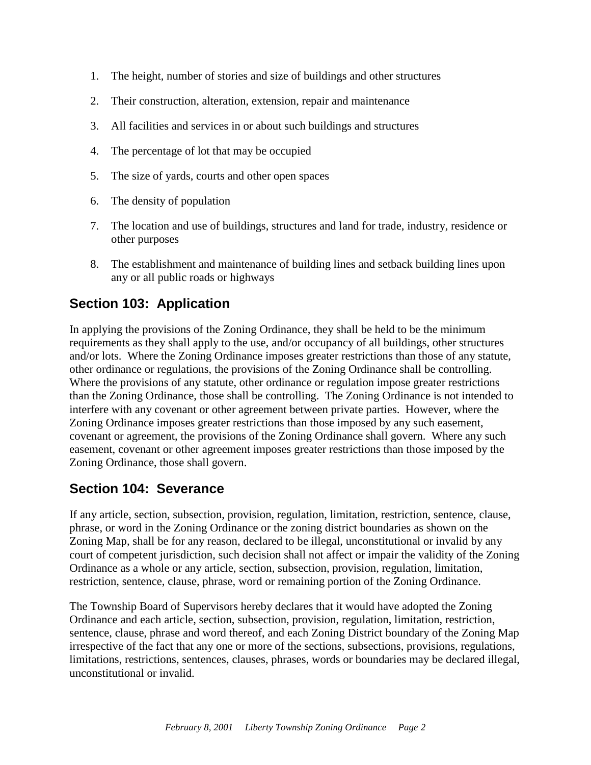1. The height, number of stories and size of buildings and other structures
2. Their construction, alteration, extension, repair and maintenance
3. All facilities and services in or about such buildings and structures
4. The percentage of lot that may be occupied
5. The size of yards, courts and other open spaces
6. The density of population
7. The location and use of buildings, structures and land for trade, industry, residence or other purposes
8. The establishment and maintenance of building lines and setback building lines upon any or all public roads or highways

## Section 103: Application

In applying the provisions of the Zoning Ordinance, they shall be held to be the minimum requirements as they shall apply to the use, and/or occupancy of all buildings, other structures and/or lots. Where the Zoning Ordinance imposes greater restrictions than those of any statute, other ordinance or regulations, the provisions of the Zoning Ordinance shall be controlling. Where the provisions of any statute, other ordinance or regulation impose greater restrictions than the Zoning Ordinance, those shall be controlling. The Zoning Ordinance is not intended to interfere with any covenant or other agreement between private parties. However, where the Zoning Ordinance imposes greater restrictions than those imposed by any such easement, covenant or agreement, the provisions of the Zoning Ordinance shall govern. Where any such easement, covenant or other agreement imposes greater restrictions than those imposed by the Zoning Ordinance, those shall govern.

## Section 104: Severance

If any article, section, subsection, provision, regulation, limitation, restriction, sentence, clause, phrase, or word in the Zoning Ordinance or the zoning district boundaries as shown on the Zoning Map, shall be for any reason, declared to be illegal, unconstitutional or invalid by any court of competent jurisdiction, such decision shall not affect or impair the validity of the Zoning Ordinance as a whole or any article, section, subsection, provision, regulation, limitation, restriction, sentence, clause, phrase, word or remaining portion of the Zoning Ordinance.

The Township Board of Supervisors hereby declares that it would have adopted the Zoning Ordinance and each article, section, subsection, provision, regulation, limitation, restriction, sentence, clause, phrase and word thereof, and each Zoning District boundary of the Zoning Map irrespective of the fact that any one or more of the sections, subsections, provisions, regulations, limitations, restrictions, sentences, clauses, phrases, words or boundaries may be declared illegal, unconstitutional or invalid.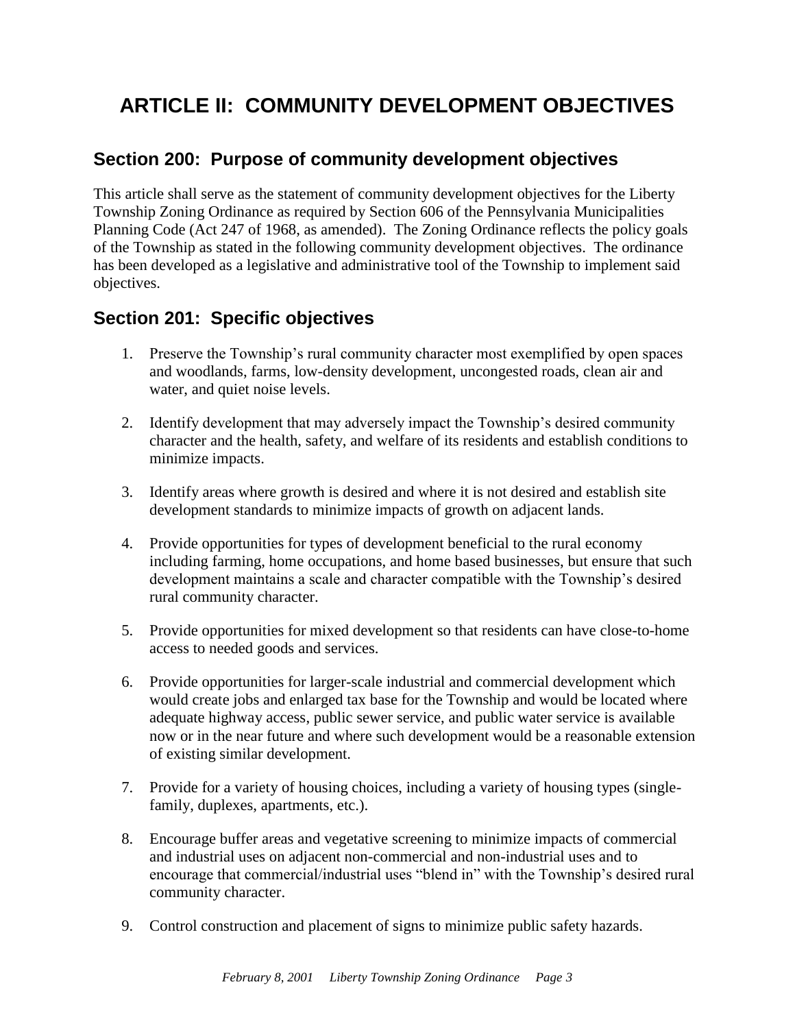# ARTICLE II: COMMUNITY DEVELOPMENT OBJECTIVES

## Section 200: Purpose of community development objectives

This article shall serve as the statement of community development objectives for the Liberty Township Zoning Ordinance as required by Section 606 of the Pennsylvania Municipalities Planning Code (Act 247 of 1968, as amended). The Zoning Ordinance reflects the policy goals of the Township as stated in the following community development objectives. The ordinance has been developed as a legislative and administrative tool of the Township to implement said objectives.

## Section 201: Specific objectives

1. Preserve the Township's rural community character most exemplified by open spaces and woodlands, farms, low-density development, uncongested roads, clean air and water, and quiet noise levels.

2. Identify development that may adversely impact the Township's desired community character and the health, safety, and welfare of its residents and establish conditions to minimize impacts.

3. Identify areas where growth is desired and where it is not desired and establish site development standards to minimize impacts of growth on adjacent lands.

4. Provide opportunities for types of development beneficial to the rural economy including farming, home occupations, and home based businesses, but ensure that such development maintains a scale and character compatible with the Township's desired rural community character.

5. Provide opportunities for mixed development so that residents can have close-to-home access to needed goods and services.

6. Provide opportunities for larger-scale industrial and commercial development which would create jobs and enlarged tax base for the Township and would be located where adequate highway access, public sewer service, and public water service is available now or in the near future and where such development would be a reasonable extension of existing similar development.

7. Provide for a variety of housing choices, including a variety of housing types (single-family, duplexes, apartments, etc.).

8. Encourage buffer areas and vegetative screening to minimize impacts of commercial and industrial uses on adjacent non-commercial and non-industrial uses and to encourage that commercial/industrial uses "blend in" with the Township's desired rural community character.

9. Control construction and placement of signs to minimize public safety hazards.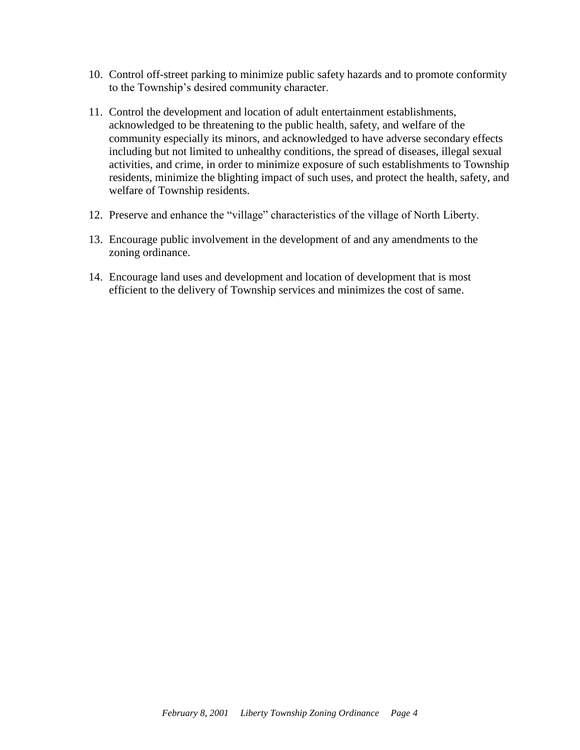10. Control off-street parking to minimize public safety hazards and to promote conformity to the Township's desired community character.

11. Control the development and location of adult entertainment establishments, acknowledged to be threatening to the public health, safety, and welfare of the community especially its minors, and acknowledged to have adverse secondary effects including but not limited to unhealthy conditions, the spread of diseases, illegal sexual activities, and crime, in order to minimize exposure of such establishments to Township residents, minimize the blighting impact of such uses, and protect the health, safety, and welfare of Township residents.

12. Preserve and enhance the "village" characteristics of the village of North Liberty.

13. Encourage public involvement in the development of and any amendments to the zoning ordinance.

14. Encourage land uses and development and location of development that is most efficient to the delivery of Township services and minimizes the cost of same.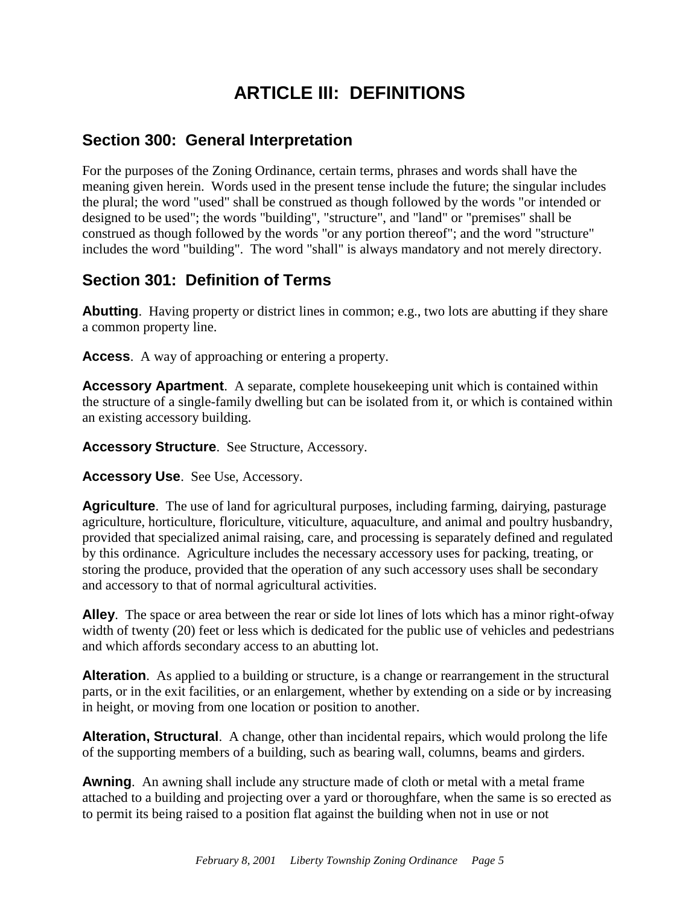# ARTICLE III: DEFINITIONS

## Section 300: General Interpretation

For the purposes of the Zoning Ordinance, certain terms, phrases and words shall have the meaning given herein. Words used in the present tense include the future; the singular includes the plural; the word "used" shall be construed as though followed by the words "or intended or designed to be used"; the words "building", "structure", and "land" or "premises" shall be construed as though followed by the words "or any portion thereof"; and the word "structure" includes the word "building". The word "shall" is always mandatory and not merely directory.

## Section 301: Definition of Terms

**Abutting**. Having property or district lines in common; e.g., two lots are abutting if they share a common property line.

**Access**. A way of approaching or entering a property.

**Accessory Apartment**. A separate, complete housekeeping unit which is contained within the structure of a single-family dwelling but can be isolated from it, or which is contained within an existing accessory building.

**Accessory Structure**. See Structure, Accessory.

**Accessory Use**. See Use, Accessory.

**Agriculture**. The use of land for agricultural purposes, including farming, dairying, pasturage agriculture, horticulture, floriculture, viticulture, aquaculture, and animal and poultry husbandry, provided that specialized animal raising, care, and processing is separately defined and regulated by this ordinance. Agriculture includes the necessary accessory uses for packing, treating, or storing the produce, provided that the operation of any such accessory uses shall be secondary and accessory to that of normal agricultural activities.

**Alley**. The space or area between the rear or side lot lines of lots which has a minor right-ofway width of twenty (20) feet or less which is dedicated for the public use of vehicles and pedestrians and which affords secondary access to an abutting lot.

**Alteration**. As applied to a building or structure, is a change or rearrangement in the structural parts, or in the exit facilities, or an enlargement, whether by extending on a side or by increasing in height, or moving from one location or position to another.

**Alteration, Structural**. A change, other than incidental repairs, which would prolong the life of the supporting members of a building, such as bearing wall, columns, beams and girders.

**Awning**. An awning shall include any structure made of cloth or metal with a metal frame attached to a building and projecting over a yard or thoroughfare, when the same is so erected as to permit its being raised to a position flat against the building when not in use or not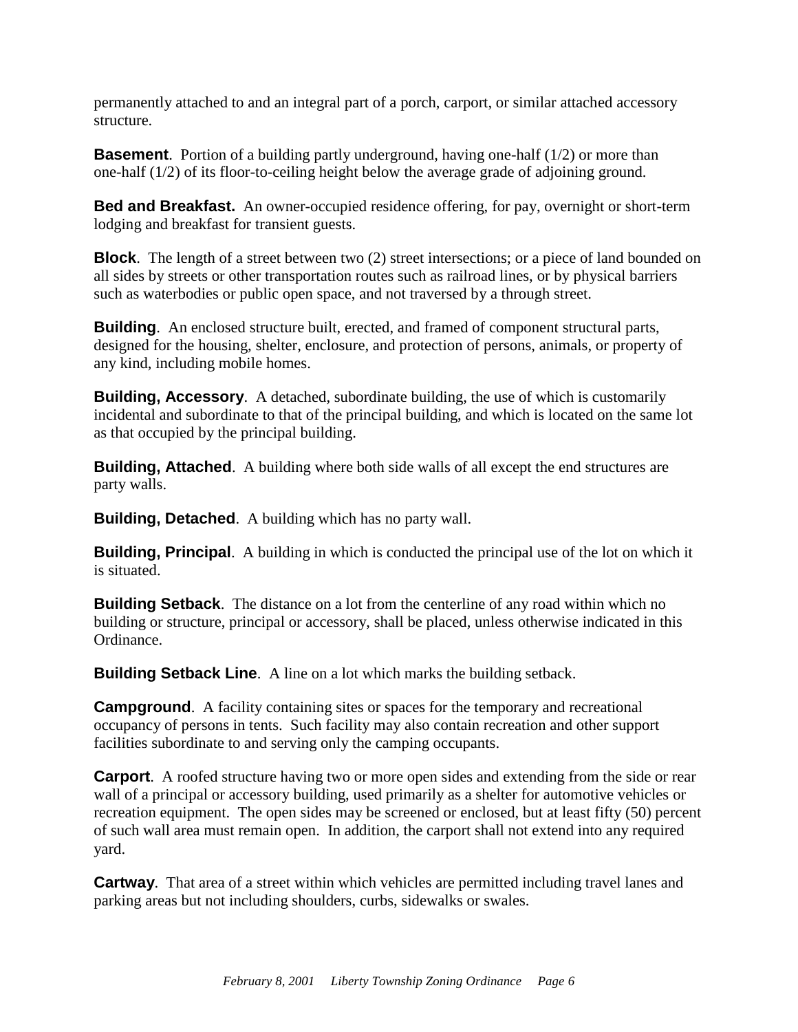permanently attached to and an integral part of a porch, carport, or similar attached accessory structure.

**Basement**. Portion of a building partly underground, having one-half (1/2) or more than one-half (1/2) of its floor-to-ceiling height below the average grade of adjoining ground.

**Bed and Breakfast.** An owner-occupied residence offering, for pay, overnight or short-term lodging and breakfast for transient guests.

**Block**. The length of a street between two (2) street intersections; or a piece of land bounded on all sides by streets or other transportation routes such as railroad lines, or by physical barriers such as waterbodies or public open space, and not traversed by a through street.

**Building**. An enclosed structure built, erected, and framed of component structural parts, designed for the housing, shelter, enclosure, and protection of persons, animals, or property of any kind, including mobile homes.

**Building, Accessory**. A detached, subordinate building, the use of which is customarily incidental and subordinate to that of the principal building, and which is located on the same lot as that occupied by the principal building.

**Building, Attached**. A building where both side walls of all except the end structures are party walls.

**Building, Detached**. A building which has no party wall.

**Building, Principal**. A building in which is conducted the principal use of the lot on which it is situated.

**Building Setback**. The distance on a lot from the centerline of any road within which no building or structure, principal or accessory, shall be placed, unless otherwise indicated in this Ordinance.

**Building Setback Line**. A line on a lot which marks the building setback.

**Campground**. A facility containing sites or spaces for the temporary and recreational occupancy of persons in tents. Such facility may also contain recreation and other support facilities subordinate to and serving only the camping occupants.

**Carport**. A roofed structure having two or more open sides and extending from the side or rear wall of a principal or accessory building, used primarily as a shelter for automotive vehicles or recreation equipment. The open sides may be screened or enclosed, but at least fifty (50) percent of such wall area must remain open. In addition, the carport shall not extend into any required yard.

**Cartway**. That area of a street within which vehicles are permitted including travel lanes and parking areas but not including shoulders, curbs, sidewalks or swales.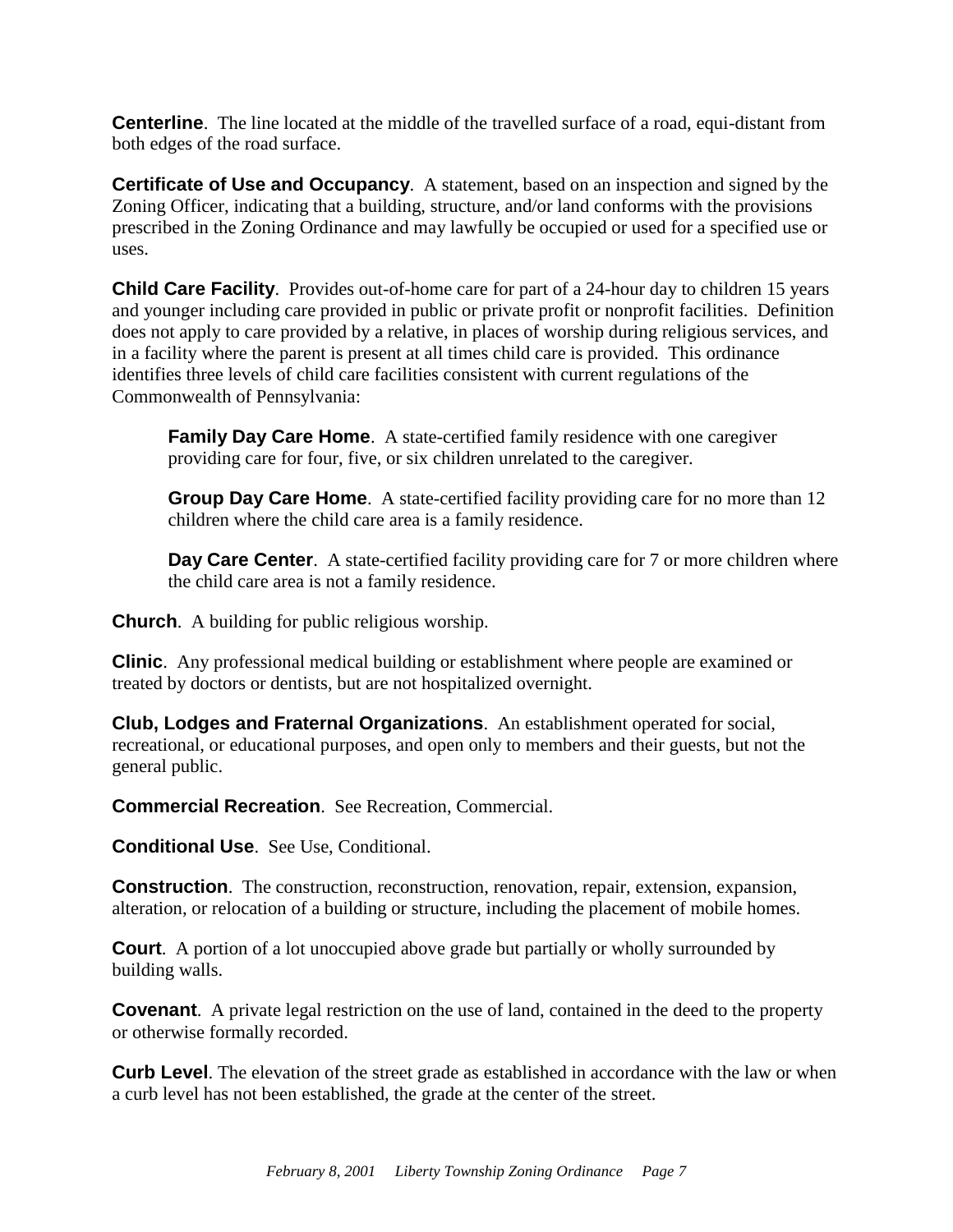**Centerline**. The line located at the middle of the travelled surface of a road, equi-distant from both edges of the road surface.

**Certificate of Use and Occupancy**. A statement, based on an inspection and signed by the Zoning Officer, indicating that a building, structure, and/or land conforms with the provisions prescribed in the Zoning Ordinance and may lawfully be occupied or used for a specified use or uses.

**Child Care Facility**. Provides out-of-home care for part of a 24-hour day to children 15 years and younger including care provided in public or private profit or nonprofit facilities. Definition does not apply to care provided by a relative, in places of worship during religious services, and in a facility where the parent is present at all times child care is provided. This ordinance identifies three levels of child care facilities consistent with current regulations of the Commonwealth of Pennsylvania:

> **Family Day Care Home**. A state-certified family residence with one caregiver providing care for four, five, or six children unrelated to the caregiver.
>
> **Group Day Care Home**. A state-certified facility providing care for no more than 12 children where the child care area is a family residence.
>
> **Day Care Center**. A state-certified facility providing care for 7 or more children where the child care area is not a family residence.

**Church**. A building for public religious worship.

**Clinic**. Any professional medical building or establishment where people are examined or treated by doctors or dentists, but are not hospitalized overnight.

**Club, Lodges and Fraternal Organizations**. An establishment operated for social, recreational, or educational purposes, and open only to members and their guests, but not the general public.

**Commercial Recreation**. See Recreation, Commercial.

**Conditional Use**. See Use, Conditional.

**Construction**. The construction, reconstruction, renovation, repair, extension, expansion, alteration, or relocation of a building or structure, including the placement of mobile homes.

**Court**. A portion of a lot unoccupied above grade but partially or wholly surrounded by building walls.

**Covenant**. A private legal restriction on the use of land, contained in the deed to the property or otherwise formally recorded.

**Curb Level**. The elevation of the street grade as established in accordance with the law or when a curb level has not been established, the grade at the center of the street.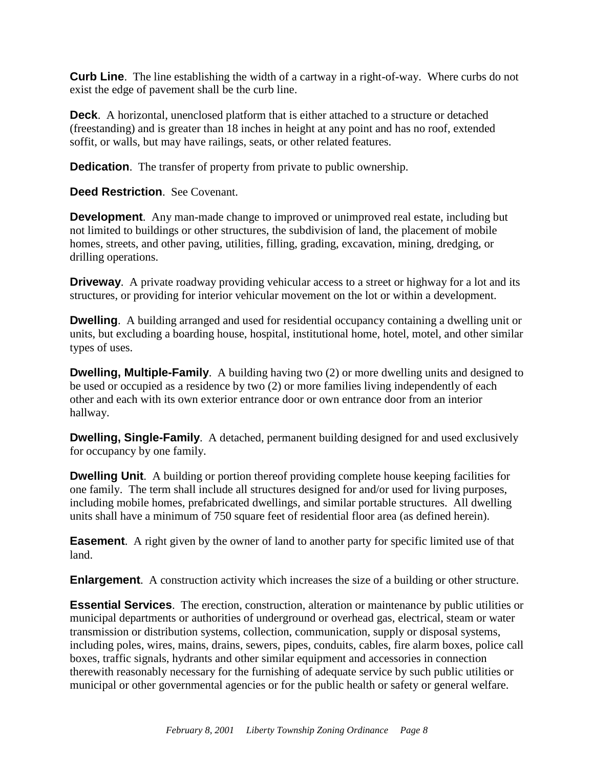**Curb Line**. The line establishing the width of a cartway in a right-of-way. Where curbs do not exist the edge of pavement shall be the curb line.

**Deck**. A horizontal, unenclosed platform that is either attached to a structure or detached (freestanding) and is greater than 18 inches in height at any point and has no roof, extended soffit, or walls, but may have railings, seats, or other related features.

**Dedication**. The transfer of property from private to public ownership.

**Deed Restriction**. See Covenant.

**Development**. Any man-made change to improved or unimproved real estate, including but not limited to buildings or other structures, the subdivision of land, the placement of mobile homes, streets, and other paving, utilities, filling, grading, excavation, mining, dredging, or drilling operations.

**Driveway**. A private roadway providing vehicular access to a street or highway for a lot and its structures, or providing for interior vehicular movement on the lot or within a development.

**Dwelling**. A building arranged and used for residential occupancy containing a dwelling unit or units, but excluding a boarding house, hospital, institutional home, hotel, motel, and other similar types of uses.

**Dwelling, Multiple-Family**. A building having two (2) or more dwelling units and designed to be used or occupied as a residence by two (2) or more families living independently of each other and each with its own exterior entrance door or own entrance door from an interior hallway.

**Dwelling, Single-Family**. A detached, permanent building designed for and used exclusively for occupancy by one family.

**Dwelling Unit**. A building or portion thereof providing complete house keeping facilities for one family. The term shall include all structures designed for and/or used for living purposes, including mobile homes, prefabricated dwellings, and similar portable structures. All dwelling units shall have a minimum of 750 square feet of residential floor area (as defined herein).

**Easement**. A right given by the owner of land to another party for specific limited use of that land.

**Enlargement**. A construction activity which increases the size of a building or other structure.

**Essential Services**. The erection, construction, alteration or maintenance by public utilities or municipal departments or authorities of underground or overhead gas, electrical, steam or water transmission or distribution systems, collection, communication, supply or disposal systems, including poles, wires, mains, drains, sewers, pipes, conduits, cables, fire alarm boxes, police call boxes, traffic signals, hydrants and other similar equipment and accessories in connection therewith reasonably necessary for the furnishing of adequate service by such public utilities or municipal or other governmental agencies or for the public health or safety or general welfare.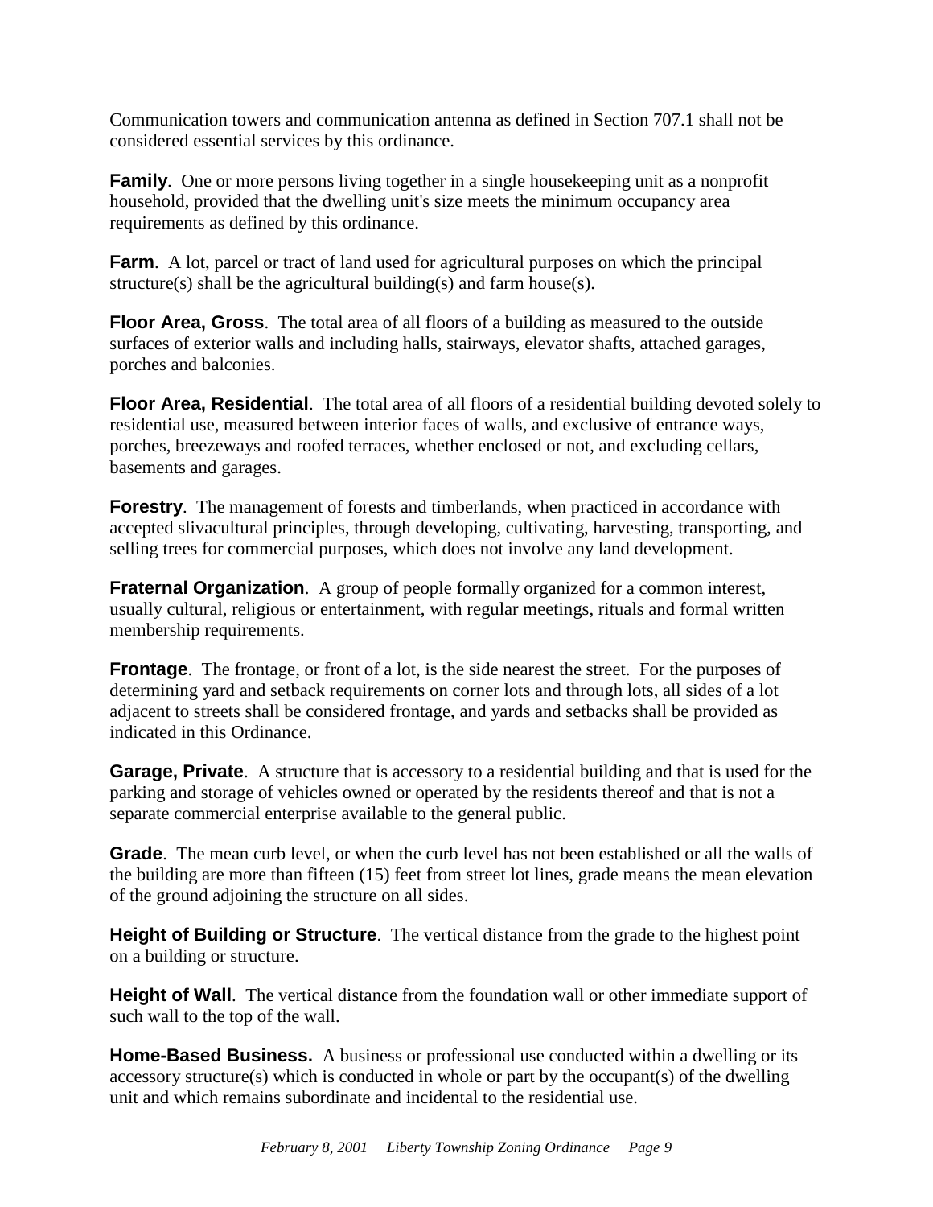Communication towers and communication antenna as defined in Section 707.1 shall not be considered essential services by this ordinance.

**Family**. One or more persons living together in a single housekeeping unit as a nonprofit household, provided that the dwelling unit's size meets the minimum occupancy area requirements as defined by this ordinance.

**Farm**. A lot, parcel or tract of land used for agricultural purposes on which the principal structure(s) shall be the agricultural building(s) and farm house(s).

**Floor Area, Gross**. The total area of all floors of a building as measured to the outside surfaces of exterior walls and including halls, stairways, elevator shafts, attached garages, porches and balconies.

**Floor Area, Residential**. The total area of all floors of a residential building devoted solely to residential use, measured between interior faces of walls, and exclusive of entrance ways, porches, breezeways and roofed terraces, whether enclosed or not, and excluding cellars, basements and garages.

**Forestry**. The management of forests and timberlands, when practiced in accordance with accepted slivacultural principles, through developing, cultivating, harvesting, transporting, and selling trees for commercial purposes, which does not involve any land development.

**Fraternal Organization**. A group of people formally organized for a common interest, usually cultural, religious or entertainment, with regular meetings, rituals and formal written membership requirements.

**Frontage**. The frontage, or front of a lot, is the side nearest the street. For the purposes of determining yard and setback requirements on corner lots and through lots, all sides of a lot adjacent to streets shall be considered frontage, and yards and setbacks shall be provided as indicated in this Ordinance.

**Garage, Private**. A structure that is accessory to a residential building and that is used for the parking and storage of vehicles owned or operated by the residents thereof and that is not a separate commercial enterprise available to the general public.

**Grade**. The mean curb level, or when the curb level has not been established or all the walls of the building are more than fifteen (15) feet from street lot lines, grade means the mean elevation of the ground adjoining the structure on all sides.

**Height of Building or Structure**. The vertical distance from the grade to the highest point on a building or structure.

**Height of Wall**. The vertical distance from the foundation wall or other immediate support of such wall to the top of the wall.

**Home-Based Business.** A business or professional use conducted within a dwelling or its accessory structure(s) which is conducted in whole or part by the occupant(s) of the dwelling unit and which remains subordinate and incidental to the residential use.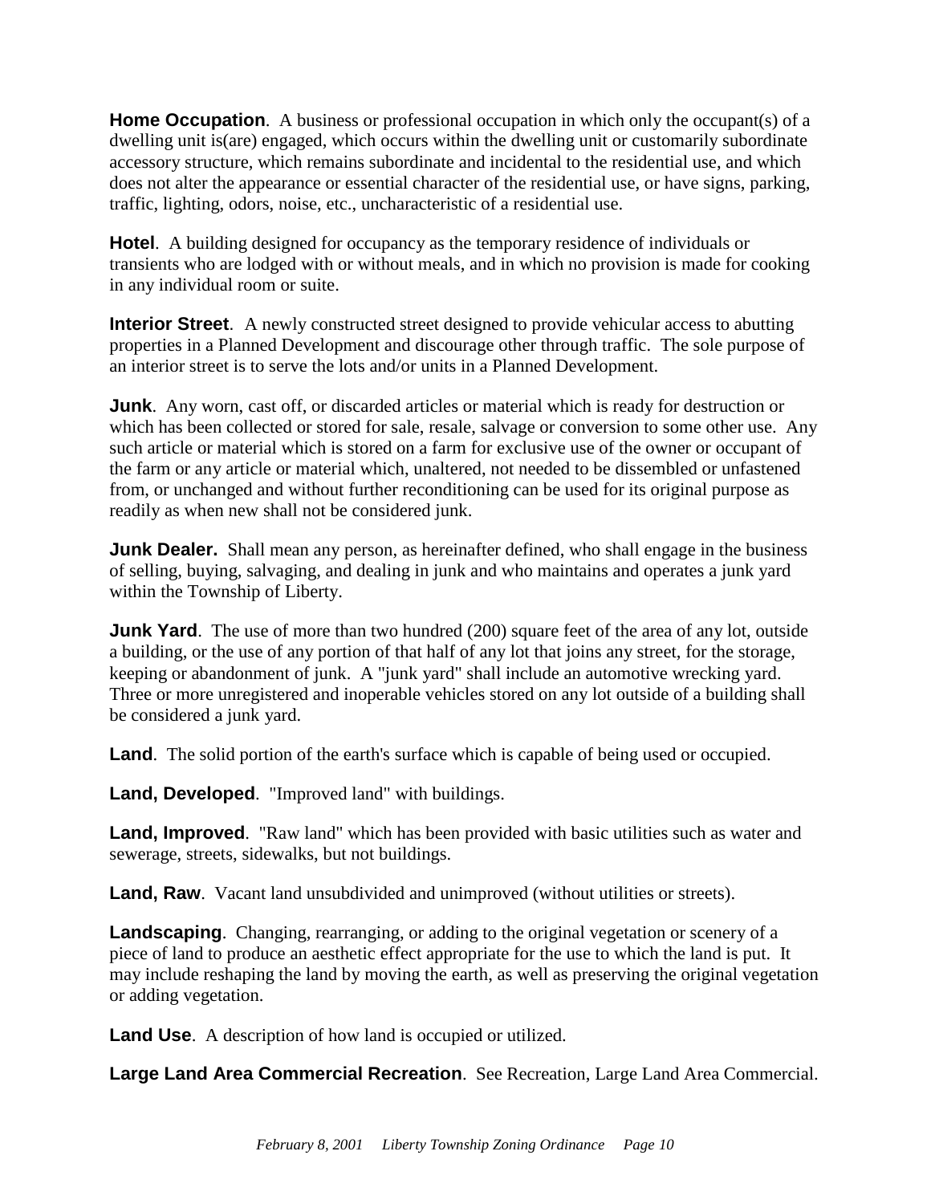**Home Occupation**. A business or professional occupation in which only the occupant(s) of a dwelling unit is(are) engaged, which occurs within the dwelling unit or customarily subordinate accessory structure, which remains subordinate and incidental to the residential use, and which does not alter the appearance or essential character of the residential use, or have signs, parking, traffic, lighting, odors, noise, etc., uncharacteristic of a residential use.

**Hotel**. A building designed for occupancy as the temporary residence of individuals or transients who are lodged with or without meals, and in which no provision is made for cooking in any individual room or suite.

**Interior Street**. A newly constructed street designed to provide vehicular access to abutting properties in a Planned Development and discourage other through traffic. The sole purpose of an interior street is to serve the lots and/or units in a Planned Development.

**Junk**. Any worn, cast off, or discarded articles or material which is ready for destruction or which has been collected or stored for sale, resale, salvage or conversion to some other use. Any such article or material which is stored on a farm for exclusive use of the owner or occupant of the farm or any article or material which, unaltered, not needed to be dissembled or unfastened from, or unchanged and without further reconditioning can be used for its original purpose as readily as when new shall not be considered junk.

**Junk Dealer.** Shall mean any person, as hereinafter defined, who shall engage in the business of selling, buying, salvaging, and dealing in junk and who maintains and operates a junk yard within the Township of Liberty.

**Junk Yard**. The use of more than two hundred (200) square feet of the area of any lot, outside a building, or the use of any portion of that half of any lot that joins any street, for the storage, keeping or abandonment of junk. A "junk yard" shall include an automotive wrecking yard. Three or more unregistered and inoperable vehicles stored on any lot outside of a building shall be considered a junk yard.

**Land**. The solid portion of the earth's surface which is capable of being used or occupied.

**Land, Developed**. "Improved land" with buildings.

**Land, Improved**. "Raw land" which has been provided with basic utilities such as water and sewerage, streets, sidewalks, but not buildings.

**Land, Raw**. Vacant land unsubdivided and unimproved (without utilities or streets).

**Landscaping**. Changing, rearranging, or adding to the original vegetation or scenery of a piece of land to produce an aesthetic effect appropriate for the use to which the land is put. It may include reshaping the land by moving the earth, as well as preserving the original vegetation or adding vegetation.

**Land Use**. A description of how land is occupied or utilized.

**Large Land Area Commercial Recreation**. See Recreation, Large Land Area Commercial.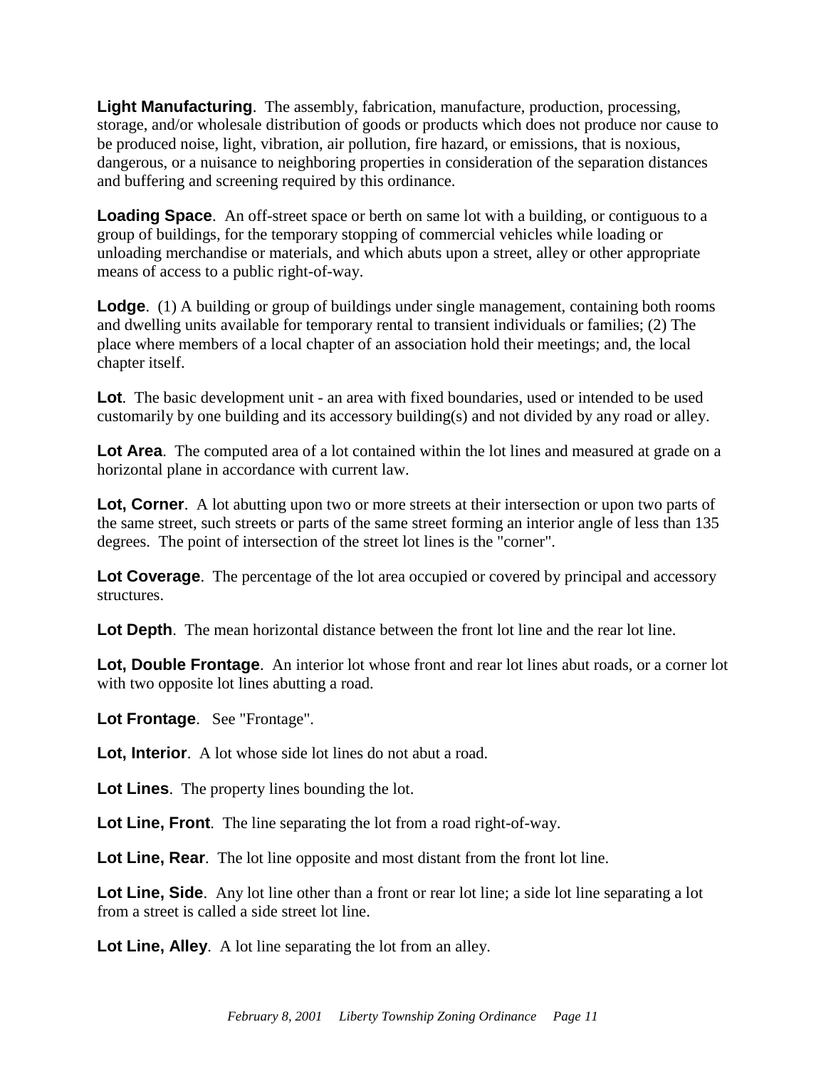**Light Manufacturing**. The assembly, fabrication, manufacture, production, processing, storage, and/or wholesale distribution of goods or products which does not produce nor cause to be produced noise, light, vibration, air pollution, fire hazard, or emissions, that is noxious, dangerous, or a nuisance to neighboring properties in consideration of the separation distances and buffering and screening required by this ordinance.

**Loading Space**. An off-street space or berth on same lot with a building, or contiguous to a group of buildings, for the temporary stopping of commercial vehicles while loading or unloading merchandise or materials, and which abuts upon a street, alley or other appropriate means of access to a public right-of-way.

**Lodge**. (1) A building or group of buildings under single management, containing both rooms and dwelling units available for temporary rental to transient individuals or families; (2) The place where members of a local chapter of an association hold their meetings; and, the local chapter itself.

**Lot**. The basic development unit - an area with fixed boundaries, used or intended to be used customarily by one building and its accessory building(s) and not divided by any road or alley.

**Lot Area**. The computed area of a lot contained within the lot lines and measured at grade on a horizontal plane in accordance with current law.

**Lot, Corner**. A lot abutting upon two or more streets at their intersection or upon two parts of the same street, such streets or parts of the same street forming an interior angle of less than 135 degrees. The point of intersection of the street lot lines is the "corner".

**Lot Coverage**. The percentage of the lot area occupied or covered by principal and accessory structures.

**Lot Depth**. The mean horizontal distance between the front lot line and the rear lot line.

**Lot, Double Frontage**. An interior lot whose front and rear lot lines abut roads, or a corner lot with two opposite lot lines abutting a road.

**Lot Frontage**. See "Frontage".

**Lot, Interior**. A lot whose side lot lines do not abut a road.

**Lot Lines**. The property lines bounding the lot.

**Lot Line, Front**. The line separating the lot from a road right-of-way.

**Lot Line, Rear**. The lot line opposite and most distant from the front lot line.

**Lot Line, Side**. Any lot line other than a front or rear lot line; a side lot line separating a lot from a street is called a side street lot line.

**Lot Line, Alley**. A lot line separating the lot from an alley.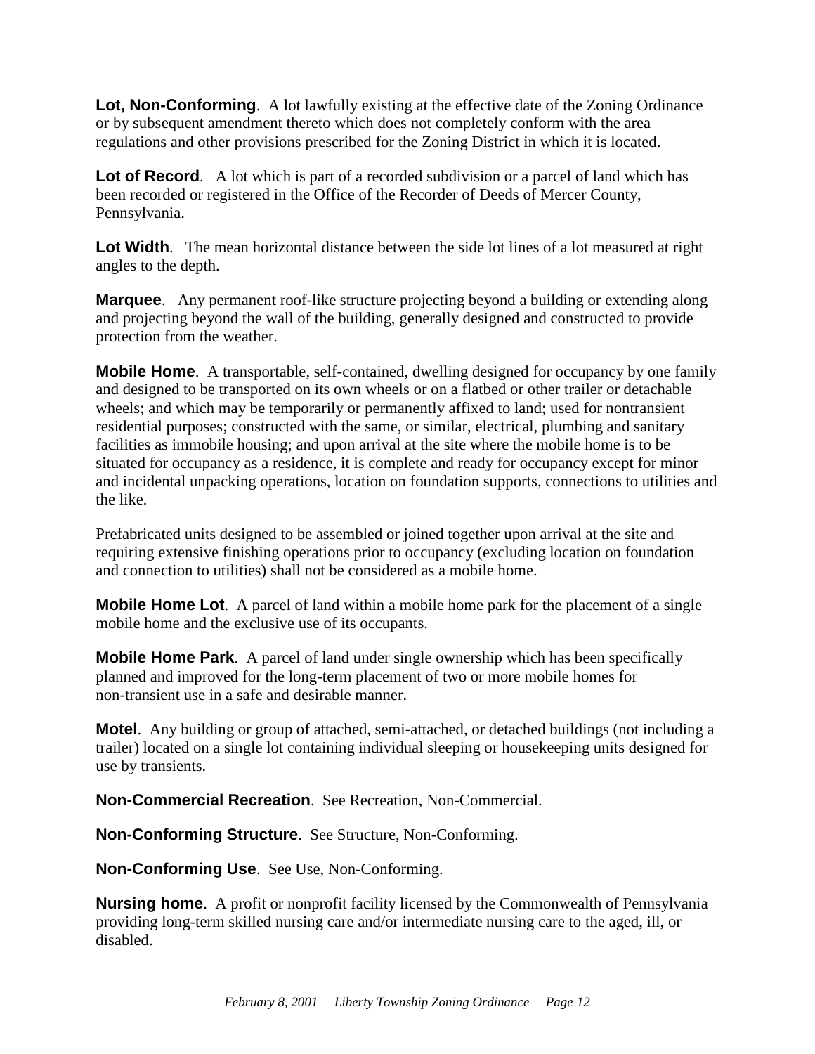**Lot, Non-Conforming**. A lot lawfully existing at the effective date of the Zoning Ordinance or by subsequent amendment thereto which does not completely conform with the area regulations and other provisions prescribed for the Zoning District in which it is located.

**Lot of Record**. A lot which is part of a recorded subdivision or a parcel of land which has been recorded or registered in the Office of the Recorder of Deeds of Mercer County, Pennsylvania.

**Lot Width**. The mean horizontal distance between the side lot lines of a lot measured at right angles to the depth.

**Marquee**. Any permanent roof-like structure projecting beyond a building or extending along and projecting beyond the wall of the building, generally designed and constructed to provide protection from the weather.

**Mobile Home**. A transportable, self-contained, dwelling designed for occupancy by one family and designed to be transported on its own wheels or on a flatbed or other trailer or detachable wheels; and which may be temporarily or permanently affixed to land; used for nontransient residential purposes; constructed with the same, or similar, electrical, plumbing and sanitary facilities as immobile housing; and upon arrival at the site where the mobile home is to be situated for occupancy as a residence, it is complete and ready for occupancy except for minor and incidental unpacking operations, location on foundation supports, connections to utilities and the like.

Prefabricated units designed to be assembled or joined together upon arrival at the site and requiring extensive finishing operations prior to occupancy (excluding location on foundation and connection to utilities) shall not be considered as a mobile home.

**Mobile Home Lot**. A parcel of land within a mobile home park for the placement of a single mobile home and the exclusive use of its occupants.

**Mobile Home Park**. A parcel of land under single ownership which has been specifically planned and improved for the long-term placement of two or more mobile homes for non-transient use in a safe and desirable manner.

**Motel**. Any building or group of attached, semi-attached, or detached buildings (not including a trailer) located on a single lot containing individual sleeping or housekeeping units designed for use by transients.

**Non-Commercial Recreation**. See Recreation, Non-Commercial.

**Non-Conforming Structure**. See Structure, Non-Conforming.

**Non-Conforming Use**. See Use, Non-Conforming.

**Nursing home**. A profit or nonprofit facility licensed by the Commonwealth of Pennsylvania providing long-term skilled nursing care and/or intermediate nursing care to the aged, ill, or disabled.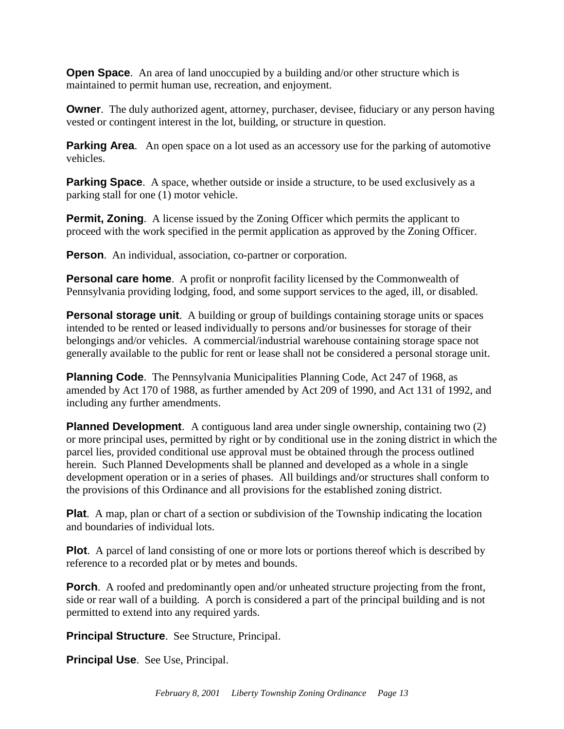**Open Space**. An area of land unoccupied by a building and/or other structure which is maintained to permit human use, recreation, and enjoyment.

**Owner**. The duly authorized agent, attorney, purchaser, devisee, fiduciary or any person having vested or contingent interest in the lot, building, or structure in question.

**Parking Area**. An open space on a lot used as an accessory use for the parking of automotive vehicles.

**Parking Space**. A space, whether outside or inside a structure, to be used exclusively as a parking stall for one (1) motor vehicle.

**Permit, Zoning**. A license issued by the Zoning Officer which permits the applicant to proceed with the work specified in the permit application as approved by the Zoning Officer.

**Person**. An individual, association, co-partner or corporation.

**Personal care home**. A profit or nonprofit facility licensed by the Commonwealth of Pennsylvania providing lodging, food, and some support services to the aged, ill, or disabled.

**Personal storage unit**. A building or group of buildings containing storage units or spaces intended to be rented or leased individually to persons and/or businesses for storage of their belongings and/or vehicles. A commercial/industrial warehouse containing storage space not generally available to the public for rent or lease shall not be considered a personal storage unit.

**Planning Code**. The Pennsylvania Municipalities Planning Code, Act 247 of 1968, as amended by Act 170 of 1988, as further amended by Act 209 of 1990, and Act 131 of 1992, and including any further amendments.

**Planned Development**. A contiguous land area under single ownership, containing two (2) or more principal uses, permitted by right or by conditional use in the zoning district in which the parcel lies, provided conditional use approval must be obtained through the process outlined herein. Such Planned Developments shall be planned and developed as a whole in a single development operation or in a series of phases. All buildings and/or structures shall conform to the provisions of this Ordinance and all provisions for the established zoning district.

**Plat**. A map, plan or chart of a section or subdivision of the Township indicating the location and boundaries of individual lots.

**Plot**. A parcel of land consisting of one or more lots or portions thereof which is described by reference to a recorded plat or by metes and bounds.

**Porch**. A roofed and predominantly open and/or unheated structure projecting from the front, side or rear wall of a building. A porch is considered a part of the principal building and is not permitted to extend into any required yards.

**Principal Structure**. See Structure, Principal.

**Principal Use**. See Use, Principal.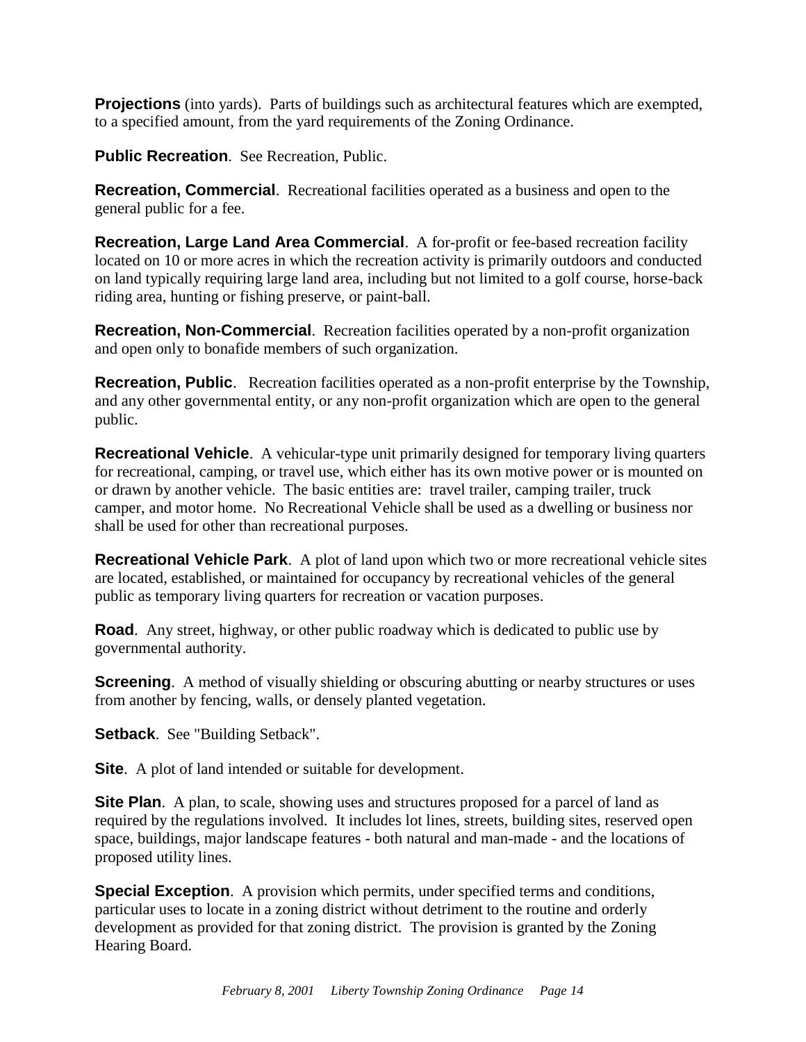**Projections** (into yards). Parts of buildings such as architectural features which are exempted, to a specified amount, from the yard requirements of the Zoning Ordinance.

**Public Recreation**. See Recreation, Public.

**Recreation, Commercial**. Recreational facilities operated as a business and open to the general public for a fee.

**Recreation, Large Land Area Commercial**. A for-profit or fee-based recreation facility located on 10 or more acres in which the recreation activity is primarily outdoors and conducted on land typically requiring large land area, including but not limited to a golf course, horse-back riding area, hunting or fishing preserve, or paint-ball.

**Recreation, Non-Commercial**. Recreation facilities operated by a non-profit organization and open only to bonafide members of such organization.

**Recreation, Public**. Recreation facilities operated as a non-profit enterprise by the Township, and any other governmental entity, or any non-profit organization which are open to the general public.

**Recreational Vehicle**. A vehicular-type unit primarily designed for temporary living quarters for recreational, camping, or travel use, which either has its own motive power or is mounted on or drawn by another vehicle. The basic entities are: travel trailer, camping trailer, truck camper, and motor home. No Recreational Vehicle shall be used as a dwelling or business nor shall be used for other than recreational purposes.

**Recreational Vehicle Park**. A plot of land upon which two or more recreational vehicle sites are located, established, or maintained for occupancy by recreational vehicles of the general public as temporary living quarters for recreation or vacation purposes.

**Road**. Any street, highway, or other public roadway which is dedicated to public use by governmental authority.

**Screening**. A method of visually shielding or obscuring abutting or nearby structures or uses from another by fencing, walls, or densely planted vegetation.

**Setback**. See "Building Setback".

**Site**. A plot of land intended or suitable for development.

**Site Plan**. A plan, to scale, showing uses and structures proposed for a parcel of land as required by the regulations involved. It includes lot lines, streets, building sites, reserved open space, buildings, major landscape features - both natural and man-made - and the locations of proposed utility lines.

**Special Exception**. A provision which permits, under specified terms and conditions, particular uses to locate in a zoning district without detriment to the routine and orderly development as provided for that zoning district. The provision is granted by the Zoning Hearing Board.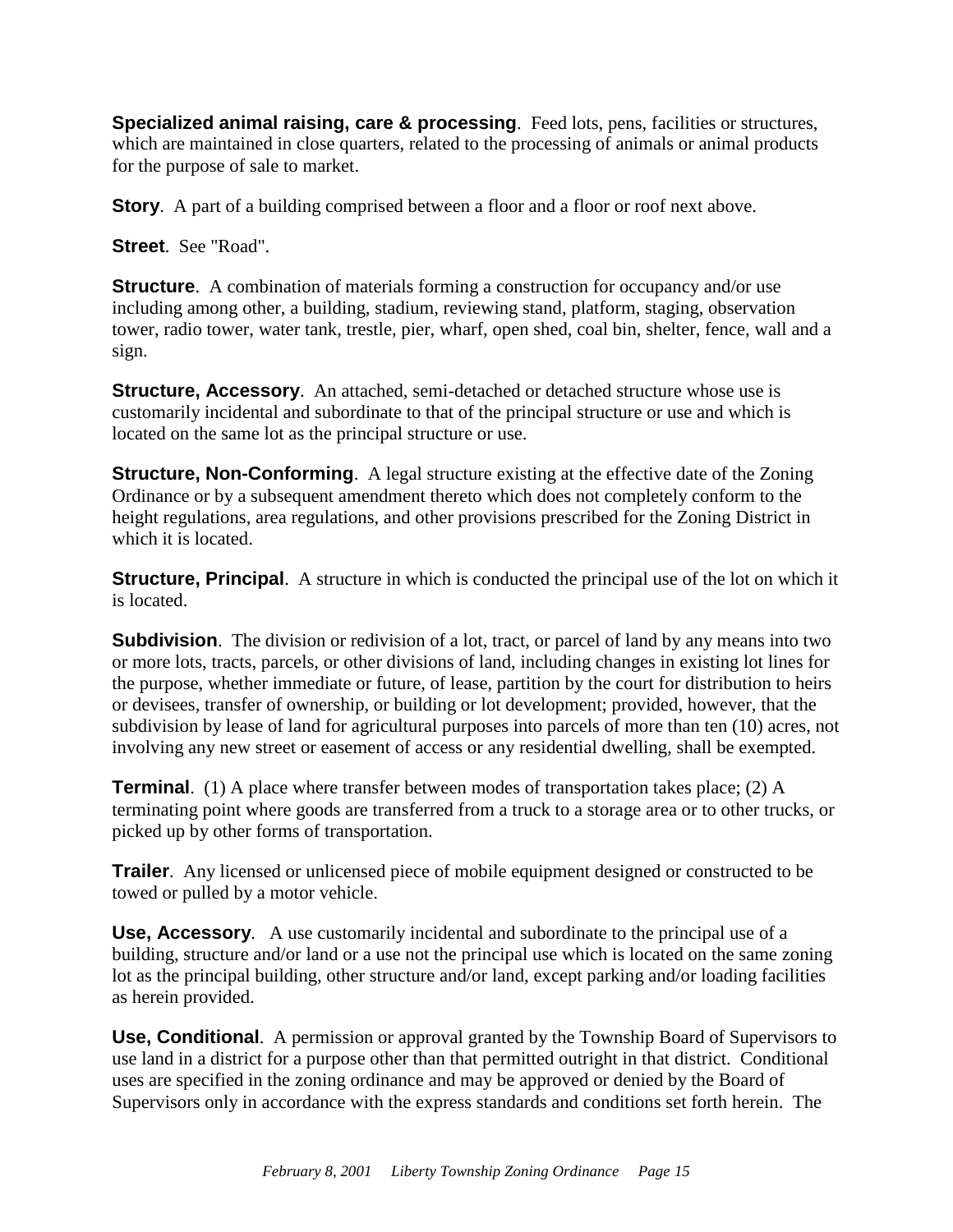**Specialized animal raising, care & processing**. Feed lots, pens, facilities or structures, which are maintained in close quarters, related to the processing of animals or animal products for the purpose of sale to market.

**Story**. A part of a building comprised between a floor and a floor or roof next above.

**Street**. See "Road".

**Structure**. A combination of materials forming a construction for occupancy and/or use including among other, a building, stadium, reviewing stand, platform, staging, observation tower, radio tower, water tank, trestle, pier, wharf, open shed, coal bin, shelter, fence, wall and a sign.

**Structure, Accessory**. An attached, semi-detached or detached structure whose use is customarily incidental and subordinate to that of the principal structure or use and which is located on the same lot as the principal structure or use.

**Structure, Non-Conforming**. A legal structure existing at the effective date of the Zoning Ordinance or by a subsequent amendment thereto which does not completely conform to the height regulations, area regulations, and other provisions prescribed for the Zoning District in which it is located.

**Structure, Principal**. A structure in which is conducted the principal use of the lot on which it is located.

**Subdivision**. The division or redivision of a lot, tract, or parcel of land by any means into two or more lots, tracts, parcels, or other divisions of land, including changes in existing lot lines for the purpose, whether immediate or future, of lease, partition by the court for distribution to heirs or devisees, transfer of ownership, or building or lot development; provided, however, that the subdivision by lease of land for agricultural purposes into parcels of more than ten (10) acres, not involving any new street or easement of access or any residential dwelling, shall be exempted.

**Terminal**. (1) A place where transfer between modes of transportation takes place; (2) A terminating point where goods are transferred from a truck to a storage area or to other trucks, or picked up by other forms of transportation.

**Trailer**. Any licensed or unlicensed piece of mobile equipment designed or constructed to be towed or pulled by a motor vehicle.

**Use, Accessory**. A use customarily incidental and subordinate to the principal use of a building, structure and/or land or a use not the principal use which is located on the same zoning lot as the principal building, other structure and/or land, except parking and/or loading facilities as herein provided.

**Use, Conditional**. A permission or approval granted by the Township Board of Supervisors to use land in a district for a purpose other than that permitted outright in that district. Conditional uses are specified in the zoning ordinance and may be approved or denied by the Board of Supervisors only in accordance with the express standards and conditions set forth herein. The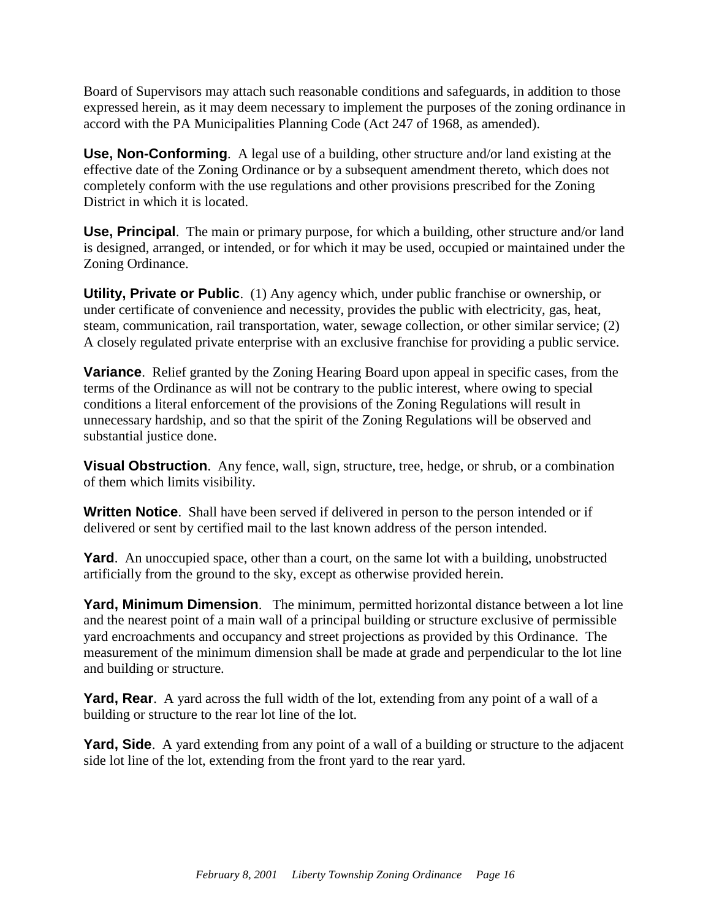Board of Supervisors may attach such reasonable conditions and safeguards, in addition to those expressed herein, as it may deem necessary to implement the purposes of the zoning ordinance in accord with the PA Municipalities Planning Code (Act 247 of 1968, as amended).

**Use, Non-Conforming**. A legal use of a building, other structure and/or land existing at the effective date of the Zoning Ordinance or by a subsequent amendment thereto, which does not completely conform with the use regulations and other provisions prescribed for the Zoning District in which it is located.

**Use, Principal**. The main or primary purpose, for which a building, other structure and/or land is designed, arranged, or intended, or for which it may be used, occupied or maintained under the Zoning Ordinance.

**Utility, Private or Public**. (1) Any agency which, under public franchise or ownership, or under certificate of convenience and necessity, provides the public with electricity, gas, heat, steam, communication, rail transportation, water, sewage collection, or other similar service; (2) A closely regulated private enterprise with an exclusive franchise for providing a public service.

**Variance**. Relief granted by the Zoning Hearing Board upon appeal in specific cases, from the terms of the Ordinance as will not be contrary to the public interest, where owing to special conditions a literal enforcement of the provisions of the Zoning Regulations will result in unnecessary hardship, and so that the spirit of the Zoning Regulations will be observed and substantial justice done.

**Visual Obstruction**. Any fence, wall, sign, structure, tree, hedge, or shrub, or a combination of them which limits visibility.

**Written Notice**. Shall have been served if delivered in person to the person intended or if delivered or sent by certified mail to the last known address of the person intended.

**Yard**. An unoccupied space, other than a court, on the same lot with a building, unobstructed artificially from the ground to the sky, except as otherwise provided herein.

**Yard, Minimum Dimension**. The minimum, permitted horizontal distance between a lot line and the nearest point of a main wall of a principal building or structure exclusive of permissible yard encroachments and occupancy and street projections as provided by this Ordinance. The measurement of the minimum dimension shall be made at grade and perpendicular to the lot line and building or structure.

**Yard, Rear**. A yard across the full width of the lot, extending from any point of a wall of a building or structure to the rear lot line of the lot.

**Yard, Side**. A yard extending from any point of a wall of a building or structure to the adjacent side lot line of the lot, extending from the front yard to the rear yard.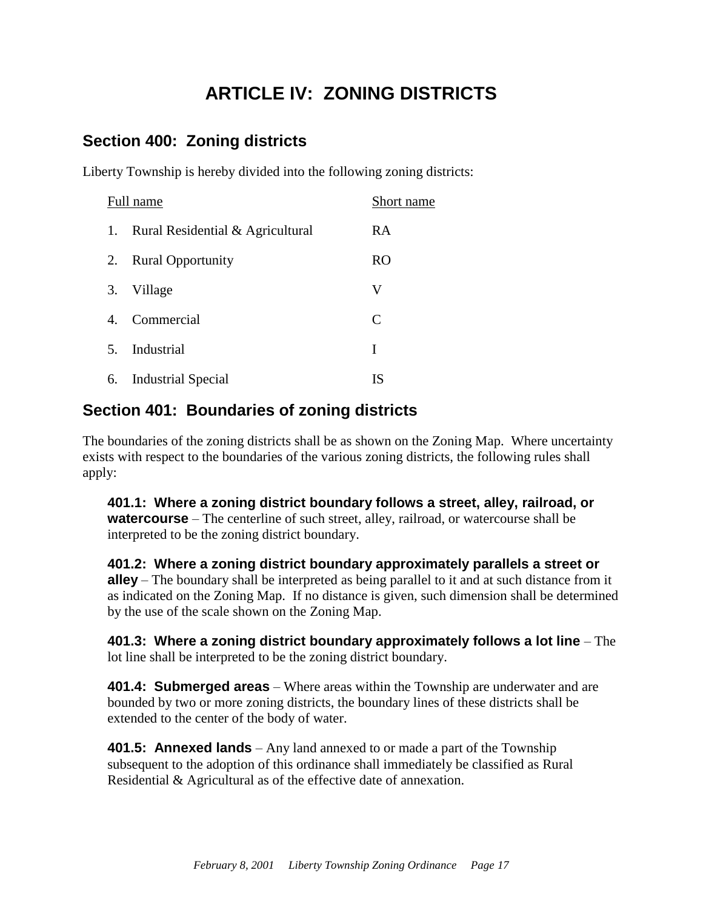# ARTICLE IV: ZONING DISTRICTS

## Section 400: Zoning districts

Liberty Township is hereby divided into the following zoning districts:

| Full name | Short name |
|---|---|
| 1. Rural Residential & Agricultural | RA |
| 2. Rural Opportunity | RO |
| 3. Village | V |
| 4. Commercial | C |
| 5. Industrial | I |
| 6. Industrial Special | IS |

## Section 401: Boundaries of zoning districts

The boundaries of the zoning districts shall be as shown on the Zoning Map. Where uncertainty exists with respect to the boundaries of the various zoning districts, the following rules shall apply:

**401.1: Where a zoning district boundary follows a street, alley, railroad, or watercourse** – The centerline of such street, alley, railroad, or watercourse shall be interpreted to be the zoning district boundary.

**401.2: Where a zoning district boundary approximately parallels a street or alley** – The boundary shall be interpreted as being parallel to it and at such distance from it as indicated on the Zoning Map. If no distance is given, such dimension shall be determined by the use of the scale shown on the Zoning Map.

**401.3: Where a zoning district boundary approximately follows a lot line** – The lot line shall be interpreted to be the zoning district boundary.

**401.4: Submerged areas** – Where areas within the Township are underwater and are bounded by two or more zoning districts, the boundary lines of these districts shall be extended to the center of the body of water.

**401.5: Annexed lands** – Any land annexed to or made a part of the Township subsequent to the adoption of this ordinance shall immediately be classified as Rural Residential & Agricultural as of the effective date of annexation.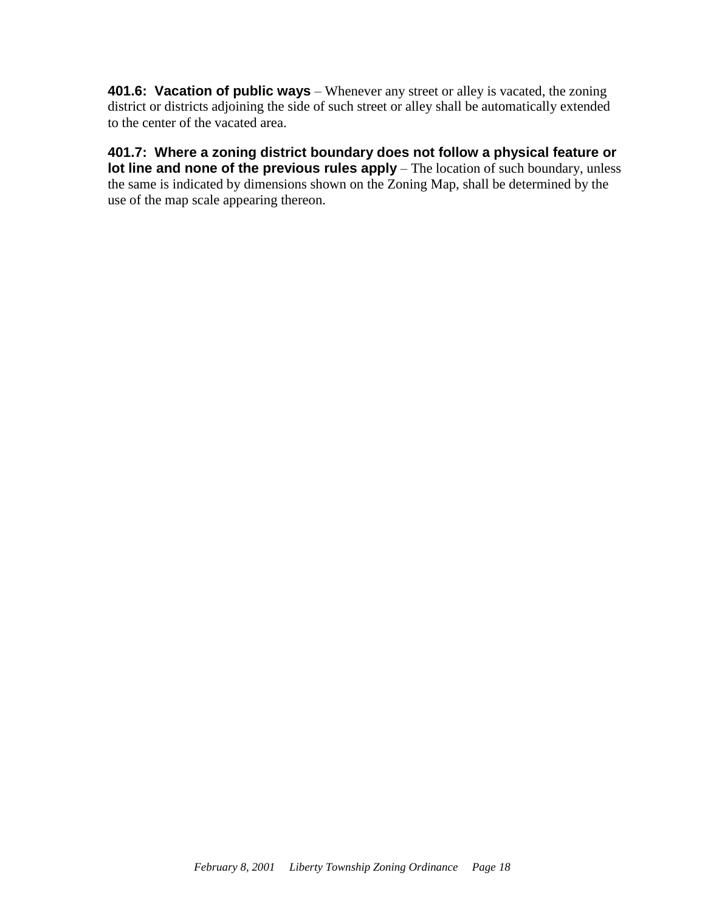**401.6: Vacation of public ways** – Whenever any street or alley is vacated, the zoning district or districts adjoining the side of such street or alley shall be automatically extended to the center of the vacated area.

**401.7: Where a zoning district boundary does not follow a physical feature or lot line and none of the previous rules apply** – The location of such boundary, unless the same is indicated by dimensions shown on the Zoning Map, shall be determined by the use of the map scale appearing thereon.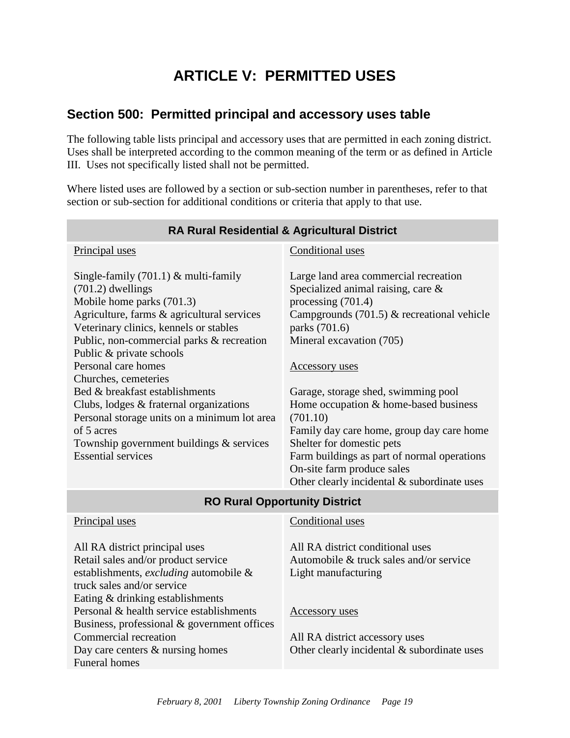# ARTICLE V: PERMITTED USES

## Section 500: Permitted principal and accessory uses table

The following table lists principal and accessory uses that are permitted in each zoning district. Uses shall be interpreted according to the common meaning of the term or as defined in Article III. Uses not specifically listed shall not be permitted.

Where listed uses are followed by a section or sub-section number in parentheses, refer to that section or sub-section for additional conditions or criteria that apply to that use.

| **RA Rural Residential & Agricultural District** | |
|---|---|
| <u>Principal uses</u><br><br>Single-family (701.1) & multi-family (701.2) dwellings<br>Mobile home parks (701.3)<br>Agriculture, farms & agricultural services<br>Veterinary clinics, kennels or stables<br>Public, non-commercial parks & recreation<br>Public & private schools<br>Personal care homes<br>Churches, cemeteries<br>Bed & breakfast establishments<br>Clubs, lodges & fraternal organizations<br>Personal storage units on a minimum lot area of 5 acres<br>Township government buildings & services<br>Essential services | <u>Conditional uses</u><br><br>Large land area commercial recreation<br>Specialized animal raising, care & processing (701.4)<br>Campgrounds (701.5) & recreational vehicle parks (701.6)<br>Mineral excavation (705)<br><br><u>Accessory uses</u><br><br>Garage, storage shed, swimming pool<br>Home occupation & home-based business (701.10)<br>Family day care home, group day care home<br>Shelter for domestic pets<br>Farm buildings as part of normal operations<br>On-site farm produce sales<br>Other clearly incidental & subordinate uses |
| **RO Rural Opportunity District** | |
| <u>Principal uses</u><br><br>All RA district principal uses<br>Retail sales and/or product service establishments, *excluding* automobile & truck sales and/or service<br>Eating & drinking establishments<br>Personal & health service establishments<br>Business, professional & government offices<br>Commercial recreation<br>Day care centers & nursing homes<br>Funeral homes | <u>Conditional uses</u><br><br>All RA district conditional uses<br>Automobile & truck sales and/or service<br>Light manufacturing<br><br><u>Accessory uses</u><br><br>All RA district accessory uses<br>Other clearly incidental & subordinate uses |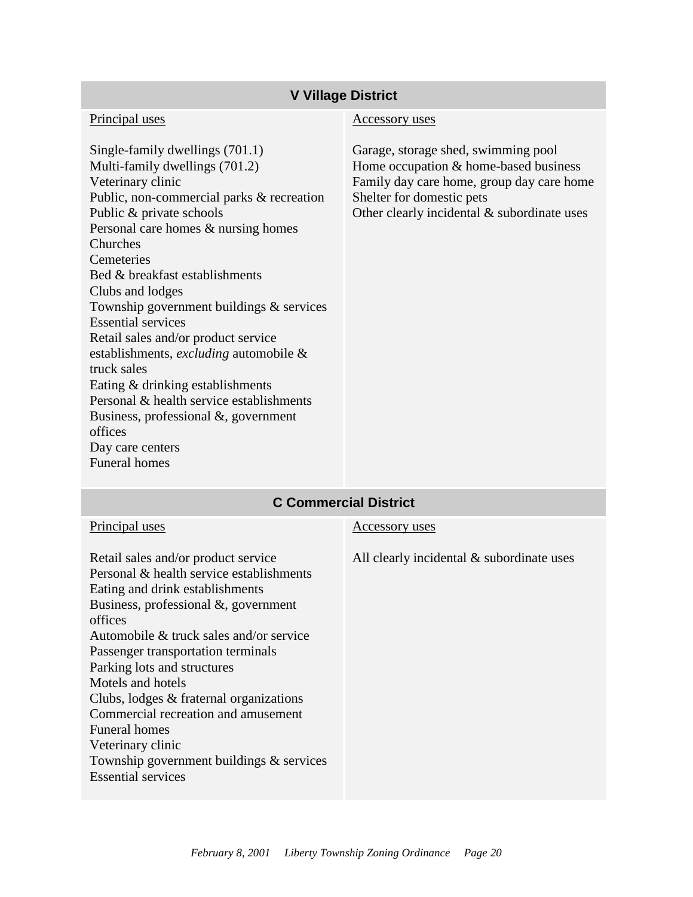## V Village District

| Principal uses | Accessory uses |
|---|---|
| Single-family dwellings (701.1)<br>Multi-family dwellings (701.2)<br>Veterinary clinic<br>Public, non-commercial parks & recreation<br>Public & private schools<br>Personal care homes & nursing homes<br>Churches<br>Cemeteries<br>Bed & breakfast establishments<br>Clubs and lodges<br>Township government buildings & services<br>Essential services<br>Retail sales and/or product service establishments, *excluding* automobile & truck sales<br>Eating & drinking establishments<br>Personal & health service establishments<br>Business, professional &, government offices<br>Day care centers<br>Funeral homes | Garage, storage shed, swimming pool<br>Home occupation & home-based business<br>Family day care home, group day care home<br>Shelter for domestic pets<br>Other clearly incidental & subordinate uses |

## C Commercial District

| Principal uses | Accessory uses |
|---|---|
| Retail sales and/or product service<br>Personal & health service establishments<br>Eating and drink establishments<br>Business, professional &, government offices<br>Automobile & truck sales and/or service<br>Passenger transportation terminals<br>Parking lots and structures<br>Motels and hotels<br>Clubs, lodges & fraternal organizations<br>Commercial recreation and amusement<br>Funeral homes<br>Veterinary clinic<br>Township government buildings & services<br>Essential services | All clearly incidental & subordinate uses |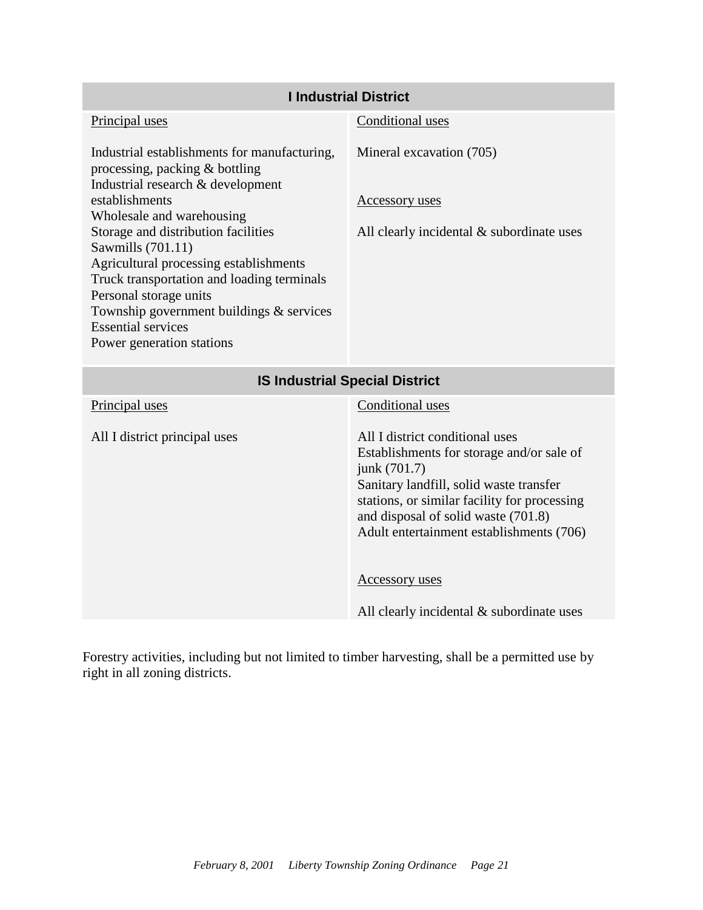| I Industrial District | |
|---|---|
| Principal uses<br><br>Industrial establishments for manufacturing, processing, packing & bottling<br>Industrial research & development establishments<br>Wholesale and warehousing<br>Storage and distribution facilities<br>Sawmills (701.11)<br>Agricultural processing establishments<br>Truck transportation and loading terminals<br>Personal storage units<br>Township government buildings & services<br>Essential services<br>Power generation stations | Conditional uses<br><br>Mineral excavation (705)<br><br>Accessory uses<br><br>All clearly incidental & subordinate uses |

| IS Industrial Special District | |
|---|---|
| Principal uses<br><br>All I district principal uses | Conditional uses<br><br>All I district conditional uses<br>Establishments for storage and/or sale of junk (701.7)<br>Sanitary landfill, solid waste transfer stations, or similar facility for processing and disposal of solid waste (701.8)<br>Adult entertainment establishments (706)<br><br>Accessory uses<br><br>All clearly incidental & subordinate uses |

Forestry activities, including but not limited to timber harvesting, shall be a permitted use by right in all zoning districts.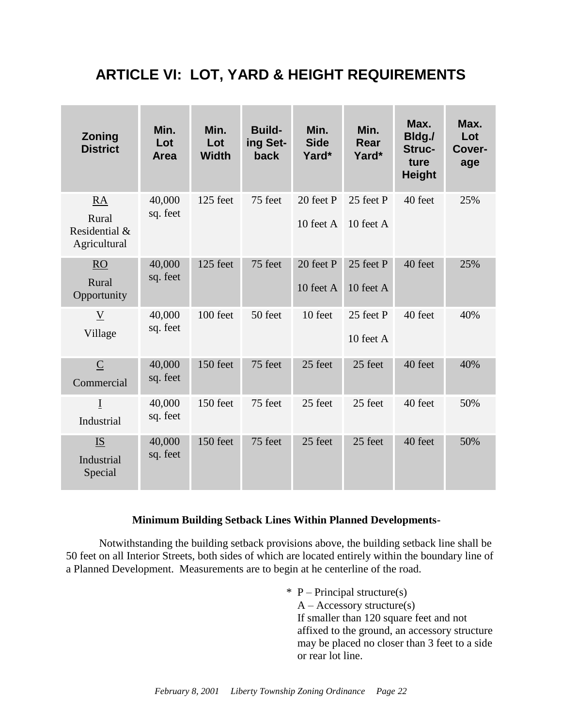# ARTICLE VI: LOT, YARD & HEIGHT REQUIREMENTS

| Zoning District | Min. Lot Area | Min. Lot Width | Building Setback | Min. Side Yard* | Min. Rear Yard* | Max. Bldg./ Structure Height | Max. Lot Coverage |
|---|---|---|---|---|---|---|---|
| RA Rural Residential & Agricultural | 40,000 sq. feet | 125 feet | 75 feet | 20 feet P<br>10 feet A | 25 feet P<br>10 feet A | 40 feet | 25% |
| RO Rural Opportunity | 40,000 sq. feet | 125 feet | 75 feet | 20 feet P<br>10 feet A | 25 feet P<br>10 feet A | 40 feet | 25% |
| V Village | 40,000 sq. feet | 100 feet | 50 feet | 10 feet | 25 feet P<br>10 feet A | 40 feet | 40% |
| C Commercial | 40,000 sq. feet | 150 feet | 75 feet | 25 feet | 25 feet | 40 feet | 40% |
| I Industrial | 40,000 sq. feet | 150 feet | 75 feet | 25 feet | 25 feet | 40 feet | 50% |
| IS Industrial Special | 40,000 sq. feet | 150 feet | 75 feet | 25 feet | 25 feet | 40 feet | 50% |

**Minimum Building Setback Lines Within Planned Developments-**

Notwithstanding the building setback provisions above, the building setback line shall be 50 feet on all Interior Streets, both sides of which are located entirely within the boundary line of a Planned Development. Measurements are to begin at he centerline of the road.

\* P – Principal structure(s)
A – Accessory structure(s)
If smaller than 120 square feet and not affixed to the ground, an accessory structure may be placed no closer than 3 feet to a side or rear lot line.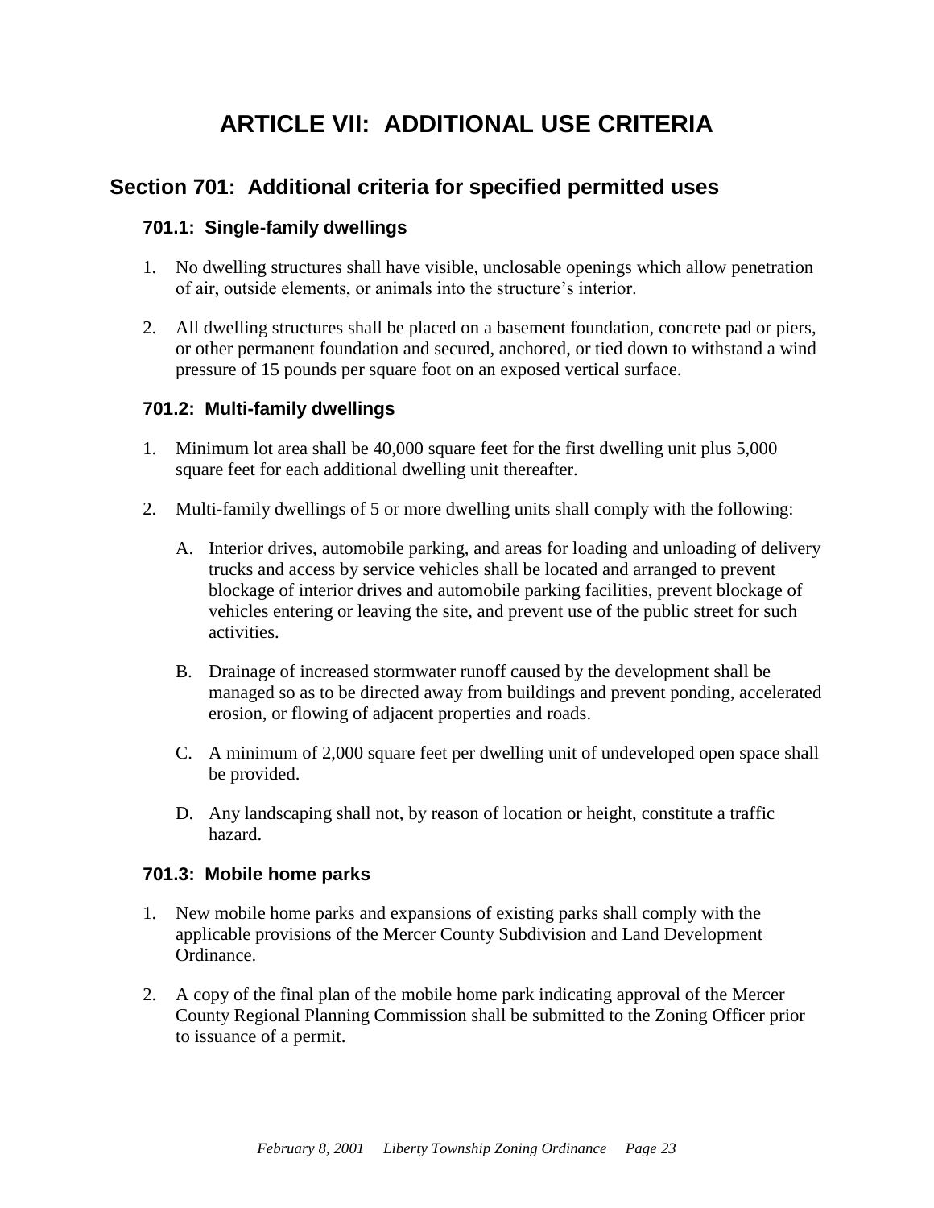# ARTICLE VII: ADDITIONAL USE CRITERIA

## Section 701: Additional criteria for specified permitted uses

### 701.1: Single-family dwellings

1. No dwelling structures shall have visible, unclosable openings which allow penetration of air, outside elements, or animals into the structure's interior.

2. All dwelling structures shall be placed on a basement foundation, concrete pad or piers, or other permanent foundation and secured, anchored, or tied down to withstand a wind pressure of 15 pounds per square foot on an exposed vertical surface.

### 701.2: Multi-family dwellings

1. Minimum lot area shall be 40,000 square feet for the first dwelling unit plus 5,000 square feet for each additional dwelling unit thereafter.

2. Multi-family dwellings of 5 or more dwelling units shall comply with the following:

   A. Interior drives, automobile parking, and areas for loading and unloading of delivery trucks and access by service vehicles shall be located and arranged to prevent blockage of interior drives and automobile parking facilities, prevent blockage of vehicles entering or leaving the site, and prevent use of the public street for such activities.

   B. Drainage of increased stormwater runoff caused by the development shall be managed so as to be directed away from buildings and prevent ponding, accelerated erosion, or flowing of adjacent properties and roads.

   C. A minimum of 2,000 square feet per dwelling unit of undeveloped open space shall be provided.

   D. Any landscaping shall not, by reason of location or height, constitute a traffic hazard.

### 701.3: Mobile home parks

1. New mobile home parks and expansions of existing parks shall comply with the applicable provisions of the Mercer County Subdivision and Land Development Ordinance.

2. A copy of the final plan of the mobile home park indicating approval of the Mercer County Regional Planning Commission shall be submitted to the Zoning Officer prior to issuance of a permit.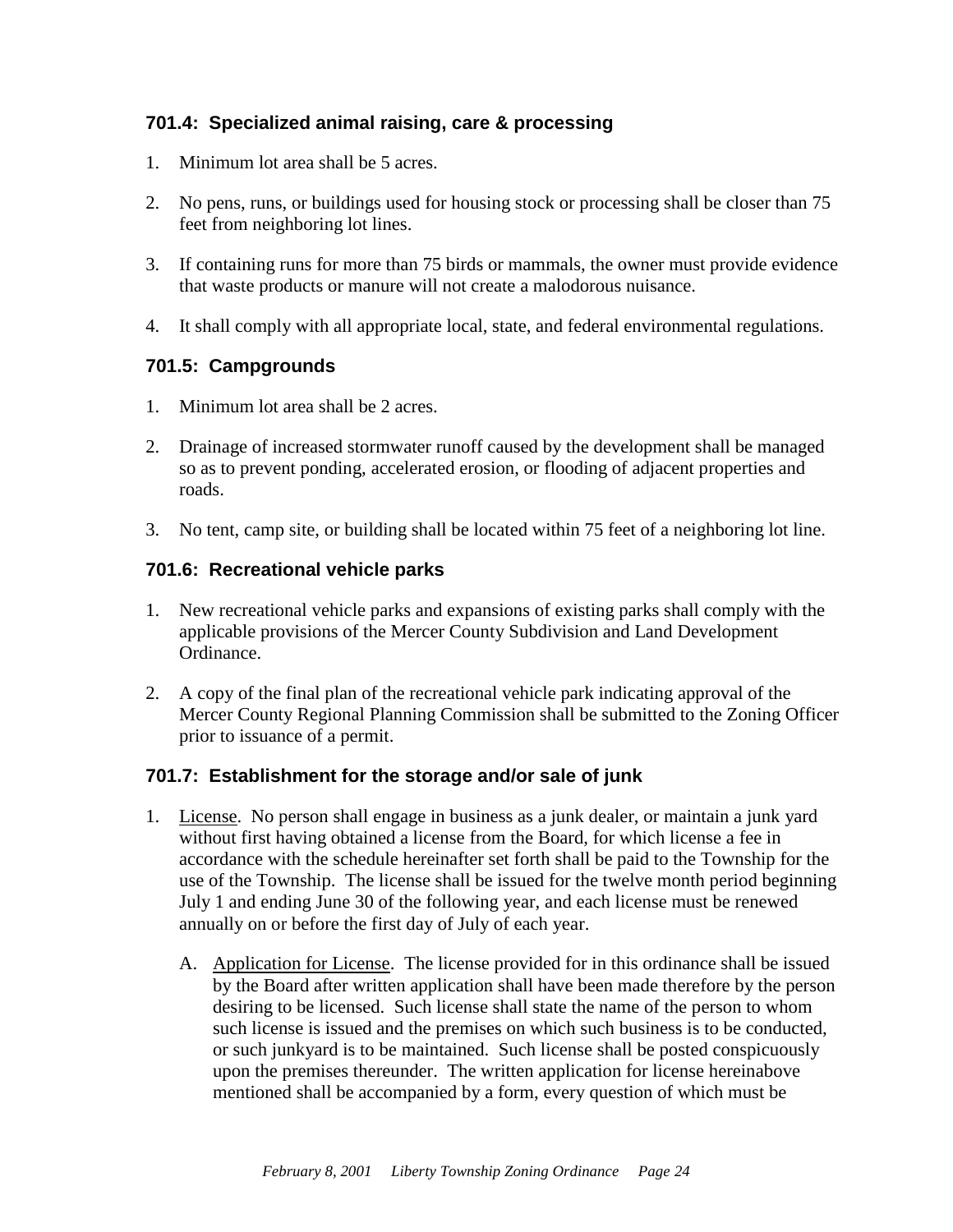### 701.4: Specialized animal raising, care & processing

1. Minimum lot area shall be 5 acres.

2. No pens, runs, or buildings used for housing stock or processing shall be closer than 75 feet from neighboring lot lines.

3. If containing runs for more than 75 birds or mammals, the owner must provide evidence that waste products or manure will not create a malodorous nuisance.

4. It shall comply with all appropriate local, state, and federal environmental regulations.

### 701.5: Campgrounds

1. Minimum lot area shall be 2 acres.

2. Drainage of increased stormwater runoff caused by the development shall be managed so as to prevent ponding, accelerated erosion, or flooding of adjacent properties and roads.

3. No tent, camp site, or building shall be located within 75 feet of a neighboring lot line.

### 701.6: Recreational vehicle parks

1. New recreational vehicle parks and expansions of existing parks shall comply with the applicable provisions of the Mercer County Subdivision and Land Development Ordinance.

2. A copy of the final plan of the recreational vehicle park indicating approval of the Mercer County Regional Planning Commission shall be submitted to the Zoning Officer prior to issuance of a permit.

### 701.7: Establishment for the storage and/or sale of junk

1. License. No person shall engage in business as a junk dealer, or maintain a junk yard without first having obtained a license from the Board, for which license a fee in accordance with the schedule hereinafter set forth shall be paid to the Township for the use of the Township. The license shall be issued for the twelve month period beginning July 1 and ending June 30 of the following year, and each license must be renewed annually on or before the first day of July of each year.

   A. Application for License. The license provided for in this ordinance shall be issued by the Board after written application shall have been made therefore by the person desiring to be licensed. Such license shall state the name of the person to whom such license is issued and the premises on which such business is to be conducted, or such junkyard is to be maintained. Such license shall be posted conspicuously upon the premises thereunder. The written application for license hereinabove mentioned shall be accompanied by a form, every question of which must be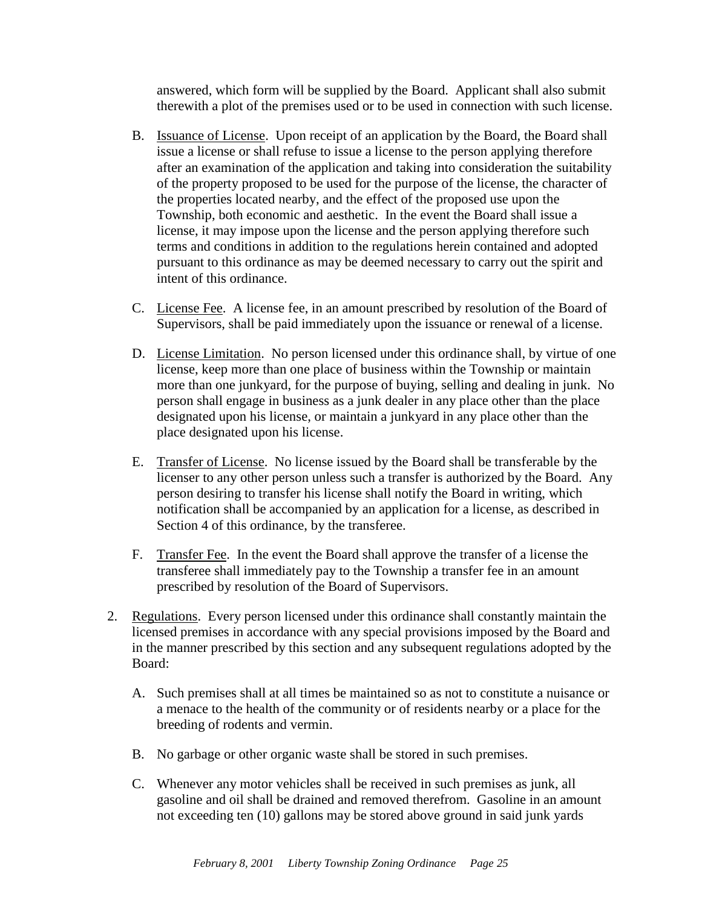answered, which form will be supplied by the Board. Applicant shall also submit therewith a plot of the premises used or to be used in connection with such license.

B. Issuance of License. Upon receipt of an application by the Board, the Board shall issue a license or shall refuse to issue a license to the person applying therefore after an examination of the application and taking into consideration the suitability of the property proposed to be used for the purpose of the license, the character of the properties located nearby, and the effect of the proposed use upon the Township, both economic and aesthetic. In the event the Board shall issue a license, it may impose upon the license and the person applying therefore such terms and conditions in addition to the regulations herein contained and adopted pursuant to this ordinance as may be deemed necessary to carry out the spirit and intent of this ordinance.

C. License Fee. A license fee, in an amount prescribed by resolution of the Board of Supervisors, shall be paid immediately upon the issuance or renewal of a license.

D. License Limitation. No person licensed under this ordinance shall, by virtue of one license, keep more than one place of business within the Township or maintain more than one junkyard, for the purpose of buying, selling and dealing in junk. No person shall engage in business as a junk dealer in any place other than the place designated upon his license, or maintain a junkyard in any place other than the place designated upon his license.

E. Transfer of License. No license issued by the Board shall be transferable by the licenser to any other person unless such a transfer is authorized by the Board. Any person desiring to transfer his license shall notify the Board in writing, which notification shall be accompanied by an application for a license, as described in Section 4 of this ordinance, by the transferee.

F. Transfer Fee. In the event the Board shall approve the transfer of a license the transferee shall immediately pay to the Township a transfer fee in an amount prescribed by resolution of the Board of Supervisors.

2. Regulations. Every person licensed under this ordinance shall constantly maintain the licensed premises in accordance with any special provisions imposed by the Board and in the manner prescribed by this section and any subsequent regulations adopted by the Board:

   A. Such premises shall at all times be maintained so as not to constitute a nuisance or a menace to the health of the community or of residents nearby or a place for the breeding of rodents and vermin.

   B. No garbage or other organic waste shall be stored in such premises.

   C. Whenever any motor vehicles shall be received in such premises as junk, all gasoline and oil shall be drained and removed therefrom. Gasoline in an amount not exceeding ten (10) gallons may be stored above ground in said junk yards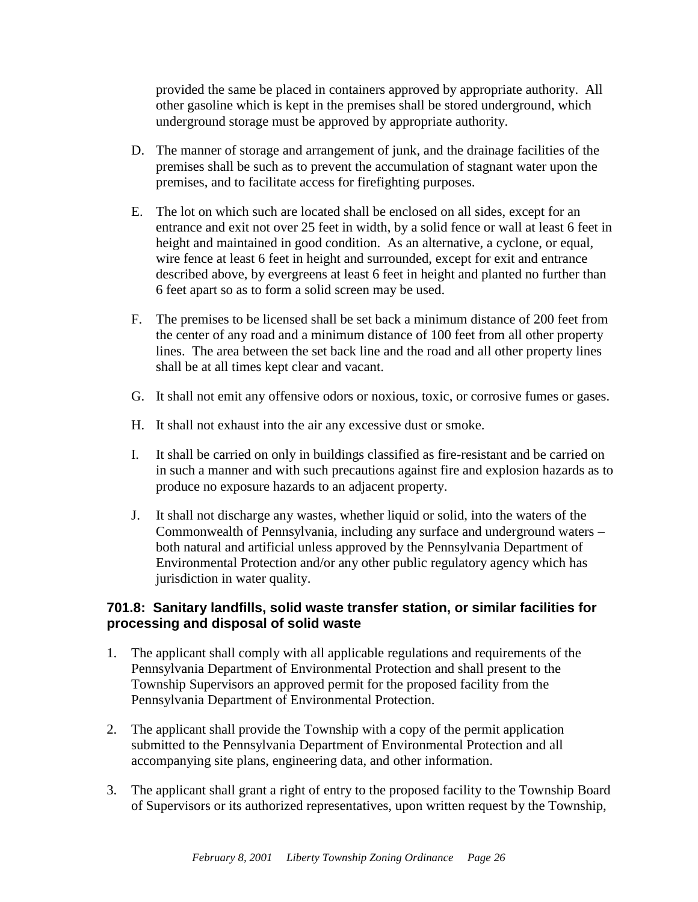provided the same be placed in containers approved by appropriate authority. All other gasoline which is kept in the premises shall be stored underground, which underground storage must be approved by appropriate authority.

D. The manner of storage and arrangement of junk, and the drainage facilities of the premises shall be such as to prevent the accumulation of stagnant water upon the premises, and to facilitate access for firefighting purposes.

E. The lot on which such are located shall be enclosed on all sides, except for an entrance and exit not over 25 feet in width, by a solid fence or wall at least 6 feet in height and maintained in good condition. As an alternative, a cyclone, or equal, wire fence at least 6 feet in height and surrounded, except for exit and entrance described above, by evergreens at least 6 feet in height and planted no further than 6 feet apart so as to form a solid screen may be used.

F. The premises to be licensed shall be set back a minimum distance of 200 feet from the center of any road and a minimum distance of 100 feet from all other property lines. The area between the set back line and the road and all other property lines shall be at all times kept clear and vacant.

G. It shall not emit any offensive odors or noxious, toxic, or corrosive fumes or gases.

H. It shall not exhaust into the air any excessive dust or smoke.

I. It shall be carried on only in buildings classified as fire-resistant and be carried on in such a manner and with such precautions against fire and explosion hazards as to produce no exposure hazards to an adjacent property.

J. It shall not discharge any wastes, whether liquid or solid, into the waters of the Commonwealth of Pennsylvania, including any surface and underground waters – both natural and artificial unless approved by the Pennsylvania Department of Environmental Protection and/or any other public regulatory agency which has jurisdiction in water quality.

### 701.8: Sanitary landfills, solid waste transfer station, or similar facilities for processing and disposal of solid waste

1. The applicant shall comply with all applicable regulations and requirements of the Pennsylvania Department of Environmental Protection and shall present to the Township Supervisors an approved permit for the proposed facility from the Pennsylvania Department of Environmental Protection.

2. The applicant shall provide the Township with a copy of the permit application submitted to the Pennsylvania Department of Environmental Protection and all accompanying site plans, engineering data, and other information.

3. The applicant shall grant a right of entry to the proposed facility to the Township Board of Supervisors or its authorized representatives, upon written request by the Township,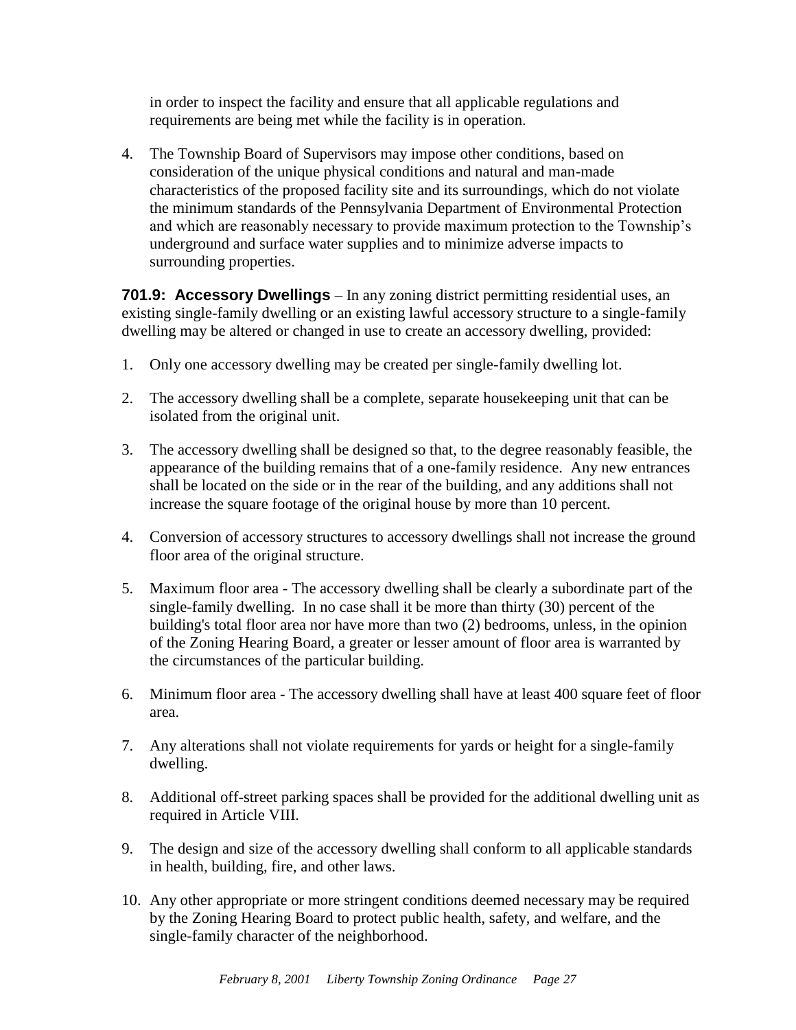in order to inspect the facility and ensure that all applicable regulations and requirements are being met while the facility is in operation.

4. The Township Board of Supervisors may impose other conditions, based on consideration of the unique physical conditions and natural and man-made characteristics of the proposed facility site and its surroundings, which do not violate the minimum standards of the Pennsylvania Department of Environmental Protection and which are reasonably necessary to provide maximum protection to the Township's underground and surface water supplies and to minimize adverse impacts to surrounding properties.

**701.9: Accessory Dwellings** – In any zoning district permitting residential uses, an existing single-family dwelling or an existing lawful accessory structure to a single-family dwelling may be altered or changed in use to create an accessory dwelling, provided:

1. Only one accessory dwelling may be created per single-family dwelling lot.
2. The accessory dwelling shall be a complete, separate housekeeping unit that can be isolated from the original unit.
3. The accessory dwelling shall be designed so that, to the degree reasonably feasible, the appearance of the building remains that of a one-family residence. Any new entrances shall be located on the side or in the rear of the building, and any additions shall not increase the square footage of the original house by more than 10 percent.
4. Conversion of accessory structures to accessory dwellings shall not increase the ground floor area of the original structure.
5. Maximum floor area - The accessory dwelling shall be clearly a subordinate part of the single-family dwelling. In no case shall it be more than thirty (30) percent of the building's total floor area nor have more than two (2) bedrooms, unless, in the opinion of the Zoning Hearing Board, a greater or lesser amount of floor area is warranted by the circumstances of the particular building.
6. Minimum floor area - The accessory dwelling shall have at least 400 square feet of floor area.
7. Any alterations shall not violate requirements for yards or height for a single-family dwelling.
8. Additional off-street parking spaces shall be provided for the additional dwelling unit as required in Article VIII.
9. The design and size of the accessory dwelling shall conform to all applicable standards in health, building, fire, and other laws.
10. Any other appropriate or more stringent conditions deemed necessary may be required by the Zoning Hearing Board to protect public health, safety, and welfare, and the single-family character of the neighborhood.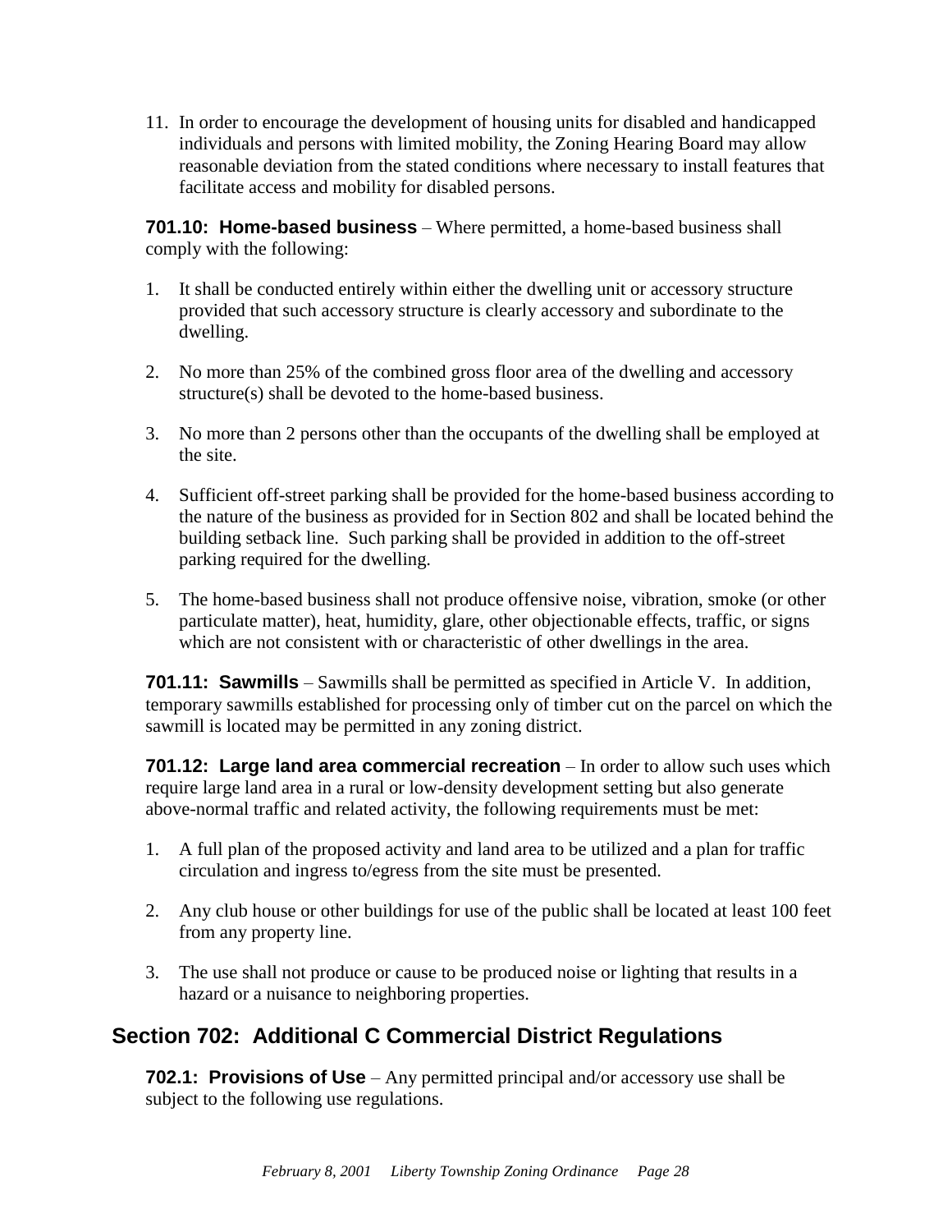11. In order to encourage the development of housing units for disabled and handicapped individuals and persons with limited mobility, the Zoning Hearing Board may allow reasonable deviation from the stated conditions where necessary to install features that facilitate access and mobility for disabled persons.

**701.10: Home-based business** – Where permitted, a home-based business shall comply with the following:

1. It shall be conducted entirely within either the dwelling unit or accessory structure provided that such accessory structure is clearly accessory and subordinate to the dwelling.

2. No more than 25% of the combined gross floor area of the dwelling and accessory structure(s) shall be devoted to the home-based business.

3. No more than 2 persons other than the occupants of the dwelling shall be employed at the site.

4. Sufficient off-street parking shall be provided for the home-based business according to the nature of the business as provided for in Section 802 and shall be located behind the building setback line. Such parking shall be provided in addition to the off-street parking required for the dwelling.

5. The home-based business shall not produce offensive noise, vibration, smoke (or other particulate matter), heat, humidity, glare, other objectionable effects, traffic, or signs which are not consistent with or characteristic of other dwellings in the area.

**701.11: Sawmills** – Sawmills shall be permitted as specified in Article V. In addition, temporary sawmills established for processing only of timber cut on the parcel on which the sawmill is located may be permitted in any zoning district.

**701.12: Large land area commercial recreation** – In order to allow such uses which require large land area in a rural or low-density development setting but also generate above-normal traffic and related activity, the following requirements must be met:

1. A full plan of the proposed activity and land area to be utilized and a plan for traffic circulation and ingress to/egress from the site must be presented.

2. Any club house or other buildings for use of the public shall be located at least 100 feet from any property line.

3. The use shall not produce or cause to be produced noise or lighting that results in a hazard or a nuisance to neighboring properties.

## Section 702: Additional C Commercial District Regulations

**702.1: Provisions of Use** – Any permitted principal and/or accessory use shall be subject to the following use regulations.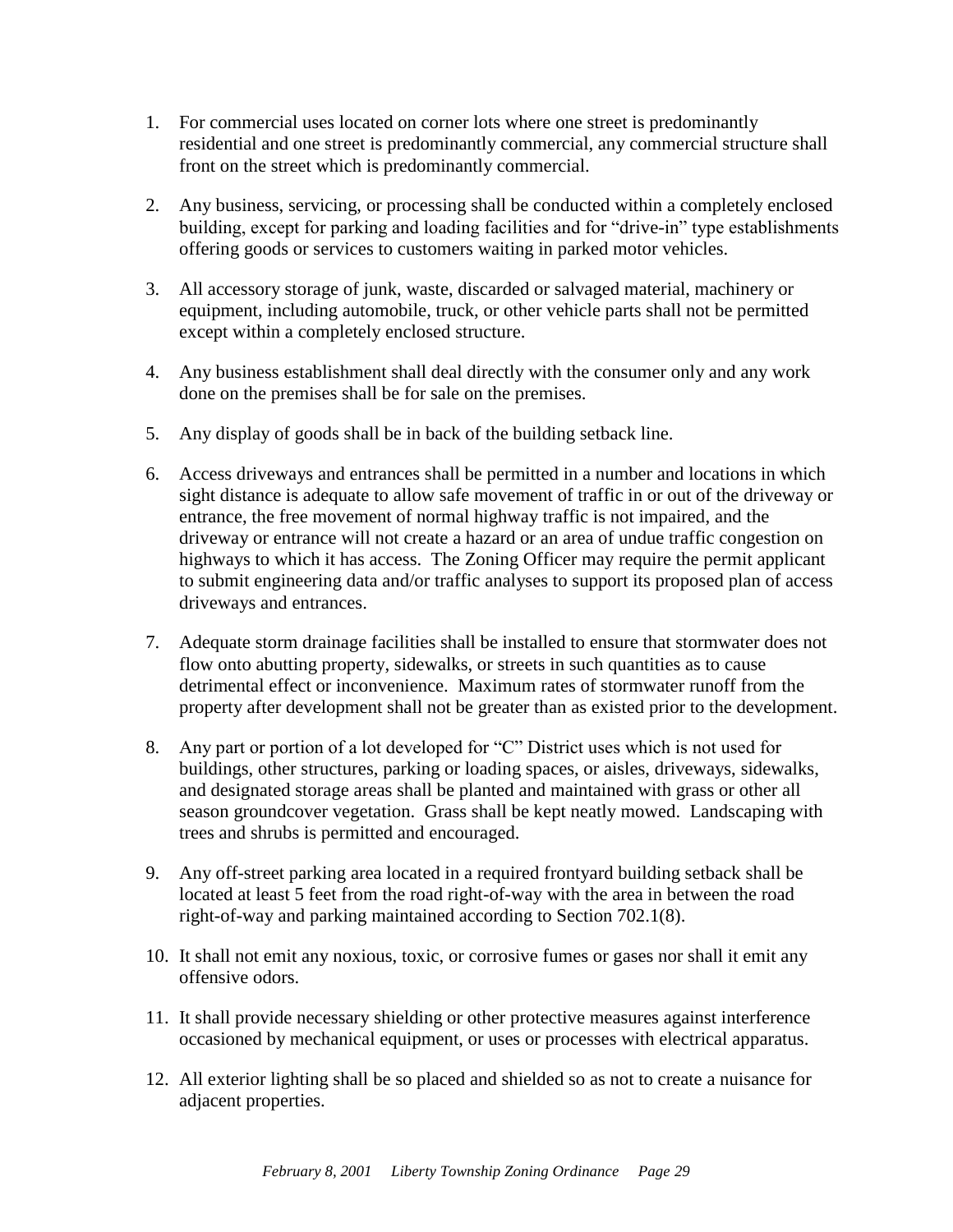1. For commercial uses located on corner lots where one street is predominantly residential and one street is predominantly commercial, any commercial structure shall front on the street which is predominantly commercial.

2. Any business, servicing, or processing shall be conducted within a completely enclosed building, except for parking and loading facilities and for "drive-in" type establishments offering goods or services to customers waiting in parked motor vehicles.

3. All accessory storage of junk, waste, discarded or salvaged material, machinery or equipment, including automobile, truck, or other vehicle parts shall not be permitted except within a completely enclosed structure.

4. Any business establishment shall deal directly with the consumer only and any work done on the premises shall be for sale on the premises.

5. Any display of goods shall be in back of the building setback line.

6. Access driveways and entrances shall be permitted in a number and locations in which sight distance is adequate to allow safe movement of traffic in or out of the driveway or entrance, the free movement of normal highway traffic is not impaired, and the driveway or entrance will not create a hazard or an area of undue traffic congestion on highways to which it has access. The Zoning Officer may require the permit applicant to submit engineering data and/or traffic analyses to support its proposed plan of access driveways and entrances.

7. Adequate storm drainage facilities shall be installed to ensure that stormwater does not flow onto abutting property, sidewalks, or streets in such quantities as to cause detrimental effect or inconvenience. Maximum rates of stormwater runoff from the property after development shall not be greater than as existed prior to the development.

8. Any part or portion of a lot developed for "C" District uses which is not used for buildings, other structures, parking or loading spaces, or aisles, driveways, sidewalks, and designated storage areas shall be planted and maintained with grass or other all season groundcover vegetation. Grass shall be kept neatly mowed. Landscaping with trees and shrubs is permitted and encouraged.

9. Any off-street parking area located in a required frontyard building setback shall be located at least 5 feet from the road right-of-way with the area in between the road right-of-way and parking maintained according to Section 702.1(8).

10. It shall not emit any noxious, toxic, or corrosive fumes or gases nor shall it emit any offensive odors.

11. It shall provide necessary shielding or other protective measures against interference occasioned by mechanical equipment, or uses or processes with electrical apparatus.

12. All exterior lighting shall be so placed and shielded so as not to create a nuisance for adjacent properties.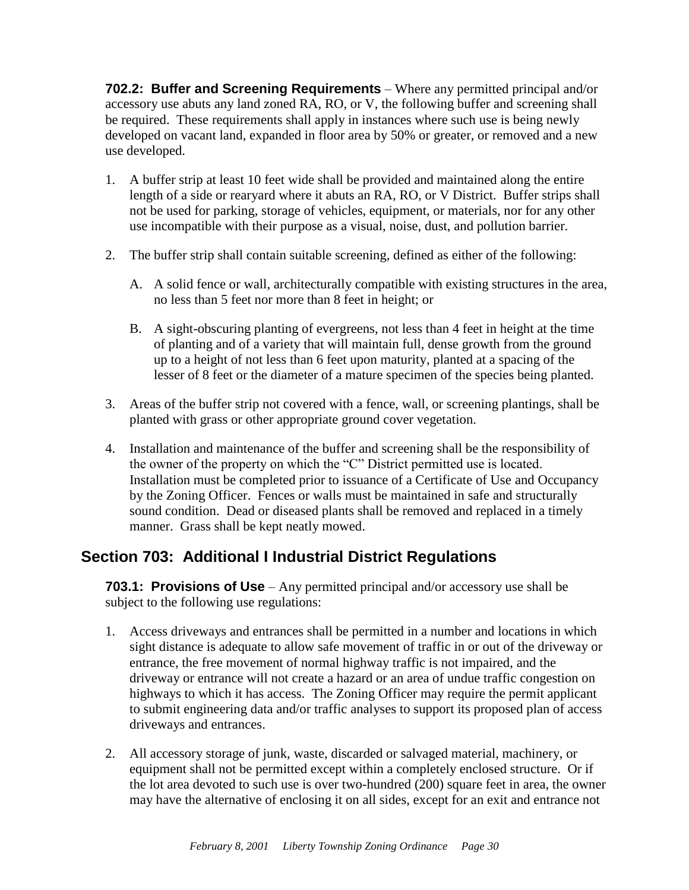**702.2: Buffer and Screening Requirements** – Where any permitted principal and/or accessory use abuts any land zoned RA, RO, or V, the following buffer and screening shall be required. These requirements shall apply in instances where such use is being newly developed on vacant land, expanded in floor area by 50% or greater, or removed and a new use developed.

1. A buffer strip at least 10 feet wide shall be provided and maintained along the entire length of a side or rearyard where it abuts an RA, RO, or V District. Buffer strips shall not be used for parking, storage of vehicles, equipment, or materials, nor for any other use incompatible with their purpose as a visual, noise, dust, and pollution barrier.

2. The buffer strip shall contain suitable screening, defined as either of the following:

   A. A solid fence or wall, architecturally compatible with existing structures in the area, no less than 5 feet nor more than 8 feet in height; or

   B. A sight-obscuring planting of evergreens, not less than 4 feet in height at the time of planting and of a variety that will maintain full, dense growth from the ground up to a height of not less than 6 feet upon maturity, planted at a spacing of the lesser of 8 feet or the diameter of a mature specimen of the species being planted.

3. Areas of the buffer strip not covered with a fence, wall, or screening plantings, shall be planted with grass or other appropriate ground cover vegetation.

4. Installation and maintenance of the buffer and screening shall be the responsibility of the owner of the property on which the "C" District permitted use is located. Installation must be completed prior to issuance of a Certificate of Use and Occupancy by the Zoning Officer. Fences or walls must be maintained in safe and structurally sound condition. Dead or diseased plants shall be removed and replaced in a timely manner. Grass shall be kept neatly mowed.

## Section 703: Additional I Industrial District Regulations

**703.1: Provisions of Use** – Any permitted principal and/or accessory use shall be subject to the following use regulations:

1. Access driveways and entrances shall be permitted in a number and locations in which sight distance is adequate to allow safe movement of traffic in or out of the driveway or entrance, the free movement of normal highway traffic is not impaired, and the driveway or entrance will not create a hazard or an area of undue traffic congestion on highways to which it has access. The Zoning Officer may require the permit applicant to submit engineering data and/or traffic analyses to support its proposed plan of access driveways and entrances.

2. All accessory storage of junk, waste, discarded or salvaged material, machinery, or equipment shall not be permitted except within a completely enclosed structure. Or if the lot area devoted to such use is over two-hundred (200) square feet in area, the owner may have the alternative of enclosing it on all sides, except for an exit and entrance not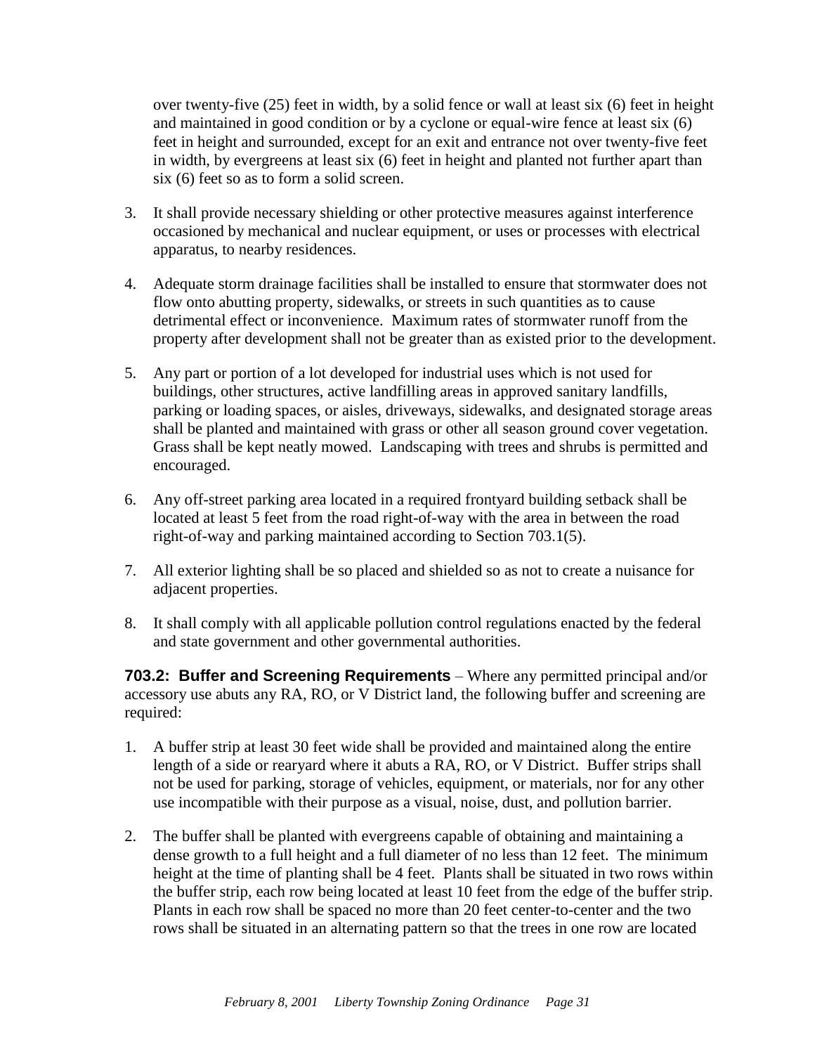over twenty-five (25) feet in width, by a solid fence or wall at least six (6) feet in height and maintained in good condition or by a cyclone or equal-wire fence at least six (6) feet in height and surrounded, except for an exit and entrance not over twenty-five feet in width, by evergreens at least six (6) feet in height and planted not further apart than six (6) feet so as to form a solid screen.

3. It shall provide necessary shielding or other protective measures against interference occasioned by mechanical and nuclear equipment, or uses or processes with electrical apparatus, to nearby residences.

4. Adequate storm drainage facilities shall be installed to ensure that stormwater does not flow onto abutting property, sidewalks, or streets in such quantities as to cause detrimental effect or inconvenience. Maximum rates of stormwater runoff from the property after development shall not be greater than as existed prior to the development.

5. Any part or portion of a lot developed for industrial uses which is not used for buildings, other structures, active landfilling areas in approved sanitary landfills, parking or loading spaces, or aisles, driveways, sidewalks, and designated storage areas shall be planted and maintained with grass or other all season ground cover vegetation. Grass shall be kept neatly mowed. Landscaping with trees and shrubs is permitted and encouraged.

6. Any off-street parking area located in a required frontyard building setback shall be located at least 5 feet from the road right-of-way with the area in between the road right-of-way and parking maintained according to Section 703.1(5).

7. All exterior lighting shall be so placed and shielded so as not to create a nuisance for adjacent properties.

8. It shall comply with all applicable pollution control regulations enacted by the federal and state government and other governmental authorities.

**703.2: Buffer and Screening Requirements** – Where any permitted principal and/or accessory use abuts any RA, RO, or V District land, the following buffer and screening are required:

1. A buffer strip at least 30 feet wide shall be provided and maintained along the entire length of a side or rearyard where it abuts a RA, RO, or V District. Buffer strips shall not be used for parking, storage of vehicles, equipment, or materials, nor for any other use incompatible with their purpose as a visual, noise, dust, and pollution barrier.

2. The buffer shall be planted with evergreens capable of obtaining and maintaining a dense growth to a full height and a full diameter of no less than 12 feet. The minimum height at the time of planting shall be 4 feet. Plants shall be situated in two rows within the buffer strip, each row being located at least 10 feet from the edge of the buffer strip. Plants in each row shall be spaced no more than 20 feet center-to-center and the two rows shall be situated in an alternating pattern so that the trees in one row are located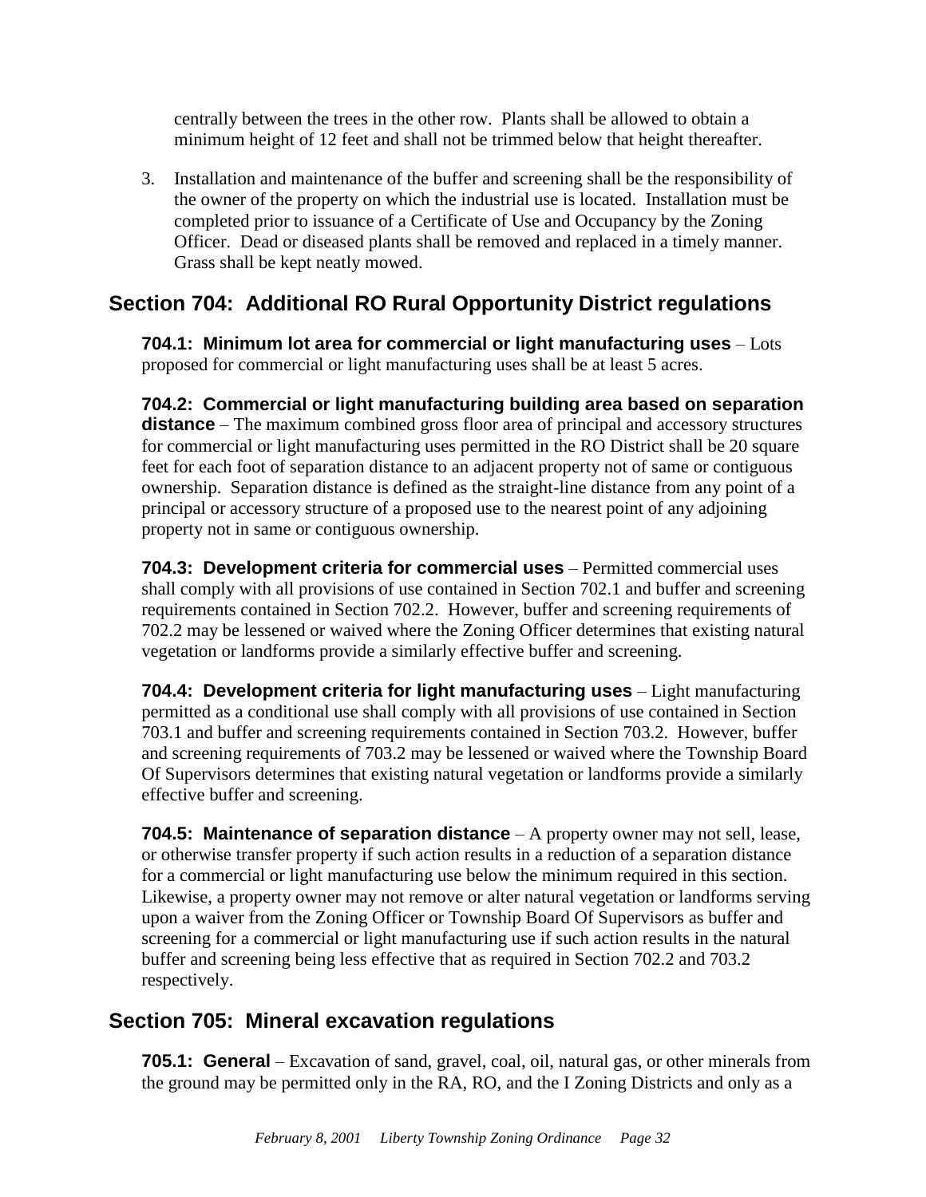centrally between the trees in the other row. Plants shall be allowed to obtain a minimum height of 12 feet and shall not be trimmed below that height thereafter.

3. Installation and maintenance of the buffer and screening shall be the responsibility of the owner of the property on which the industrial use is located. Installation must be completed prior to issuance of a Certificate of Use and Occupancy by the Zoning Officer. Dead or diseased plants shall be removed and replaced in a timely manner. Grass shall be kept neatly mowed.

## Section 704: Additional RO Rural Opportunity District regulations

**704.1: Minimum lot area for commercial or light manufacturing uses** – Lots proposed for commercial or light manufacturing uses shall be at least 5 acres.

**704.2: Commercial or light manufacturing building area based on separation distance** – The maximum combined gross floor area of principal and accessory structures for commercial or light manufacturing uses permitted in the RO District shall be 20 square feet for each foot of separation distance to an adjacent property not of same or contiguous ownership. Separation distance is defined as the straight-line distance from any point of a principal or accessory structure of a proposed use to the nearest point of any adjoining property not in same or contiguous ownership.

**704.3: Development criteria for commercial uses** – Permitted commercial uses shall comply with all provisions of use contained in Section 702.1 and buffer and screening requirements contained in Section 702.2. However, buffer and screening requirements of 702.2 may be lessened or waived where the Zoning Officer determines that existing natural vegetation or landforms provide a similarly effective buffer and screening.

**704.4: Development criteria for light manufacturing uses** – Light manufacturing permitted as a conditional use shall comply with all provisions of use contained in Section 703.1 and buffer and screening requirements contained in Section 703.2. However, buffer and screening requirements of 703.2 may be lessened or waived where the Township Board Of Supervisors determines that existing natural vegetation or landforms provide a similarly effective buffer and screening.

**704.5: Maintenance of separation distance** – A property owner may not sell, lease, or otherwise transfer property if such action results in a reduction of a separation distance for a commercial or light manufacturing use below the minimum required in this section. Likewise, a property owner may not remove or alter natural vegetation or landforms serving upon a waiver from the Zoning Officer or Township Board Of Supervisors as buffer and screening for a commercial or light manufacturing use if such action results in the natural buffer and screening being less effective that as required in Section 702.2 and 703.2 respectively.

## Section 705: Mineral excavation regulations

**705.1: General** – Excavation of sand, gravel, coal, oil, natural gas, or other minerals from the ground may be permitted only in the RA, RO, and the I Zoning Districts and only as a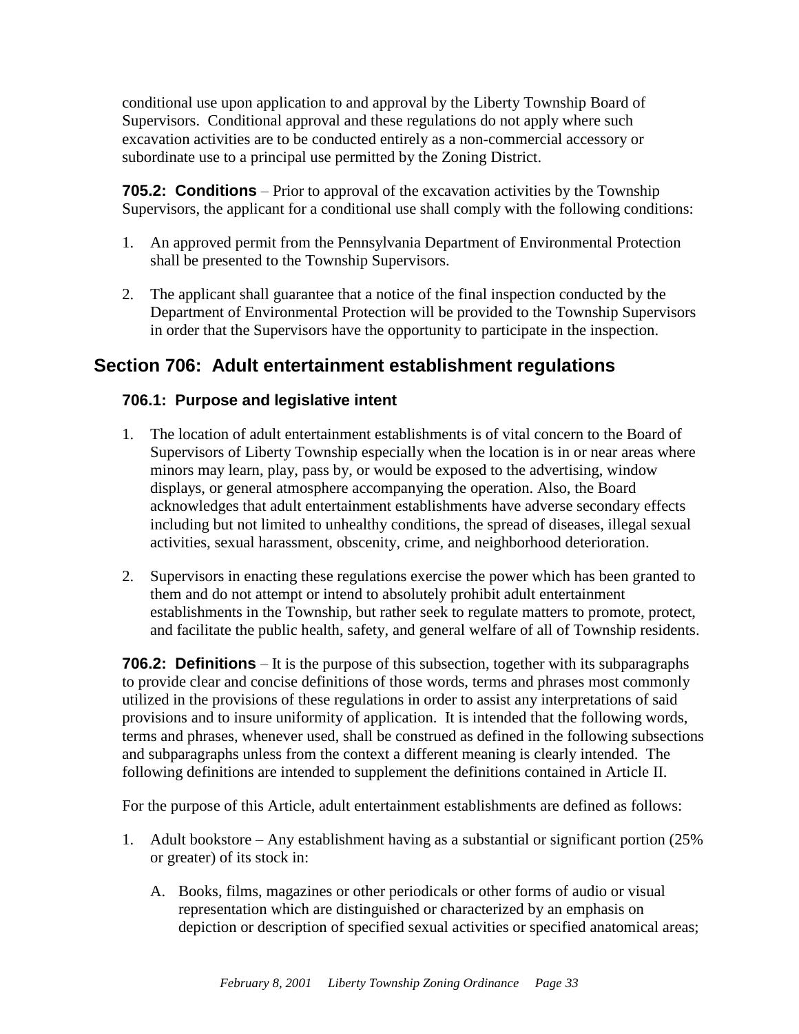conditional use upon application to and approval by the Liberty Township Board of Supervisors. Conditional approval and these regulations do not apply where such excavation activities are to be conducted entirely as a non-commercial accessory or subordinate use to a principal use permitted by the Zoning District.

**705.2: Conditions** – Prior to approval of the excavation activities by the Township Supervisors, the applicant for a conditional use shall comply with the following conditions:

1. An approved permit from the Pennsylvania Department of Environmental Protection shall be presented to the Township Supervisors.

2. The applicant shall guarantee that a notice of the final inspection conducted by the Department of Environmental Protection will be provided to the Township Supervisors in order that the Supervisors have the opportunity to participate in the inspection.

## Section 706: Adult entertainment establishment regulations

### 706.1: Purpose and legislative intent

1. The location of adult entertainment establishments is of vital concern to the Board of Supervisors of Liberty Township especially when the location is in or near areas where minors may learn, play, pass by, or would be exposed to the advertising, window displays, or general atmosphere accompanying the operation. Also, the Board acknowledges that adult entertainment establishments have adverse secondary effects including but not limited to unhealthy conditions, the spread of diseases, illegal sexual activities, sexual harassment, obscenity, crime, and neighborhood deterioration.

2. Supervisors in enacting these regulations exercise the power which has been granted to them and do not attempt or intend to absolutely prohibit adult entertainment establishments in the Township, but rather seek to regulate matters to promote, protect, and facilitate the public health, safety, and general welfare of all of Township residents.

**706.2: Definitions** – It is the purpose of this subsection, together with its subparagraphs to provide clear and concise definitions of those words, terms and phrases most commonly utilized in the provisions of these regulations in order to assist any interpretations of said provisions and to insure uniformity of application. It is intended that the following words, terms and phrases, whenever used, shall be construed as defined in the following subsections and subparagraphs unless from the context a different meaning is clearly intended. The following definitions are intended to supplement the definitions contained in Article II.

For the purpose of this Article, adult entertainment establishments are defined as follows:

1. Adult bookstore – Any establishment having as a substantial or significant portion (25% or greater) of its stock in:

   A. Books, films, magazines or other periodicals or other forms of audio or visual representation which are distinguished or characterized by an emphasis on depiction or description of specified sexual activities or specified anatomical areas;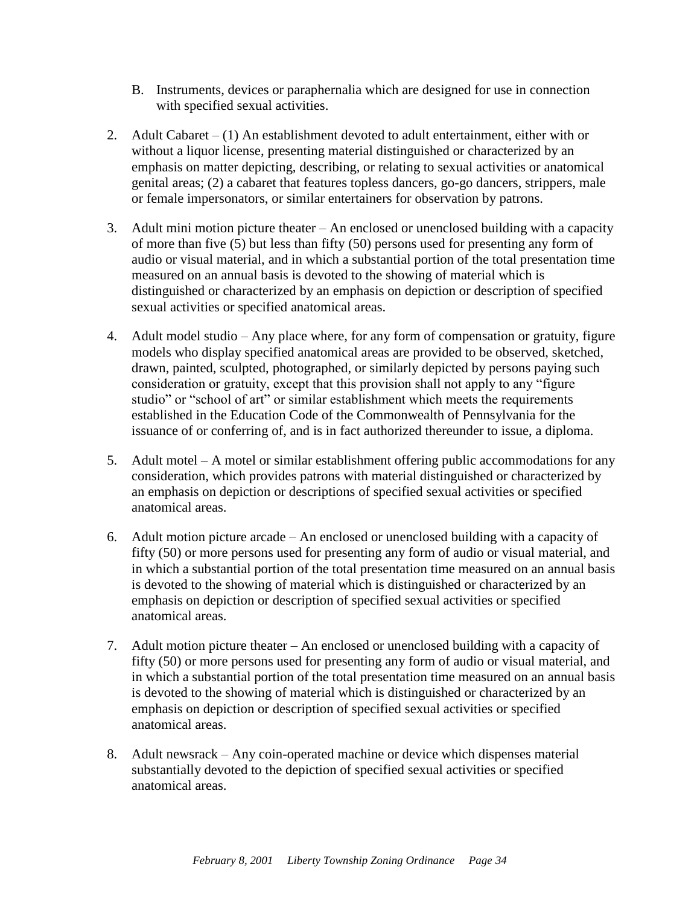B. Instruments, devices or paraphernalia which are designed for use in connection with specified sexual activities.

2. Adult Cabaret – (1) An establishment devoted to adult entertainment, either with or without a liquor license, presenting material distinguished or characterized by an emphasis on matter depicting, describing, or relating to sexual activities or anatomical genital areas; (2) a cabaret that features topless dancers, go-go dancers, strippers, male or female impersonators, or similar entertainers for observation by patrons.

3. Adult mini motion picture theater – An enclosed or unenclosed building with a capacity of more than five (5) but less than fifty (50) persons used for presenting any form of audio or visual material, and in which a substantial portion of the total presentation time measured on an annual basis is devoted to the showing of material which is distinguished or characterized by an emphasis on depiction or description of specified sexual activities or specified anatomical areas.

4. Adult model studio – Any place where, for any form of compensation or gratuity, figure models who display specified anatomical areas are provided to be observed, sketched, drawn, painted, sculpted, photographed, or similarly depicted by persons paying such consideration or gratuity, except that this provision shall not apply to any "figure studio" or "school of art" or similar establishment which meets the requirements established in the Education Code of the Commonwealth of Pennsylvania for the issuance of or conferring of, and is in fact authorized thereunder to issue, a diploma.

5. Adult motel – A motel or similar establishment offering public accommodations for any consideration, which provides patrons with material distinguished or characterized by an emphasis on depiction or descriptions of specified sexual activities or specified anatomical areas.

6. Adult motion picture arcade – An enclosed or unenclosed building with a capacity of fifty (50) or more persons used for presenting any form of audio or visual material, and in which a substantial portion of the total presentation time measured on an annual basis is devoted to the showing of material which is distinguished or characterized by an emphasis on depiction or description of specified sexual activities or specified anatomical areas.

7. Adult motion picture theater – An enclosed or unenclosed building with a capacity of fifty (50) or more persons used for presenting any form of audio or visual material, and in which a substantial portion of the total presentation time measured on an annual basis is devoted to the showing of material which is distinguished or characterized by an emphasis on depiction or description of specified sexual activities or specified anatomical areas.

8. Adult newsrack – Any coin-operated machine or device which dispenses material substantially devoted to the depiction of specified sexual activities or specified anatomical areas.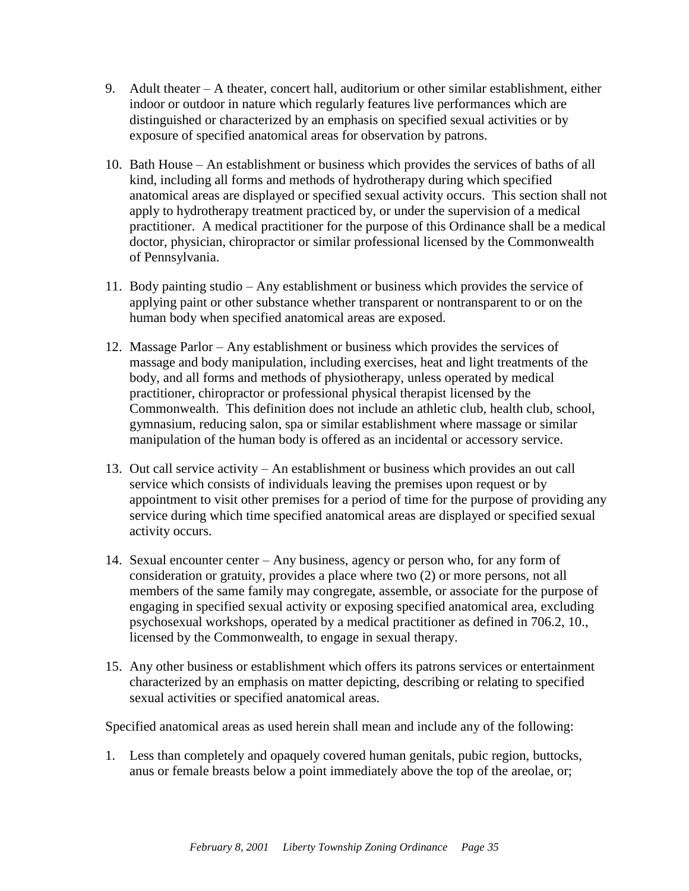9. Adult theater – A theater, concert hall, auditorium or other similar establishment, either indoor or outdoor in nature which regularly features live performances which are distinguished or characterized by an emphasis on specified sexual activities or by exposure of specified anatomical areas for observation by patrons.

10. Bath House – An establishment or business which provides the services of baths of all kind, including all forms and methods of hydrotherapy during which specified anatomical areas are displayed or specified sexual activity occurs. This section shall not apply to hydrotherapy treatment practiced by, or under the supervision of a medical practitioner. A medical practitioner for the purpose of this Ordinance shall be a medical doctor, physician, chiropractor or similar professional licensed by the Commonwealth of Pennsylvania.

11. Body painting studio – Any establishment or business which provides the service of applying paint or other substance whether transparent or nontransparent to or on the human body when specified anatomical areas are exposed.

12. Massage Parlor – Any establishment or business which provides the services of massage and body manipulation, including exercises, heat and light treatments of the body, and all forms and methods of physiotherapy, unless operated by medical practitioner, chiropractor or professional physical therapist licensed by the Commonwealth. This definition does not include an athletic club, health club, school, gymnasium, reducing salon, spa or similar establishment where massage or similar manipulation of the human body is offered as an incidental or accessory service.

13. Out call service activity – An establishment or business which provides an out call service which consists of individuals leaving the premises upon request or by appointment to visit other premises for a period of time for the purpose of providing any service during which time specified anatomical areas are displayed or specified sexual activity occurs.

14. Sexual encounter center – Any business, agency or person who, for any form of consideration or gratuity, provides a place where two (2) or more persons, not all members of the same family may congregate, assemble, or associate for the purpose of engaging in specified sexual activity or exposing specified anatomical area, excluding psychosexual workshops, operated by a medical practitioner as defined in 706.2, 10., licensed by the Commonwealth, to engage in sexual therapy.

15. Any other business or establishment which offers its patrons services or entertainment characterized by an emphasis on matter depicting, describing or relating to specified sexual activities or specified anatomical areas.

Specified anatomical areas as used herein shall mean and include any of the following:

1. Less than completely and opaquely covered human genitals, pubic region, buttocks, anus or female breasts below a point immediately above the top of the areolae, or;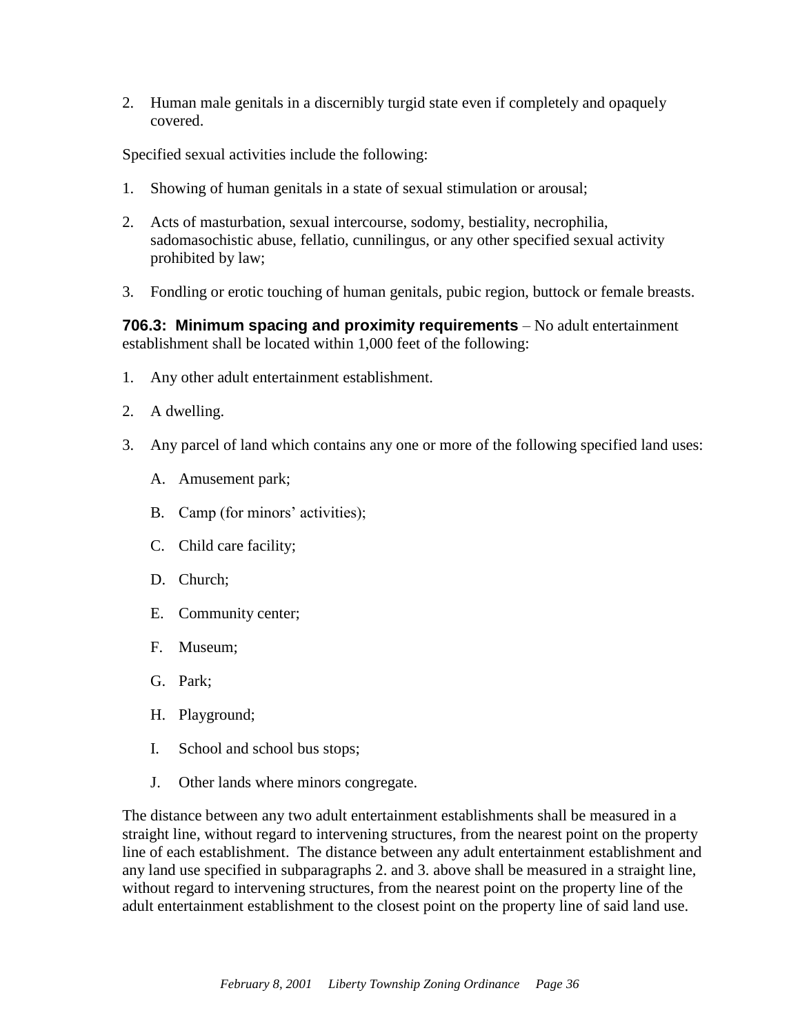2. Human male genitals in a discernibly turgid state even if completely and opaquely covered.

Specified sexual activities include the following:

1. Showing of human genitals in a state of sexual stimulation or arousal;

2. Acts of masturbation, sexual intercourse, sodomy, bestiality, necrophilia, sadomasochistic abuse, fellatio, cunnilingus, or any other specified sexual activity prohibited by law;

3. Fondling or erotic touching of human genitals, pubic region, buttock or female breasts.

**706.3: Minimum spacing and proximity requirements** – No adult entertainment establishment shall be located within 1,000 feet of the following:

1. Any other adult entertainment establishment.

2. A dwelling.

3. Any parcel of land which contains any one or more of the following specified land uses:

   A. Amusement park;

   B. Camp (for minors' activities);

   C. Child care facility;

   D. Church;

   E. Community center;

   F. Museum;

   G. Park;

   H. Playground;

   I. School and school bus stops;

   J. Other lands where minors congregate.

The distance between any two adult entertainment establishments shall be measured in a straight line, without regard to intervening structures, from the nearest point on the property line of each establishment. The distance between any adult entertainment establishment and any land use specified in subparagraphs 2. and 3. above shall be measured in a straight line, without regard to intervening structures, from the nearest point on the property line of the adult entertainment establishment to the closest point on the property line of said land use.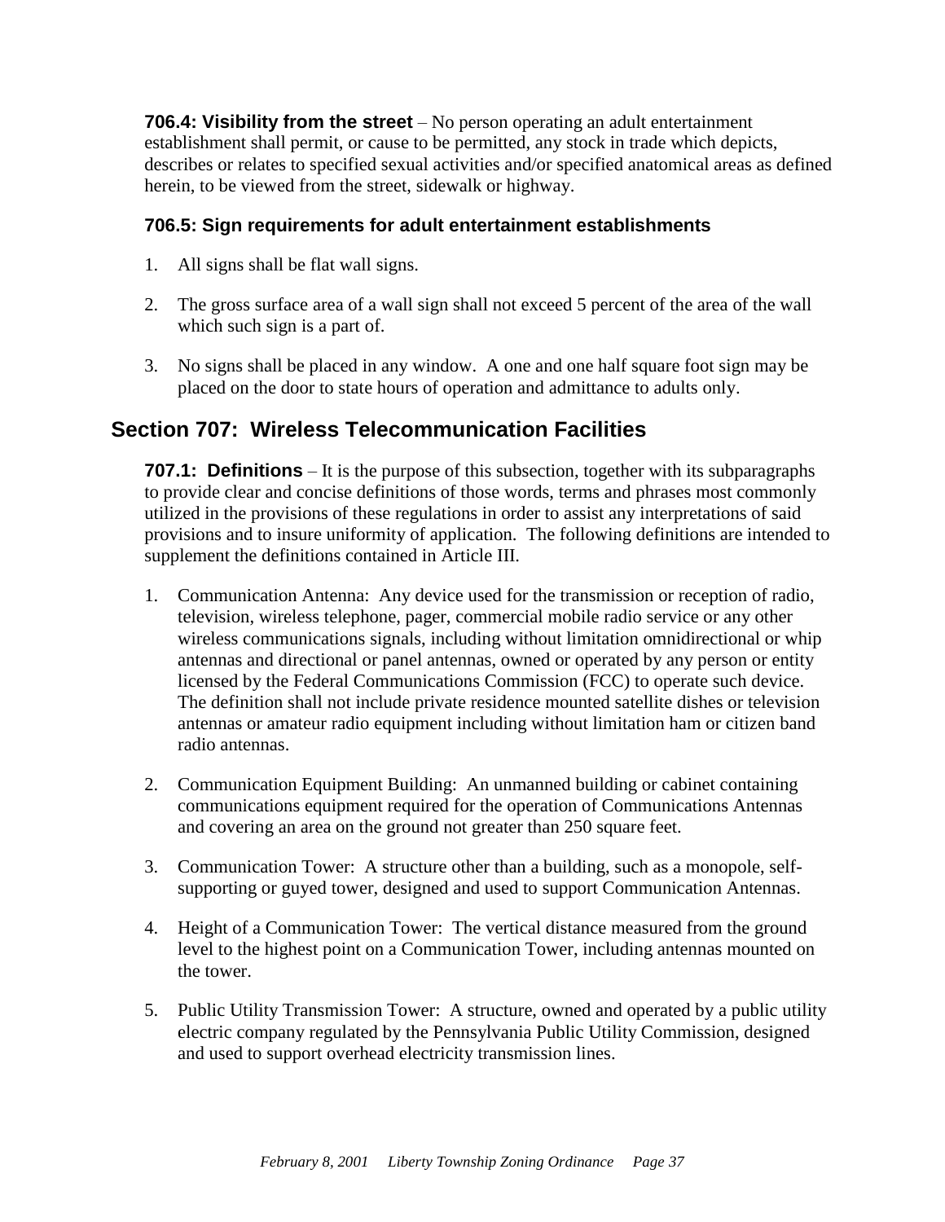**706.4: Visibility from the street** – No person operating an adult entertainment establishment shall permit, or cause to be permitted, any stock in trade which depicts, describes or relates to specified sexual activities and/or specified anatomical areas as defined herein, to be viewed from the street, sidewalk or highway.

### 706.5: Sign requirements for adult entertainment establishments

1. All signs shall be flat wall signs.

2. The gross surface area of a wall sign shall not exceed 5 percent of the area of the wall which such sign is a part of.

3. No signs shall be placed in any window. A one and one half square foot sign may be placed on the door to state hours of operation and admittance to adults only.

## Section 707: Wireless Telecommunication Facilities

**707.1: Definitions** – It is the purpose of this subsection, together with its subparagraphs to provide clear and concise definitions of those words, terms and phrases most commonly utilized in the provisions of these regulations in order to assist any interpretations of said provisions and to insure uniformity of application. The following definitions are intended to supplement the definitions contained in Article III.

1. Communication Antenna: Any device used for the transmission or reception of radio, television, wireless telephone, pager, commercial mobile radio service or any other wireless communications signals, including without limitation omnidirectional or whip antennas and directional or panel antennas, owned or operated by any person or entity licensed by the Federal Communications Commission (FCC) to operate such device. The definition shall not include private residence mounted satellite dishes or television antennas or amateur radio equipment including without limitation ham or citizen band radio antennas.

2. Communication Equipment Building: An unmanned building or cabinet containing communications equipment required for the operation of Communications Antennas and covering an area on the ground not greater than 250 square feet.

3. Communication Tower: A structure other than a building, such as a monopole, self-supporting or guyed tower, designed and used to support Communication Antennas.

4. Height of a Communication Tower: The vertical distance measured from the ground level to the highest point on a Communication Tower, including antennas mounted on the tower.

5. Public Utility Transmission Tower: A structure, owned and operated by a public utility electric company regulated by the Pennsylvania Public Utility Commission, designed and used to support overhead electricity transmission lines.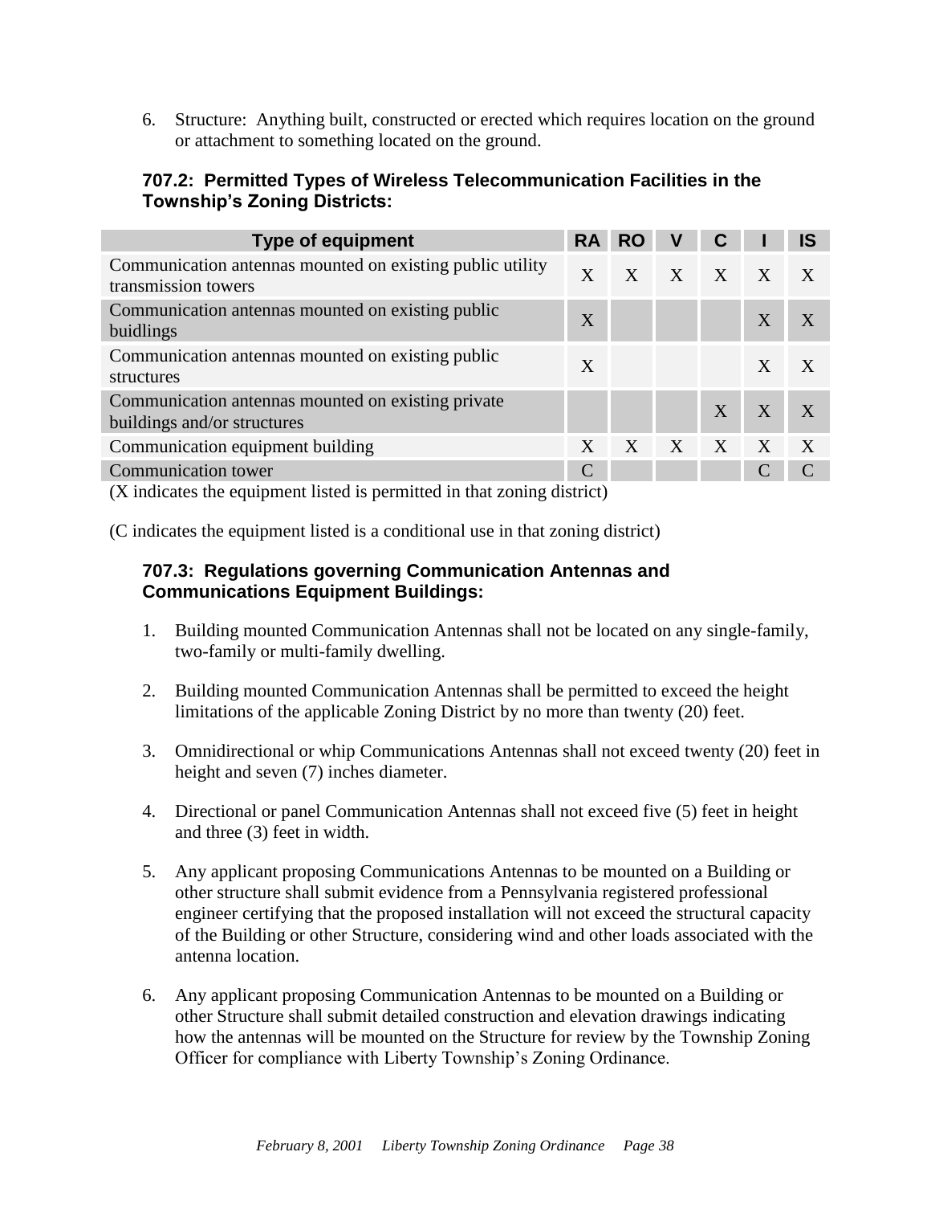6. Structure: Anything built, constructed or erected which requires location on the ground or attachment to something located on the ground.

### 707.2: Permitted Types of Wireless Telecommunication Facilities in the Township's Zoning Districts:

| Type of equipment | RA | RO | V | C | I | IS |
|---|---|---|---|---|---|---|
| Communication antennas mounted on existing public utility transmission towers | X | X | X | X | X | X |
| Communication antennas mounted on existing public buidlings | X | | | | X | X |
| Communication antennas mounted on existing public structures | X | | | | X | X |
| Communication antennas mounted on existing private buildings and/or structures | | | | X | X | X |
| Communication equipment building | X | X | X | X | X | X |
| Communication tower | C | | | | C | C |

(X indicates the equipment listed is permitted in that zoning district)

(C indicates the equipment listed is a conditional use in that zoning district)

### 707.3: Regulations governing Communication Antennas and Communications Equipment Buildings:

1. Building mounted Communication Antennas shall not be located on any single-family, two-family or multi-family dwelling.

2. Building mounted Communication Antennas shall be permitted to exceed the height limitations of the applicable Zoning District by no more than twenty (20) feet.

3. Omnidirectional or whip Communications Antennas shall not exceed twenty (20) feet in height and seven (7) inches diameter.

4. Directional or panel Communication Antennas shall not exceed five (5) feet in height and three (3) feet in width.

5. Any applicant proposing Communications Antennas to be mounted on a Building or other structure shall submit evidence from a Pennsylvania registered professional engineer certifying that the proposed installation will not exceed the structural capacity of the Building or other Structure, considering wind and other loads associated with the antenna location.

6. Any applicant proposing Communication Antennas to be mounted on a Building or other Structure shall submit detailed construction and elevation drawings indicating how the antennas will be mounted on the Structure for review by the Township Zoning Officer for compliance with Liberty Township's Zoning Ordinance.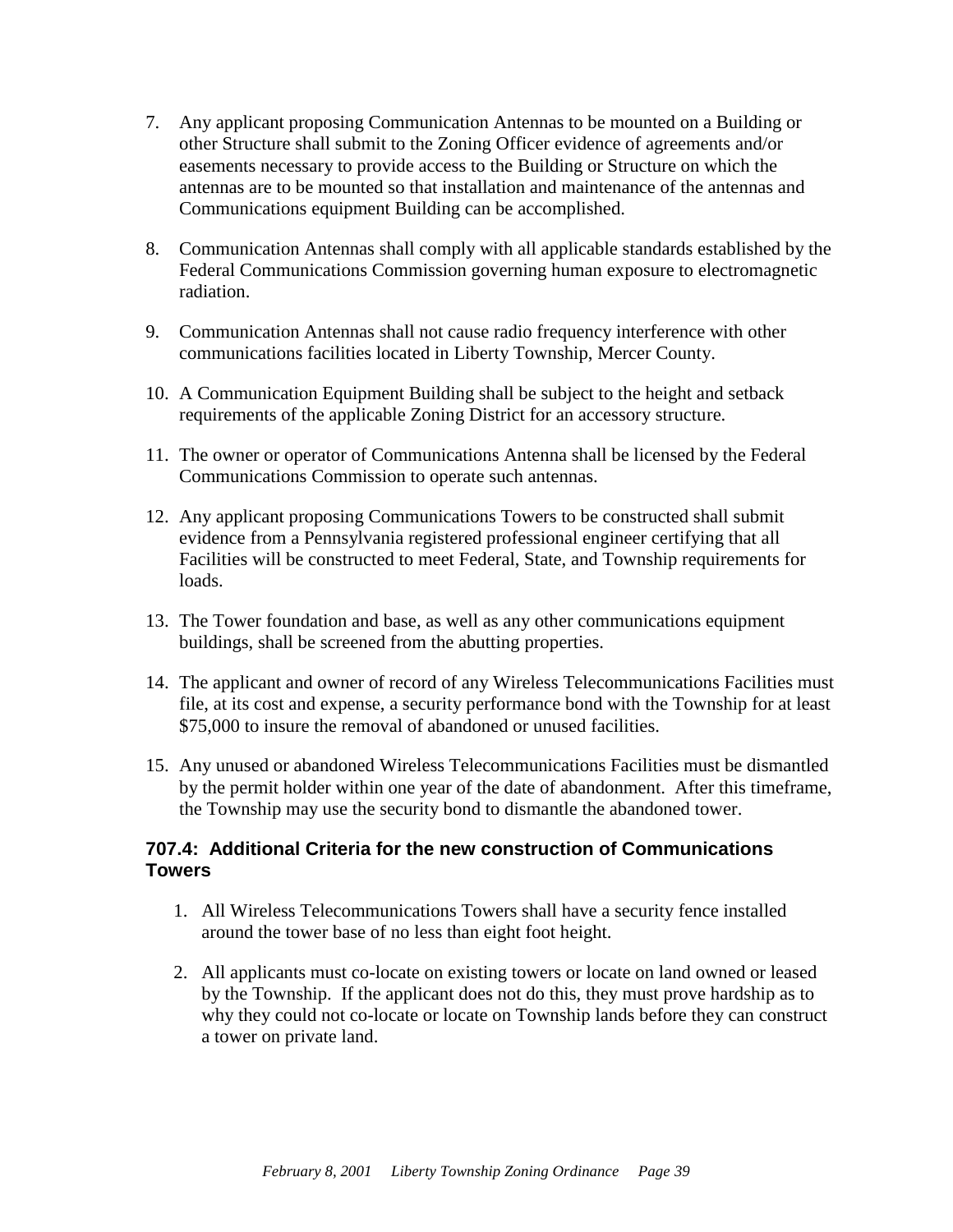7. Any applicant proposing Communication Antennas to be mounted on a Building or other Structure shall submit to the Zoning Officer evidence of agreements and/or easements necessary to provide access to the Building or Structure on which the antennas are to be mounted so that installation and maintenance of the antennas and Communications equipment Building can be accomplished.

8. Communication Antennas shall comply with all applicable standards established by the Federal Communications Commission governing human exposure to electromagnetic radiation.

9. Communication Antennas shall not cause radio frequency interference with other communications facilities located in Liberty Township, Mercer County.

10. A Communication Equipment Building shall be subject to the height and setback requirements of the applicable Zoning District for an accessory structure.

11. The owner or operator of Communications Antenna shall be licensed by the Federal Communications Commission to operate such antennas.

12. Any applicant proposing Communications Towers to be constructed shall submit evidence from a Pennsylvania registered professional engineer certifying that all Facilities will be constructed to meet Federal, State, and Township requirements for loads.

13. The Tower foundation and base, as well as any other communications equipment buildings, shall be screened from the abutting properties.

14. The applicant and owner of record of any Wireless Telecommunications Facilities must file, at its cost and expense, a security performance bond with the Township for at least $75,000 to insure the removal of abandoned or unused facilities.

15. Any unused or abandoned Wireless Telecommunications Facilities must be dismantled by the permit holder within one year of the date of abandonment. After this timeframe, the Township may use the security bond to dismantle the abandoned tower.

### 707.4: Additional Criteria for the new construction of Communications Towers

1. All Wireless Telecommunications Towers shall have a security fence installed around the tower base of no less than eight foot height.

2. All applicants must co-locate on existing towers or locate on land owned or leased by the Township. If the applicant does not do this, they must prove hardship as to why they could not co-locate or locate on Township lands before they can construct a tower on private land.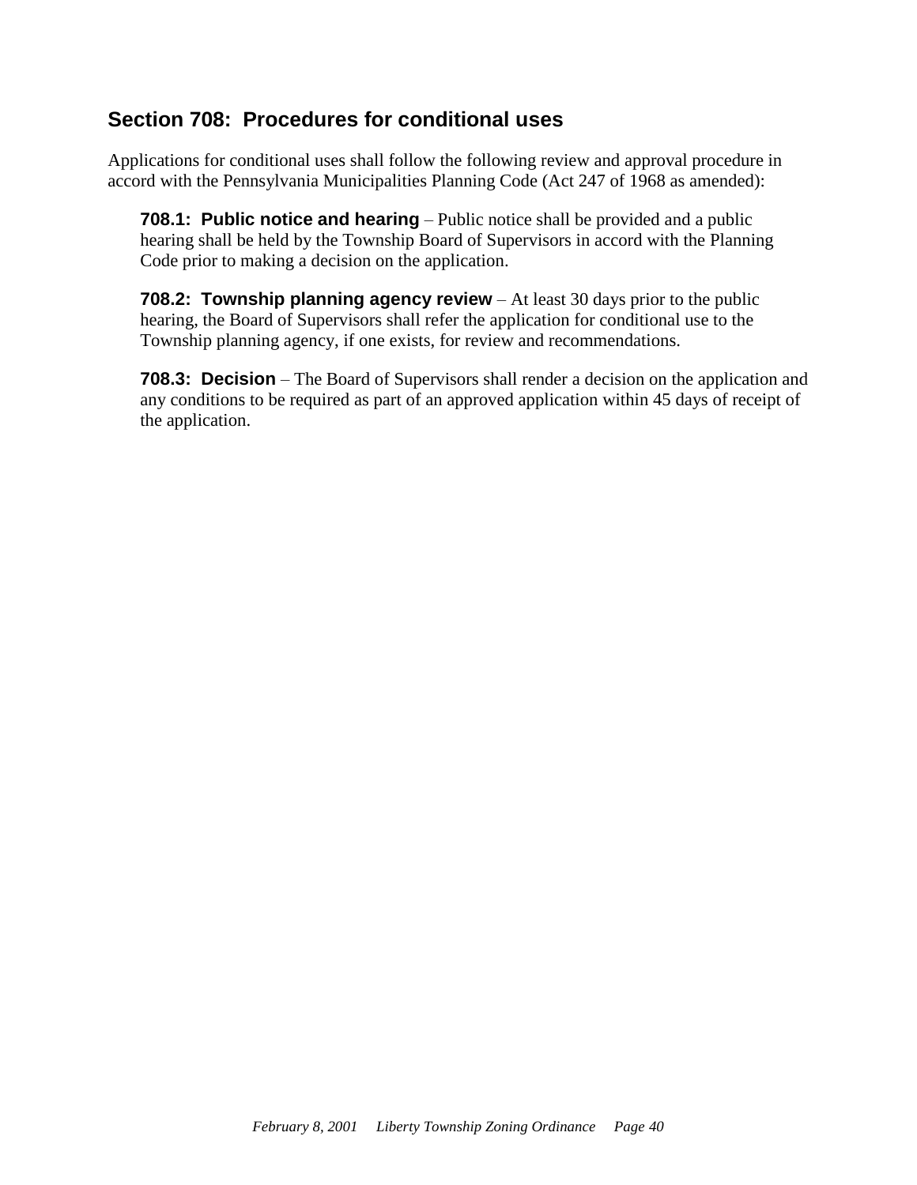## Section 708: Procedures for conditional uses

Applications for conditional uses shall follow the following review and approval procedure in accord with the Pennsylvania Municipalities Planning Code (Act 247 of 1968 as amended):

**708.1: Public notice and hearing** – Public notice shall be provided and a public hearing shall be held by the Township Board of Supervisors in accord with the Planning Code prior to making a decision on the application.

**708.2: Township planning agency review** – At least 30 days prior to the public hearing, the Board of Supervisors shall refer the application for conditional use to the Township planning agency, if one exists, for review and recommendations.

**708.3: Decision** – The Board of Supervisors shall render a decision on the application and any conditions to be required as part of an approved application within 45 days of receipt of the application.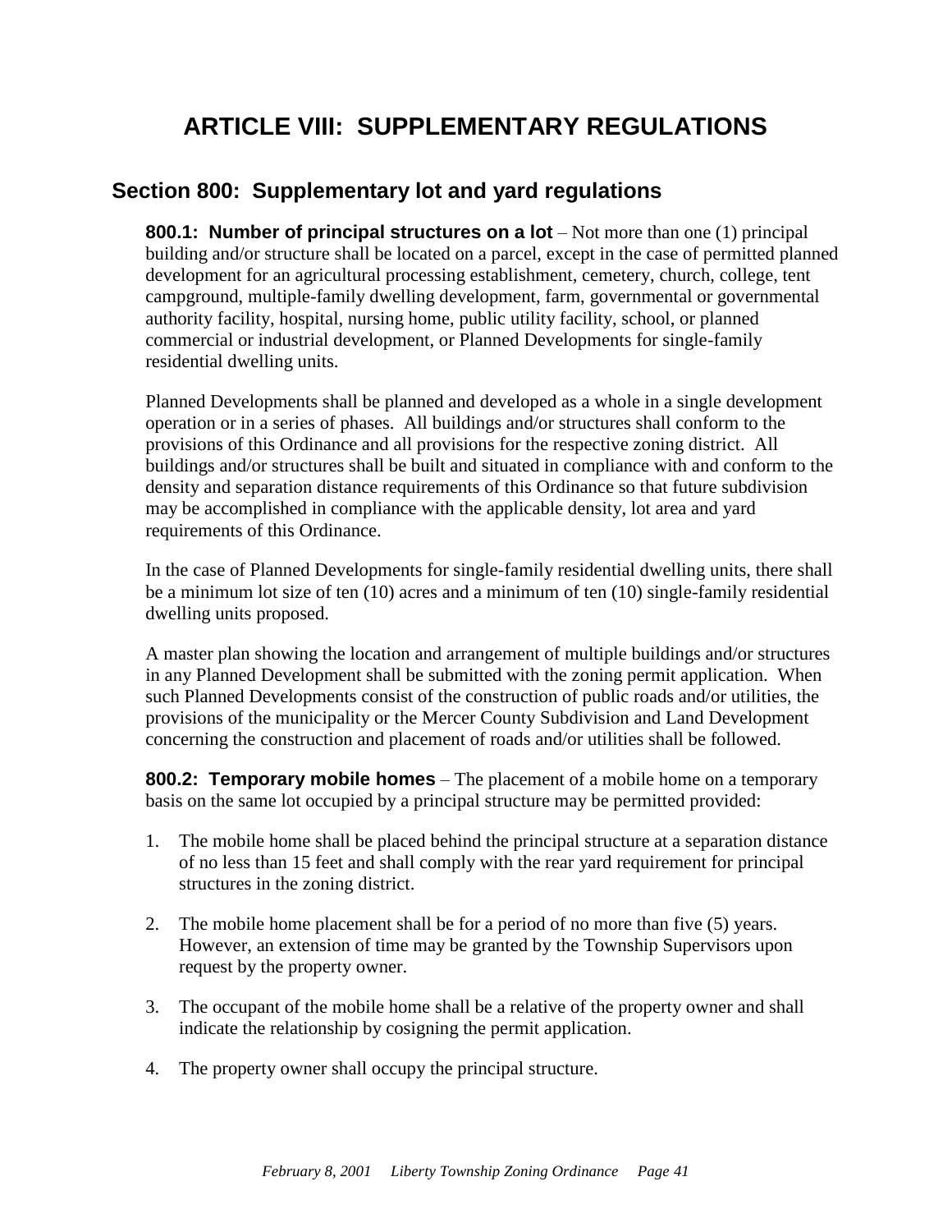# ARTICLE VIII: SUPPLEMENTARY REGULATIONS

## Section 800: Supplementary lot and yard regulations

**800.1: Number of principal structures on a lot** – Not more than one (1) principal building and/or structure shall be located on a parcel, except in the case of permitted planned development for an agricultural processing establishment, cemetery, church, college, tent campground, multiple-family dwelling development, farm, governmental or governmental authority facility, hospital, nursing home, public utility facility, school, or planned commercial or industrial development, or Planned Developments for single-family residential dwelling units.

Planned Developments shall be planned and developed as a whole in a single development operation or in a series of phases. All buildings and/or structures shall conform to the provisions of this Ordinance and all provisions for the respective zoning district. All buildings and/or structures shall be built and situated in compliance with and conform to the density and separation distance requirements of this Ordinance so that future subdivision may be accomplished in compliance with the applicable density, lot area and yard requirements of this Ordinance.

In the case of Planned Developments for single-family residential dwelling units, there shall be a minimum lot size of ten (10) acres and a minimum of ten (10) single-family residential dwelling units proposed.

A master plan showing the location and arrangement of multiple buildings and/or structures in any Planned Development shall be submitted with the zoning permit application. When such Planned Developments consist of the construction of public roads and/or utilities, the provisions of the municipality or the Mercer County Subdivision and Land Development concerning the construction and placement of roads and/or utilities shall be followed.

**800.2: Temporary mobile homes** – The placement of a mobile home on a temporary basis on the same lot occupied by a principal structure may be permitted provided:

1. The mobile home shall be placed behind the principal structure at a separation distance of no less than 15 feet and shall comply with the rear yard requirement for principal structures in the zoning district.

2. The mobile home placement shall be for a period of no more than five (5) years. However, an extension of time may be granted by the Township Supervisors upon request by the property owner.

3. The occupant of the mobile home shall be a relative of the property owner and shall indicate the relationship by cosigning the permit application.

4. The property owner shall occupy the principal structure.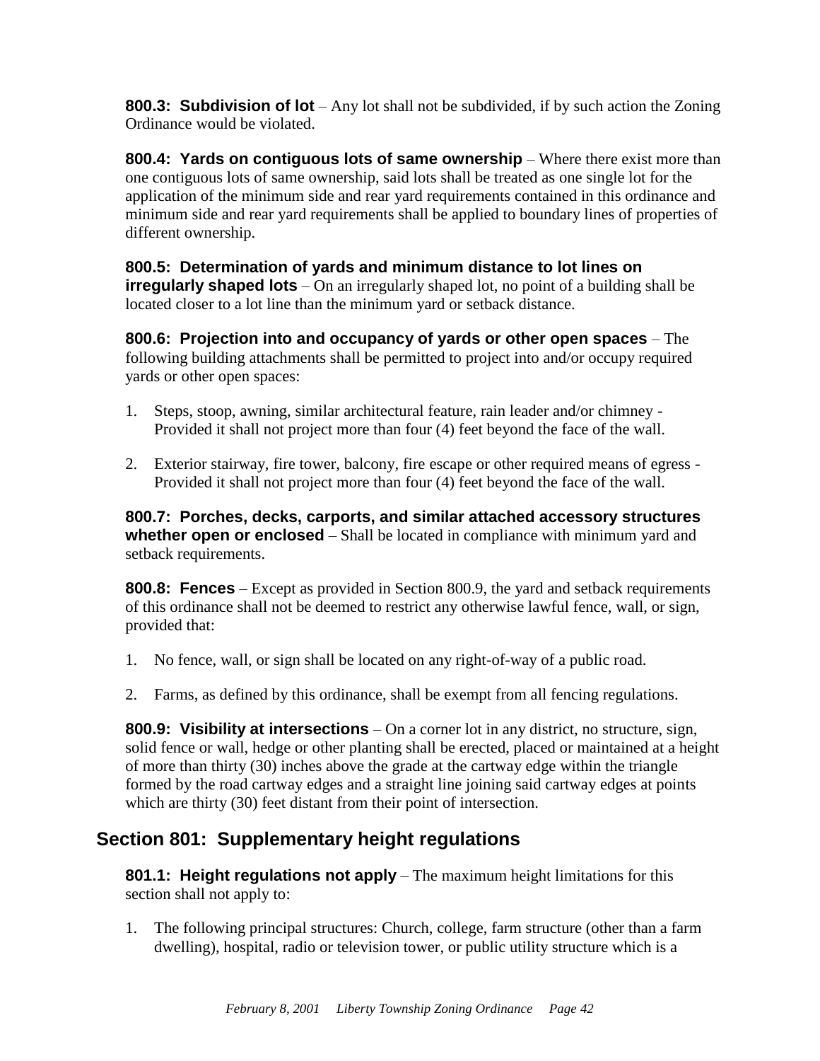**800.3: Subdivision of lot** – Any lot shall not be subdivided, if by such action the Zoning Ordinance would be violated.

**800.4: Yards on contiguous lots of same ownership** – Where there exist more than one contiguous lots of same ownership, said lots shall be treated as one single lot for the application of the minimum side and rear yard requirements contained in this ordinance and minimum side and rear yard requirements shall be applied to boundary lines of properties of different ownership.

**800.5: Determination of yards and minimum distance to lot lines on irregularly shaped lots** – On an irregularly shaped lot, no point of a building shall be located closer to a lot line than the minimum yard or setback distance.

**800.6: Projection into and occupancy of yards or other open spaces** – The following building attachments shall be permitted to project into and/or occupy required yards or other open spaces:

1. Steps, stoop, awning, similar architectural feature, rain leader and/or chimney - Provided it shall not project more than four (4) feet beyond the face of the wall.

2. Exterior stairway, fire tower, balcony, fire escape or other required means of egress - Provided it shall not project more than four (4) feet beyond the face of the wall.

**800.7: Porches, decks, carports, and similar attached accessory structures whether open or enclosed** – Shall be located in compliance with minimum yard and setback requirements.

**800.8: Fences** – Except as provided in Section 800.9, the yard and setback requirements of this ordinance shall not be deemed to restrict any otherwise lawful fence, wall, or sign, provided that:

1. No fence, wall, or sign shall be located on any right-of-way of a public road.

2. Farms, as defined by this ordinance, shall be exempt from all fencing regulations.

**800.9: Visibility at intersections** – On a corner lot in any district, no structure, sign, solid fence or wall, hedge or other planting shall be erected, placed or maintained at a height of more than thirty (30) inches above the grade at the cartway edge within the triangle formed by the road cartway edges and a straight line joining said cartway edges at points which are thirty (30) feet distant from their point of intersection.

## Section 801: Supplementary height regulations

**801.1: Height regulations not apply** – The maximum height limitations for this section shall not apply to:

1. The following principal structures: Church, college, farm structure (other than a farm dwelling), hospital, radio or television tower, or public utility structure which is a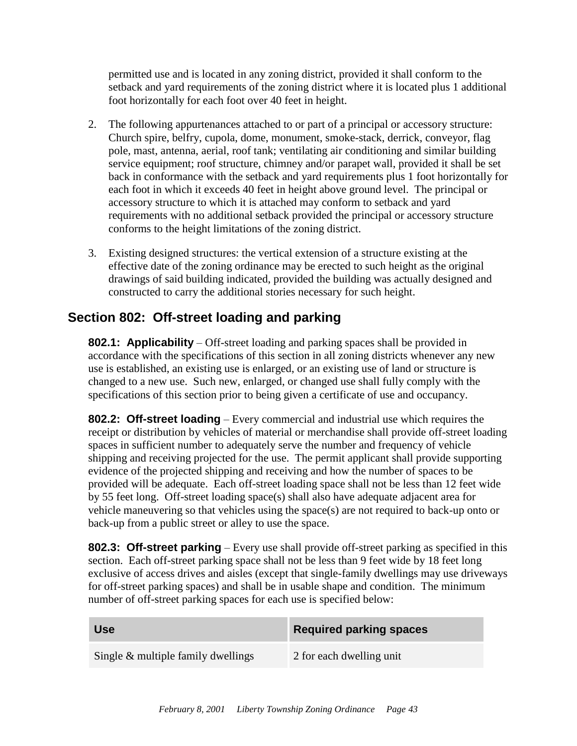permitted use and is located in any zoning district, provided it shall conform to the setback and yard requirements of the zoning district where it is located plus 1 additional foot horizontally for each foot over 40 feet in height.

2. The following appurtenances attached to or part of a principal or accessory structure: Church spire, belfry, cupola, dome, monument, smoke-stack, derrick, conveyor, flag pole, mast, antenna, aerial, roof tank; ventilating air conditioning and similar building service equipment; roof structure, chimney and/or parapet wall, provided it shall be set back in conformance with the setback and yard requirements plus 1 foot horizontally for each foot in which it exceeds 40 feet in height above ground level. The principal or accessory structure to which it is attached may conform to setback and yard requirements with no additional setback provided the principal or accessory structure conforms to the height limitations of the zoning district.

3. Existing designed structures: the vertical extension of a structure existing at the effective date of the zoning ordinance may be erected to such height as the original drawings of said building indicated, provided the building was actually designed and constructed to carry the additional stories necessary for such height.

## Section 802: Off-street loading and parking

**802.1: Applicability** – Off-street loading and parking spaces shall be provided in accordance with the specifications of this section in all zoning districts whenever any new use is established, an existing use is enlarged, or an existing use of land or structure is changed to a new use. Such new, enlarged, or changed use shall fully comply with the specifications of this section prior to being given a certificate of use and occupancy.

**802.2: Off-street loading** – Every commercial and industrial use which requires the receipt or distribution by vehicles of material or merchandise shall provide off-street loading spaces in sufficient number to adequately serve the number and frequency of vehicle shipping and receiving projected for the use. The permit applicant shall provide supporting evidence of the projected shipping and receiving and how the number of spaces to be provided will be adequate. Each off-street loading space shall not be less than 12 feet wide by 55 feet long. Off-street loading space(s) shall also have adequate adjacent area for vehicle maneuvering so that vehicles using the space(s) are not required to back-up onto or back-up from a public street or alley to use the space.

**802.3: Off-street parking** – Every use shall provide off-street parking as specified in this section. Each off-street parking space shall not be less than 9 feet wide by 18 feet long exclusive of access drives and aisles (except that single-family dwellings may use driveways for off-street parking spaces) and shall be in usable shape and condition. The minimum number of off-street parking spaces for each use is specified below:

| Use | Required parking spaces |
|---|---|
| Single & multiple family dwellings | 2 for each dwelling unit |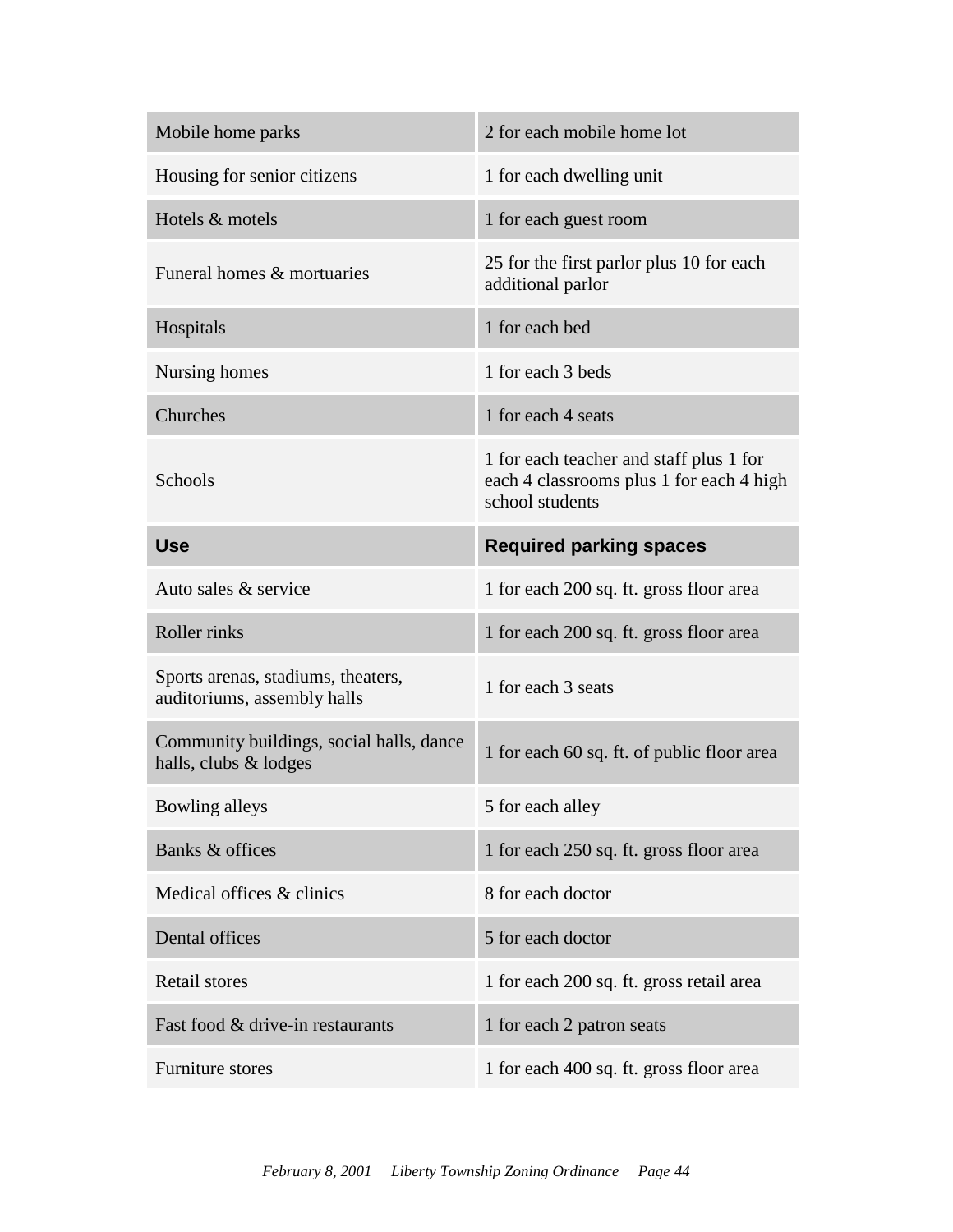| | |
|---|---|
| Mobile home parks | 2 for each mobile home lot |
| Housing for senior citizens | 1 for each dwelling unit |
| Hotels & motels | 1 for each guest room |
| Funeral homes & mortuaries | 25 for the first parlor plus 10 for each additional parlor |
| Hospitals | 1 for each bed |
| Nursing homes | 1 for each 3 beds |
| Churches | 1 for each 4 seats |
| Schools | 1 for each teacher and staff plus 1 for each 4 classrooms plus 1 for each 4 high school students |
| **Use** | **Required parking spaces** |
| Auto sales & service | 1 for each 200 sq. ft. gross floor area |
| Roller rinks | 1 for each 200 sq. ft. gross floor area |
| Sports arenas, stadiums, theaters, auditoriums, assembly halls | 1 for each 3 seats |
| Community buildings, social halls, dance halls, clubs & lodges | 1 for each 60 sq. ft. of public floor area |
| Bowling alleys | 5 for each alley |
| Banks & offices | 1 for each 250 sq. ft. gross floor area |
| Medical offices & clinics | 8 for each doctor |
| Dental offices | 5 for each doctor |
| Retail stores | 1 for each 200 sq. ft. gross retail area |
| Fast food & drive-in restaurants | 1 for each 2 patron seats |
| Furniture stores | 1 for each 400 sq. ft. gross floor area |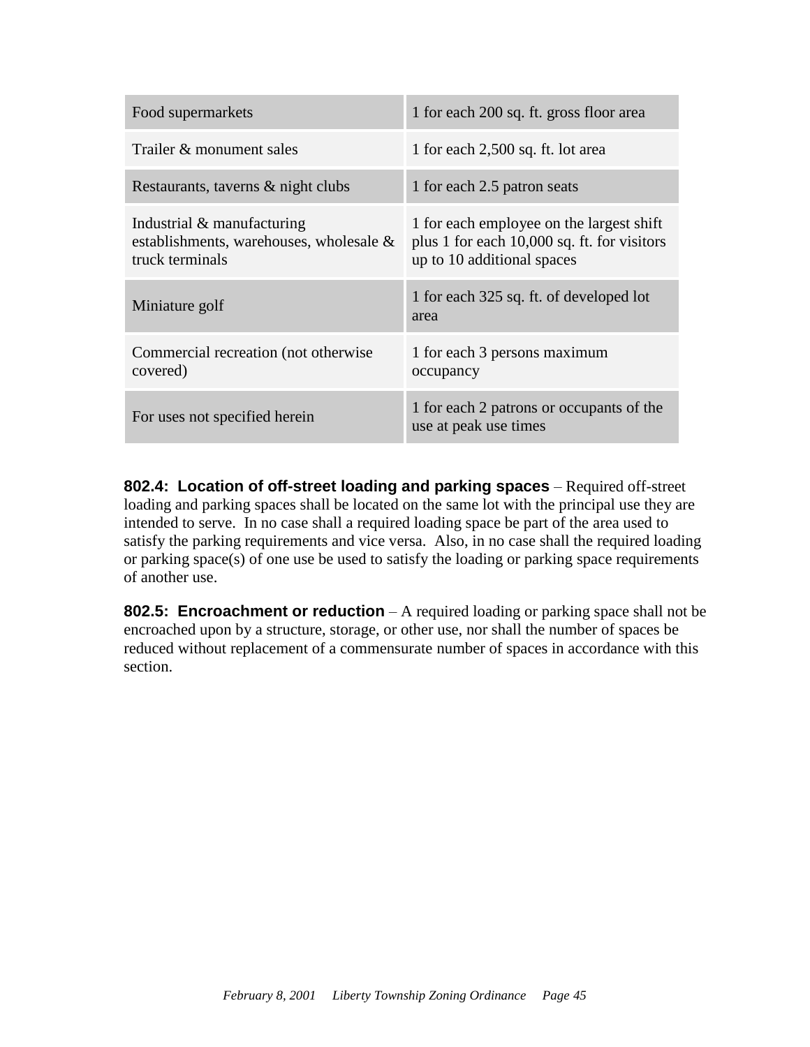| | |
|---|---|
| Food supermarkets | 1 for each 200 sq. ft. gross floor area |
| Trailer & monument sales | 1 for each 2,500 sq. ft. lot area |
| Restaurants, taverns & night clubs | 1 for each 2.5 patron seats |
| Industrial & manufacturing establishments, warehouses, wholesale & truck terminals | 1 for each employee on the largest shift plus 1 for each 10,000 sq. ft. for visitors up to 10 additional spaces |
| Miniature golf | 1 for each 325 sq. ft. of developed lot area |
| Commercial recreation (not otherwise covered) | 1 for each 3 persons maximum occupancy |
| For uses not specified herein | 1 for each 2 patrons or occupants of the use at peak use times |

**802.4: Location of off-street loading and parking spaces** – Required off-street loading and parking spaces shall be located on the same lot with the principal use they are intended to serve. In no case shall a required loading space be part of the area used to satisfy the parking requirements and vice versa. Also, in no case shall the required loading or parking space(s) of one use be used to satisfy the loading or parking space requirements of another use.

**802.5: Encroachment or reduction** – A required loading or parking space shall not be encroached upon by a structure, storage, or other use, nor shall the number of spaces be reduced without replacement of a commensurate number of spaces in accordance with this section.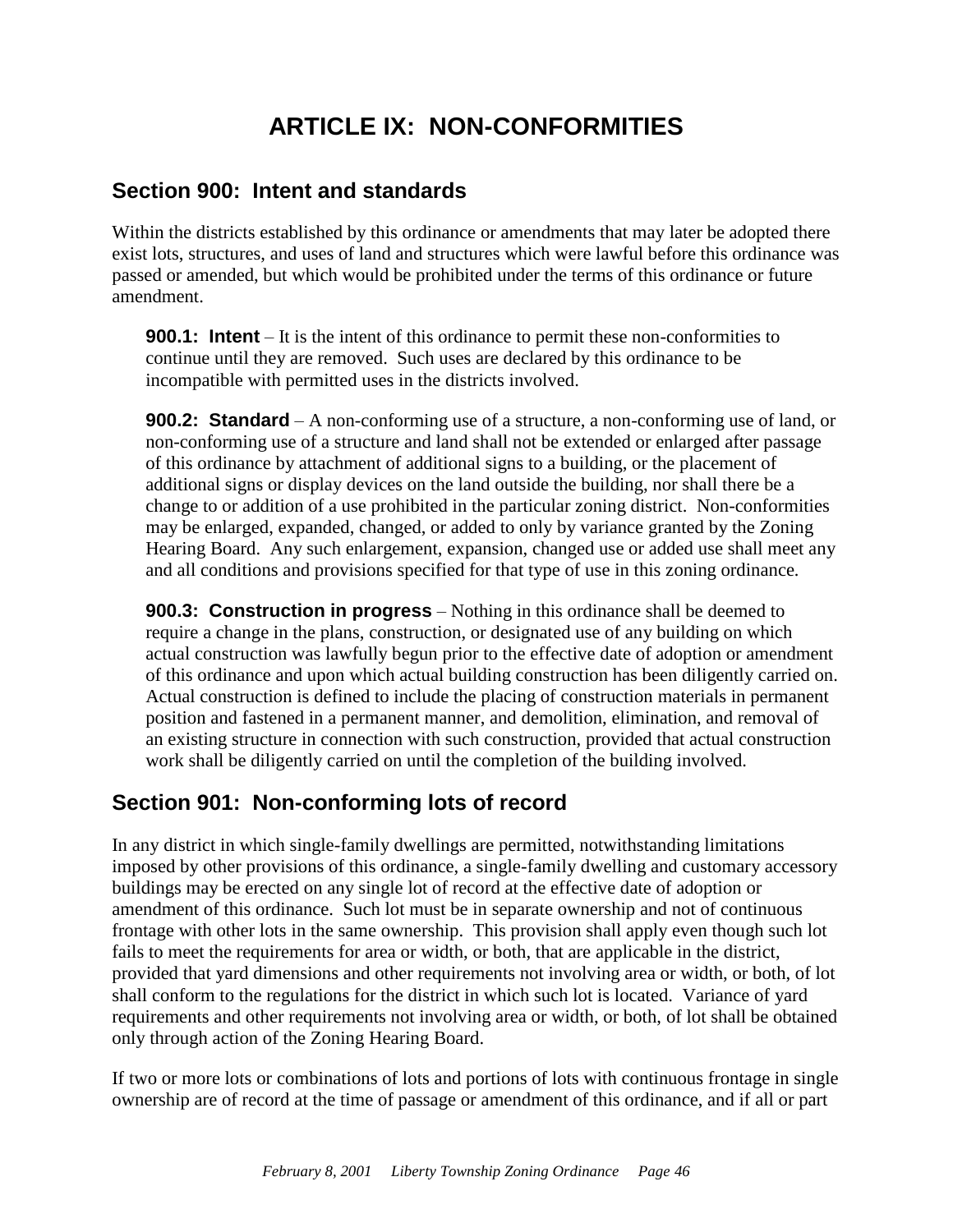# ARTICLE IX: NON-CONFORMITIES

## Section 900: Intent and standards

Within the districts established by this ordinance or amendments that may later be adopted there exist lots, structures, and uses of land and structures which were lawful before this ordinance was passed or amended, but which would be prohibited under the terms of this ordinance or future amendment.

**900.1: Intent** – It is the intent of this ordinance to permit these non-conformities to continue until they are removed. Such uses are declared by this ordinance to be incompatible with permitted uses in the districts involved.

**900.2: Standard** – A non-conforming use of a structure, a non-conforming use of land, or non-conforming use of a structure and land shall not be extended or enlarged after passage of this ordinance by attachment of additional signs to a building, or the placement of additional signs or display devices on the land outside the building, nor shall there be a change to or addition of a use prohibited in the particular zoning district. Non-conformities may be enlarged, expanded, changed, or added to only by variance granted by the Zoning Hearing Board. Any such enlargement, expansion, changed use or added use shall meet any and all conditions and provisions specified for that type of use in this zoning ordinance.

**900.3: Construction in progress** – Nothing in this ordinance shall be deemed to require a change in the plans, construction, or designated use of any building on which actual construction was lawfully begun prior to the effective date of adoption or amendment of this ordinance and upon which actual building construction has been diligently carried on. Actual construction is defined to include the placing of construction materials in permanent position and fastened in a permanent manner, and demolition, elimination, and removal of an existing structure in connection with such construction, provided that actual construction work shall be diligently carried on until the completion of the building involved.

## Section 901: Non-conforming lots of record

In any district in which single-family dwellings are permitted, notwithstanding limitations imposed by other provisions of this ordinance, a single-family dwelling and customary accessory buildings may be erected on any single lot of record at the effective date of adoption or amendment of this ordinance. Such lot must be in separate ownership and not of continuous frontage with other lots in the same ownership. This provision shall apply even though such lot fails to meet the requirements for area or width, or both, that are applicable in the district, provided that yard dimensions and other requirements not involving area or width, or both, of lot shall conform to the regulations for the district in which such lot is located. Variance of yard requirements and other requirements not involving area or width, or both, of lot shall be obtained only through action of the Zoning Hearing Board.

If two or more lots or combinations of lots and portions of lots with continuous frontage in single ownership are of record at the time of passage or amendment of this ordinance, and if all or part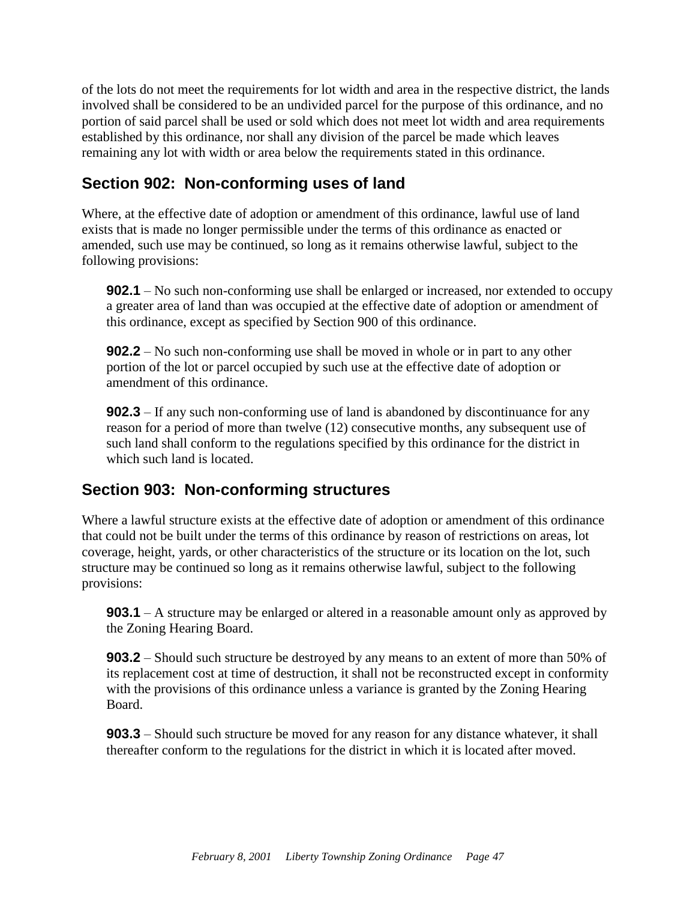of the lots do not meet the requirements for lot width and area in the respective district, the lands involved shall be considered to be an undivided parcel for the purpose of this ordinance, and no portion of said parcel shall be used or sold which does not meet lot width and area requirements established by this ordinance, nor shall any division of the parcel be made which leaves remaining any lot with width or area below the requirements stated in this ordinance.

## Section 902: Non-conforming uses of land

Where, at the effective date of adoption or amendment of this ordinance, lawful use of land exists that is made no longer permissible under the terms of this ordinance as enacted or amended, such use may be continued, so long as it remains otherwise lawful, subject to the following provisions:

**902.1** – No such non-conforming use shall be enlarged or increased, nor extended to occupy a greater area of land than was occupied at the effective date of adoption or amendment of this ordinance, except as specified by Section 900 of this ordinance.

**902.2** – No such non-conforming use shall be moved in whole or in part to any other portion of the lot or parcel occupied by such use at the effective date of adoption or amendment of this ordinance.

**902.3** – If any such non-conforming use of land is abandoned by discontinuance for any reason for a period of more than twelve (12) consecutive months, any subsequent use of such land shall conform to the regulations specified by this ordinance for the district in which such land is located.

## Section 903: Non-conforming structures

Where a lawful structure exists at the effective date of adoption or amendment of this ordinance that could not be built under the terms of this ordinance by reason of restrictions on areas, lot coverage, height, yards, or other characteristics of the structure or its location on the lot, such structure may be continued so long as it remains otherwise lawful, subject to the following provisions:

**903.1** – A structure may be enlarged or altered in a reasonable amount only as approved by the Zoning Hearing Board.

**903.2** – Should such structure be destroyed by any means to an extent of more than 50% of its replacement cost at time of destruction, it shall not be reconstructed except in conformity with the provisions of this ordinance unless a variance is granted by the Zoning Hearing Board.

**903.3** – Should such structure be moved for any reason for any distance whatever, it shall thereafter conform to the regulations for the district in which it is located after moved.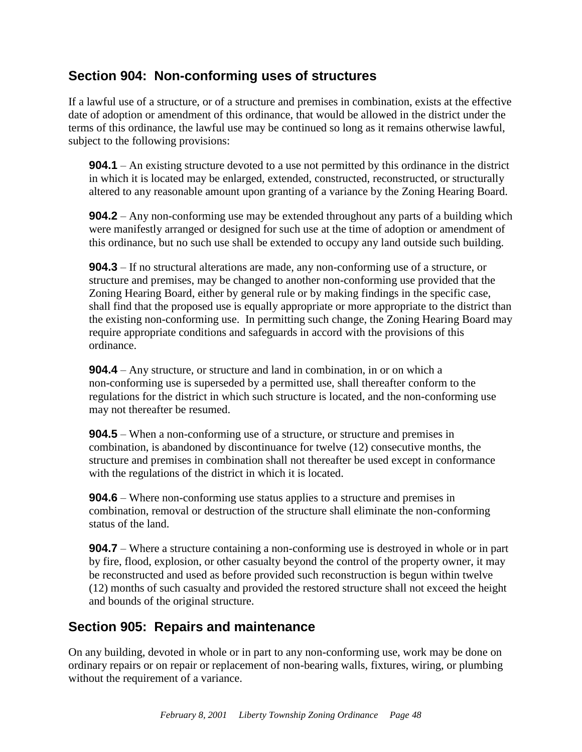## Section 904: Non-conforming uses of structures

If a lawful use of a structure, or of a structure and premises in combination, exists at the effective date of adoption or amendment of this ordinance, that would be allowed in the district under the terms of this ordinance, the lawful use may be continued so long as it remains otherwise lawful, subject to the following provisions:

**904.1** – An existing structure devoted to a use not permitted by this ordinance in the district in which it is located may be enlarged, extended, constructed, reconstructed, or structurally altered to any reasonable amount upon granting of a variance by the Zoning Hearing Board.

**904.2** – Any non-conforming use may be extended throughout any parts of a building which were manifestly arranged or designed for such use at the time of adoption or amendment of this ordinance, but no such use shall be extended to occupy any land outside such building.

**904.3** – If no structural alterations are made, any non-conforming use of a structure, or structure and premises, may be changed to another non-conforming use provided that the Zoning Hearing Board, either by general rule or by making findings in the specific case, shall find that the proposed use is equally appropriate or more appropriate to the district than the existing non-conforming use. In permitting such change, the Zoning Hearing Board may require appropriate conditions and safeguards in accord with the provisions of this ordinance.

**904.4** – Any structure, or structure and land in combination, in or on which a non-conforming use is superseded by a permitted use, shall thereafter conform to the regulations for the district in which such structure is located, and the non-conforming use may not thereafter be resumed.

**904.5** – When a non-conforming use of a structure, or structure and premises in combination, is abandoned by discontinuance for twelve (12) consecutive months, the structure and premises in combination shall not thereafter be used except in conformance with the regulations of the district in which it is located.

**904.6** – Where non-conforming use status applies to a structure and premises in combination, removal or destruction of the structure shall eliminate the non-conforming status of the land.

**904.7** – Where a structure containing a non-conforming use is destroyed in whole or in part by fire, flood, explosion, or other casualty beyond the control of the property owner, it may be reconstructed and used as before provided such reconstruction is begun within twelve (12) months of such casualty and provided the restored structure shall not exceed the height and bounds of the original structure.

## Section 905: Repairs and maintenance

On any building, devoted in whole or in part to any non-conforming use, work may be done on ordinary repairs or on repair or replacement of non-bearing walls, fixtures, wiring, or plumbing without the requirement of a variance.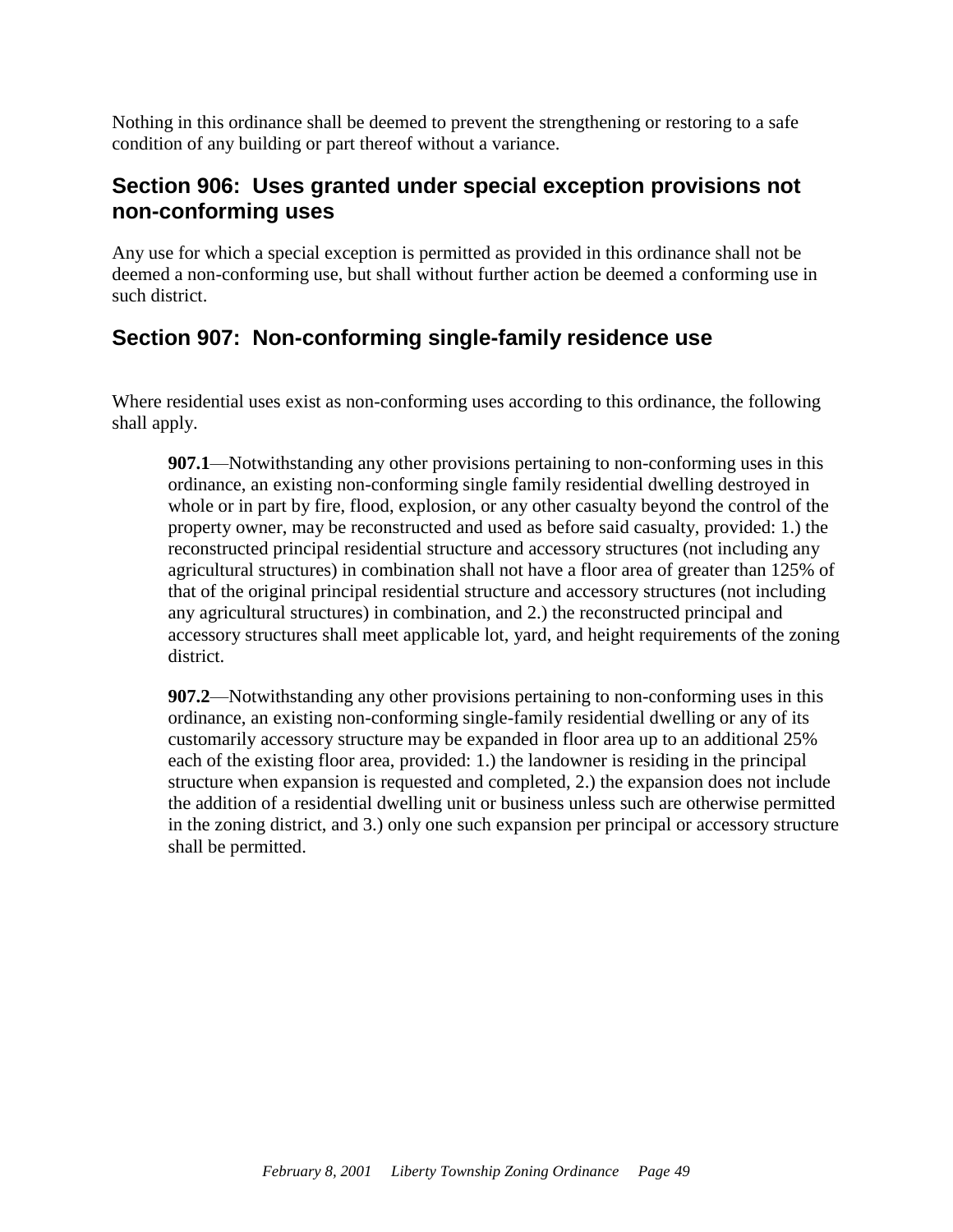Nothing in this ordinance shall be deemed to prevent the strengthening or restoring to a safe condition of any building or part thereof without a variance.

## Section 906: Uses granted under special exception provisions not non-conforming uses

Any use for which a special exception is permitted as provided in this ordinance shall not be deemed a non-conforming use, but shall without further action be deemed a conforming use in such district.

## Section 907: Non-conforming single-family residence use

Where residential uses exist as non-conforming uses according to this ordinance, the following shall apply.

> **907.1**—Notwithstanding any other provisions pertaining to non-conforming uses in this ordinance, an existing non-conforming single family residential dwelling destroyed in whole or in part by fire, flood, explosion, or any other casualty beyond the control of the property owner, may be reconstructed and used as before said casualty, provided: 1.) the reconstructed principal residential structure and accessory structures (not including any agricultural structures) in combination shall not have a floor area of greater than 125% of that of the original principal residential structure and accessory structures (not including any agricultural structures) in combination, and 2.) the reconstructed principal and accessory structures shall meet applicable lot, yard, and height requirements of the zoning district.
>
> **907.2**—Notwithstanding any other provisions pertaining to non-conforming uses in this ordinance, an existing non-conforming single-family residential dwelling or any of its customarily accessory structure may be expanded in floor area up to an additional 25% each of the existing floor area, provided: 1.) the landowner is residing in the principal structure when expansion is requested and completed, 2.) the expansion does not include the addition of a residential dwelling unit or business unless such are otherwise permitted in the zoning district, and 3.) only one such expansion per principal or accessory structure shall be permitted.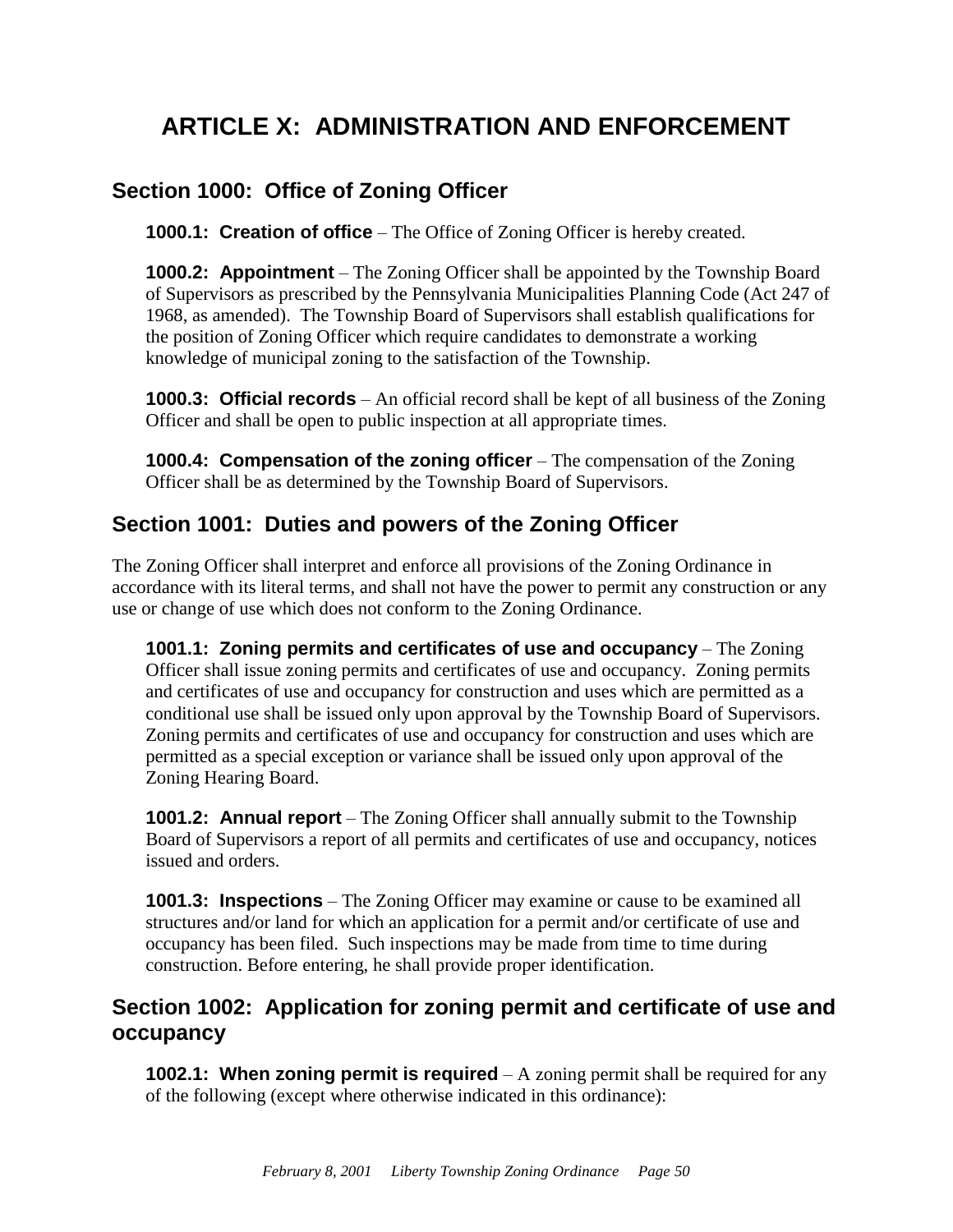# ARTICLE X: ADMINISTRATION AND ENFORCEMENT

## Section 1000: Office of Zoning Officer

**1000.1: Creation of office** – The Office of Zoning Officer is hereby created.

**1000.2: Appointment** – The Zoning Officer shall be appointed by the Township Board of Supervisors as prescribed by the Pennsylvania Municipalities Planning Code (Act 247 of 1968, as amended). The Township Board of Supervisors shall establish qualifications for the position of Zoning Officer which require candidates to demonstrate a working knowledge of municipal zoning to the satisfaction of the Township.

**1000.3: Official records** – An official record shall be kept of all business of the Zoning Officer and shall be open to public inspection at all appropriate times.

**1000.4: Compensation of the zoning officer** – The compensation of the Zoning Officer shall be as determined by the Township Board of Supervisors.

## Section 1001: Duties and powers of the Zoning Officer

The Zoning Officer shall interpret and enforce all provisions of the Zoning Ordinance in accordance with its literal terms, and shall not have the power to permit any construction or any use or change of use which does not conform to the Zoning Ordinance.

**1001.1: Zoning permits and certificates of use and occupancy** – The Zoning Officer shall issue zoning permits and certificates of use and occupancy. Zoning permits and certificates of use and occupancy for construction and uses which are permitted as a conditional use shall be issued only upon approval by the Township Board of Supervisors. Zoning permits and certificates of use and occupancy for construction and uses which are permitted as a special exception or variance shall be issued only upon approval of the Zoning Hearing Board.

**1001.2: Annual report** – The Zoning Officer shall annually submit to the Township Board of Supervisors a report of all permits and certificates of use and occupancy, notices issued and orders.

**1001.3: Inspections** – The Zoning Officer may examine or cause to be examined all structures and/or land for which an application for a permit and/or certificate of use and occupancy has been filed. Such inspections may be made from time to time during construction. Before entering, he shall provide proper identification.

## Section 1002: Application for zoning permit and certificate of use and occupancy

**1002.1: When zoning permit is required** – A zoning permit shall be required for any of the following (except where otherwise indicated in this ordinance):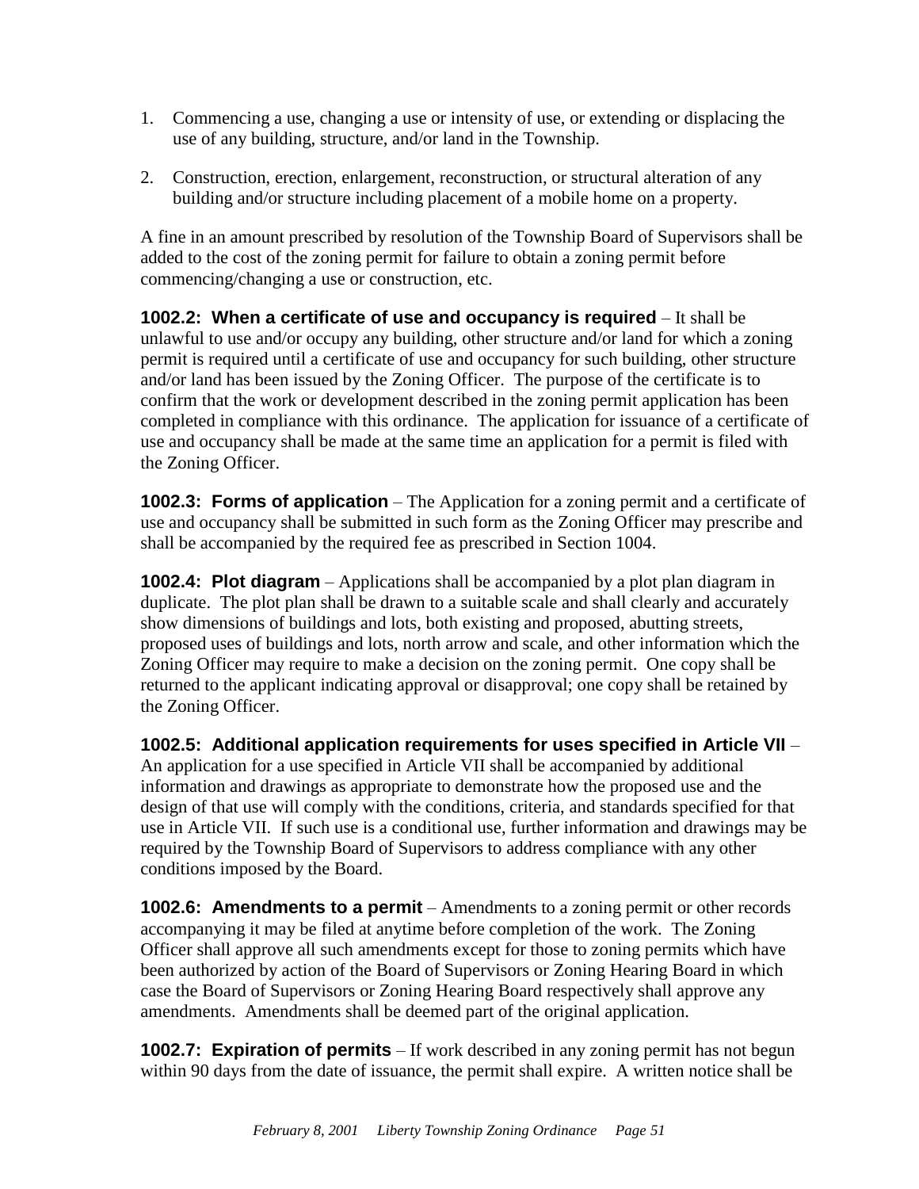1. Commencing a use, changing a use or intensity of use, or extending or displacing the use of any building, structure, and/or land in the Township.

2. Construction, erection, enlargement, reconstruction, or structural alteration of any building and/or structure including placement of a mobile home on a property.

A fine in an amount prescribed by resolution of the Township Board of Supervisors shall be added to the cost of the zoning permit for failure to obtain a zoning permit before commencing/changing a use or construction, etc.

**1002.2: When a certificate of use and occupancy is required** – It shall be unlawful to use and/or occupy any building, other structure and/or land for which a zoning permit is required until a certificate of use and occupancy for such building, other structure and/or land has been issued by the Zoning Officer. The purpose of the certificate is to confirm that the work or development described in the zoning permit application has been completed in compliance with this ordinance. The application for issuance of a certificate of use and occupancy shall be made at the same time an application for a permit is filed with the Zoning Officer.

**1002.3: Forms of application** – The Application for a zoning permit and a certificate of use and occupancy shall be submitted in such form as the Zoning Officer may prescribe and shall be accompanied by the required fee as prescribed in Section 1004.

**1002.4: Plot diagram** – Applications shall be accompanied by a plot plan diagram in duplicate. The plot plan shall be drawn to a suitable scale and shall clearly and accurately show dimensions of buildings and lots, both existing and proposed, abutting streets, proposed uses of buildings and lots, north arrow and scale, and other information which the Zoning Officer may require to make a decision on the zoning permit. One copy shall be returned to the applicant indicating approval or disapproval; one copy shall be retained by the Zoning Officer.

**1002.5: Additional application requirements for uses specified in Article VII** – An application for a use specified in Article VII shall be accompanied by additional information and drawings as appropriate to demonstrate how the proposed use and the design of that use will comply with the conditions, criteria, and standards specified for that use in Article VII. If such use is a conditional use, further information and drawings may be required by the Township Board of Supervisors to address compliance with any other conditions imposed by the Board.

**1002.6: Amendments to a permit** – Amendments to a zoning permit or other records accompanying it may be filed at anytime before completion of the work. The Zoning Officer shall approve all such amendments except for those to zoning permits which have been authorized by action of the Board of Supervisors or Zoning Hearing Board in which case the Board of Supervisors or Zoning Hearing Board respectively shall approve any amendments. Amendments shall be deemed part of the original application.

**1002.7: Expiration of permits** – If work described in any zoning permit has not begun within 90 days from the date of issuance, the permit shall expire. A written notice shall be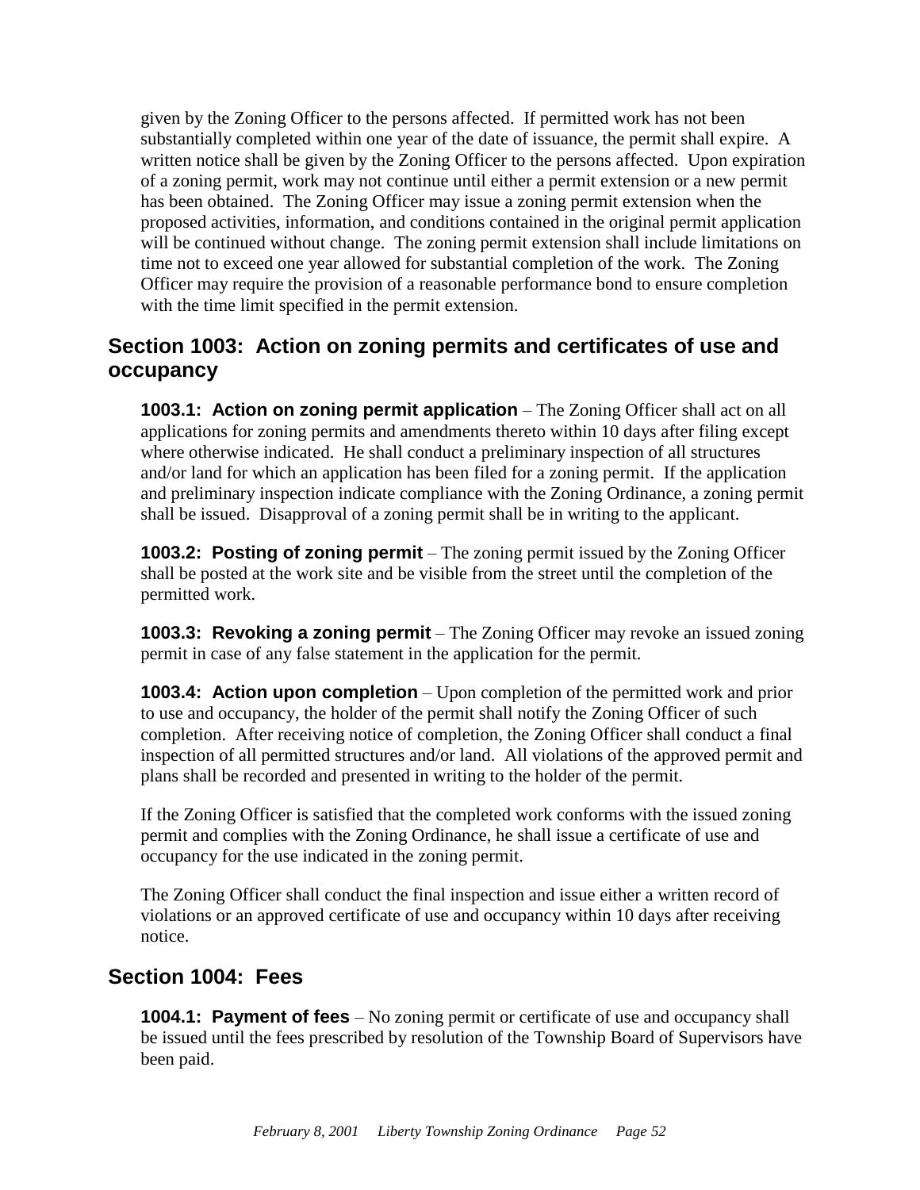given by the Zoning Officer to the persons affected. If permitted work has not been substantially completed within one year of the date of issuance, the permit shall expire. A written notice shall be given by the Zoning Officer to the persons affected. Upon expiration of a zoning permit, work may not continue until either a permit extension or a new permit has been obtained. The Zoning Officer may issue a zoning permit extension when the proposed activities, information, and conditions contained in the original permit application will be continued without change. The zoning permit extension shall include limitations on time not to exceed one year allowed for substantial completion of the work. The Zoning Officer may require the provision of a reasonable performance bond to ensure completion with the time limit specified in the permit extension.

## Section 1003: Action on zoning permits and certificates of use and occupancy

**1003.1: Action on zoning permit application** – The Zoning Officer shall act on all applications for zoning permits and amendments thereto within 10 days after filing except where otherwise indicated. He shall conduct a preliminary inspection of all structures and/or land for which an application has been filed for a zoning permit. If the application and preliminary inspection indicate compliance with the Zoning Ordinance, a zoning permit shall be issued. Disapproval of a zoning permit shall be in writing to the applicant.

**1003.2: Posting of zoning permit** – The zoning permit issued by the Zoning Officer shall be posted at the work site and be visible from the street until the completion of the permitted work.

**1003.3: Revoking a zoning permit** – The Zoning Officer may revoke an issued zoning permit in case of any false statement in the application for the permit.

**1003.4: Action upon completion** – Upon completion of the permitted work and prior to use and occupancy, the holder of the permit shall notify the Zoning Officer of such completion. After receiving notice of completion, the Zoning Officer shall conduct a final inspection of all permitted structures and/or land. All violations of the approved permit and plans shall be recorded and presented in writing to the holder of the permit.

If the Zoning Officer is satisfied that the completed work conforms with the issued zoning permit and complies with the Zoning Ordinance, he shall issue a certificate of use and occupancy for the use indicated in the zoning permit.

The Zoning Officer shall conduct the final inspection and issue either a written record of violations or an approved certificate of use and occupancy within 10 days after receiving notice.

## Section 1004: Fees

**1004.1: Payment of fees** – No zoning permit or certificate of use and occupancy shall be issued until the fees prescribed by resolution of the Township Board of Supervisors have been paid.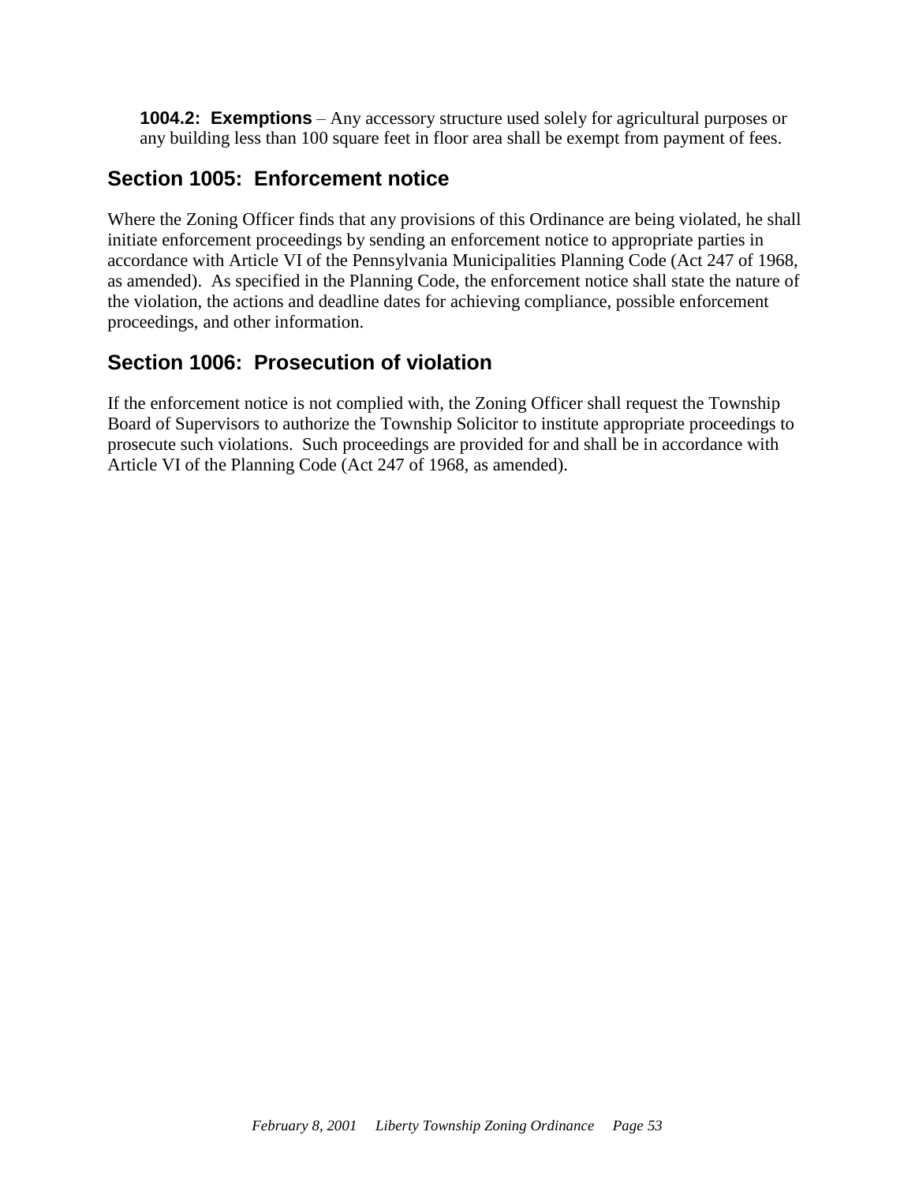**1004.2: Exemptions** – Any accessory structure used solely for agricultural purposes or any building less than 100 square feet in floor area shall be exempt from payment of fees.

## Section 1005: Enforcement notice

Where the Zoning Officer finds that any provisions of this Ordinance are being violated, he shall initiate enforcement proceedings by sending an enforcement notice to appropriate parties in accordance with Article VI of the Pennsylvania Municipalities Planning Code (Act 247 of 1968, as amended). As specified in the Planning Code, the enforcement notice shall state the nature of the violation, the actions and deadline dates for achieving compliance, possible enforcement proceedings, and other information.

## Section 1006: Prosecution of violation

If the enforcement notice is not complied with, the Zoning Officer shall request the Township Board of Supervisors to authorize the Township Solicitor to institute appropriate proceedings to prosecute such violations. Such proceedings are provided for and shall be in accordance with Article VI of the Planning Code (Act 247 of 1968, as amended).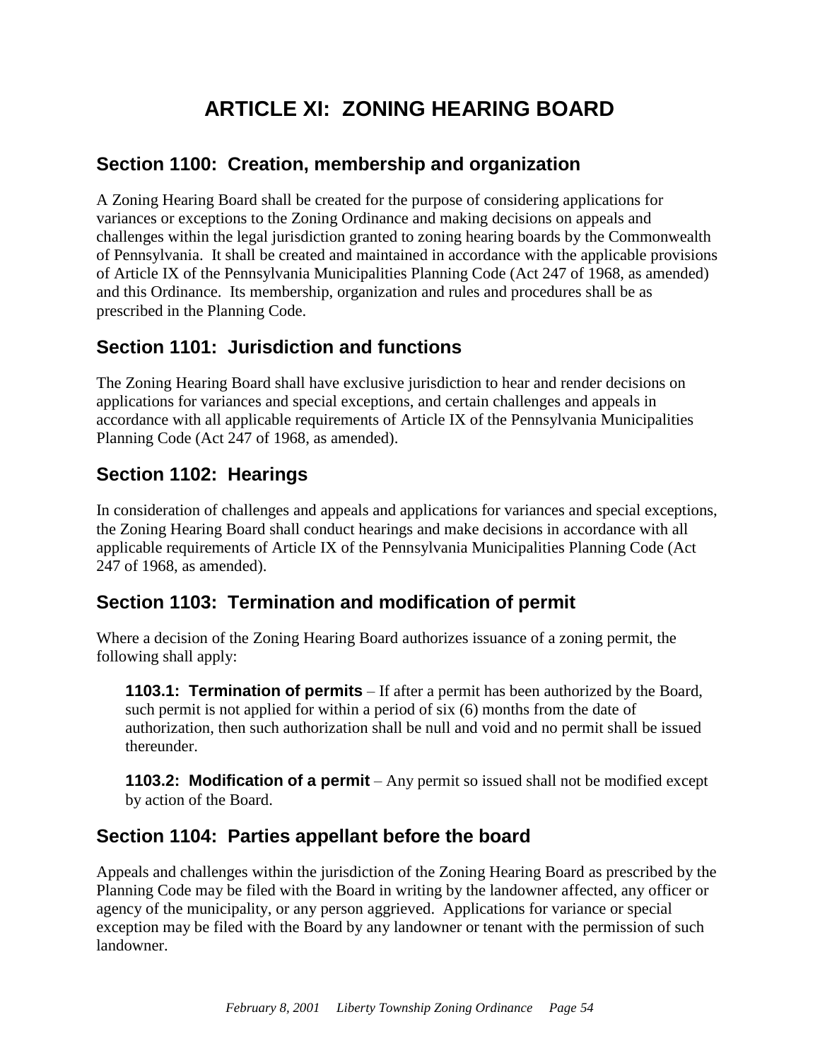# ARTICLE XI: ZONING HEARING BOARD

## Section 1100: Creation, membership and organization

A Zoning Hearing Board shall be created for the purpose of considering applications for variances or exceptions to the Zoning Ordinance and making decisions on appeals and challenges within the legal jurisdiction granted to zoning hearing boards by the Commonwealth of Pennsylvania. It shall be created and maintained in accordance with the applicable provisions of Article IX of the Pennsylvania Municipalities Planning Code (Act 247 of 1968, as amended) and this Ordinance. Its membership, organization and rules and procedures shall be as prescribed in the Planning Code.

## Section 1101: Jurisdiction and functions

The Zoning Hearing Board shall have exclusive jurisdiction to hear and render decisions on applications for variances and special exceptions, and certain challenges and appeals in accordance with all applicable requirements of Article IX of the Pennsylvania Municipalities Planning Code (Act 247 of 1968, as amended).

## Section 1102: Hearings

In consideration of challenges and appeals and applications for variances and special exceptions, the Zoning Hearing Board shall conduct hearings and make decisions in accordance with all applicable requirements of Article IX of the Pennsylvania Municipalities Planning Code (Act 247 of 1968, as amended).

## Section 1103: Termination and modification of permit

Where a decision of the Zoning Hearing Board authorizes issuance of a zoning permit, the following shall apply:

**1103.1: Termination of permits** – If after a permit has been authorized by the Board, such permit is not applied for within a period of six (6) months from the date of authorization, then such authorization shall be null and void and no permit shall be issued thereunder.

**1103.2: Modification of a permit** – Any permit so issued shall not be modified except by action of the Board.

## Section 1104: Parties appellant before the board

Appeals and challenges within the jurisdiction of the Zoning Hearing Board as prescribed by the Planning Code may be filed with the Board in writing by the landowner affected, any officer or agency of the municipality, or any person aggrieved. Applications for variance or special exception may be filed with the Board by any landowner or tenant with the permission of such landowner.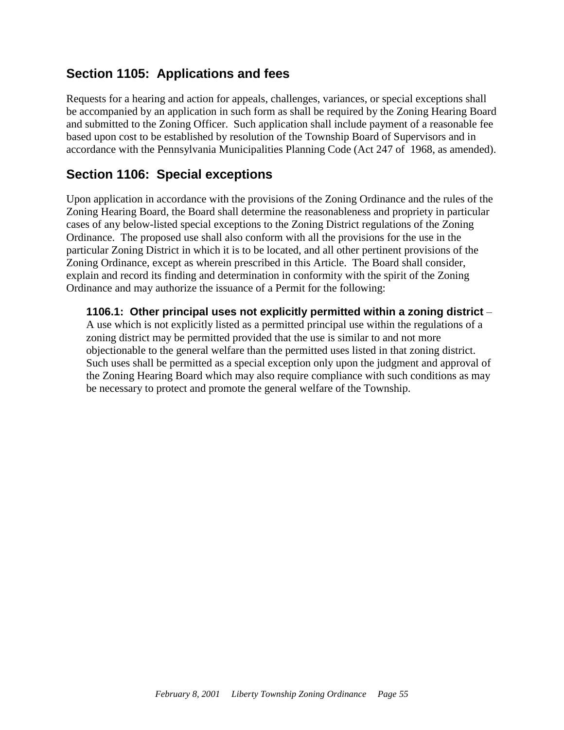## Section 1105: Applications and fees

Requests for a hearing and action for appeals, challenges, variances, or special exceptions shall be accompanied by an application in such form as shall be required by the Zoning Hearing Board and submitted to the Zoning Officer. Such application shall include payment of a reasonable fee based upon cost to be established by resolution of the Township Board of Supervisors and in accordance with the Pennsylvania Municipalities Planning Code (Act 247 of 1968, as amended).

## Section 1106: Special exceptions

Upon application in accordance with the provisions of the Zoning Ordinance and the rules of the Zoning Hearing Board, the Board shall determine the reasonableness and propriety in particular cases of any below-listed special exceptions to the Zoning District regulations of the Zoning Ordinance. The proposed use shall also conform with all the provisions for the use in the particular Zoning District in which it is to be located, and all other pertinent provisions of the Zoning Ordinance, except as wherein prescribed in this Article. The Board shall consider, explain and record its finding and determination in conformity with the spirit of the Zoning Ordinance and may authorize the issuance of a Permit for the following:

**1106.1: Other principal uses not explicitly permitted within a zoning district** – A use which is not explicitly listed as a permitted principal use within the regulations of a zoning district may be permitted provided that the use is similar to and not more objectionable to the general welfare than the permitted uses listed in that zoning district. Such uses shall be permitted as a special exception only upon the judgment and approval of the Zoning Hearing Board which may also require compliance with such conditions as may be necessary to protect and promote the general welfare of the Township.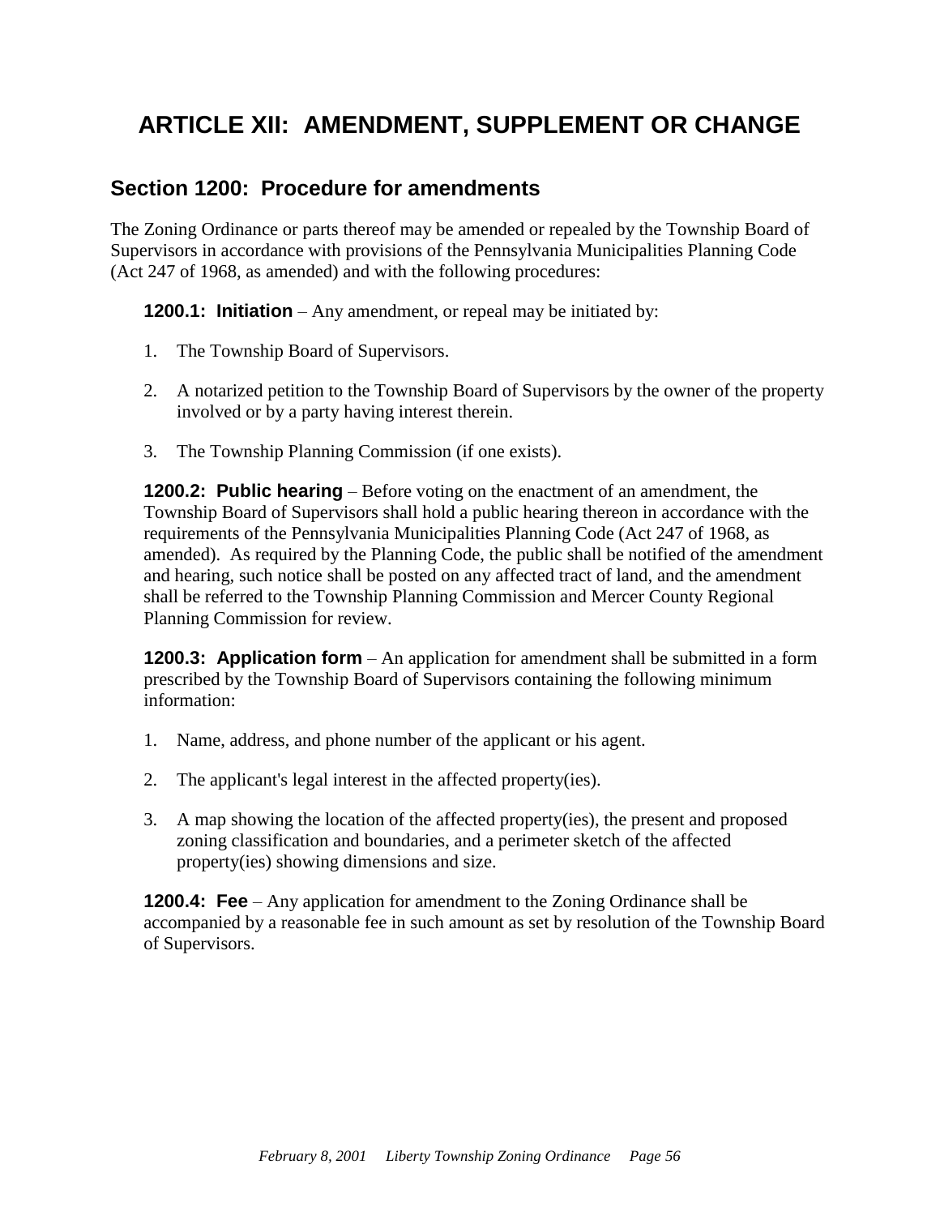# ARTICLE XII: AMENDMENT, SUPPLEMENT OR CHANGE

## Section 1200: Procedure for amendments

The Zoning Ordinance or parts thereof may be amended or repealed by the Township Board of Supervisors in accordance with provisions of the Pennsylvania Municipalities Planning Code (Act 247 of 1968, as amended) and with the following procedures:

**1200.1: Initiation** – Any amendment, or repeal may be initiated by:

1. The Township Board of Supervisors.
2. A notarized petition to the Township Board of Supervisors by the owner of the property involved or by a party having interest therein.
3. The Township Planning Commission (if one exists).

**1200.2: Public hearing** – Before voting on the enactment of an amendment, the Township Board of Supervisors shall hold a public hearing thereon in accordance with the requirements of the Pennsylvania Municipalities Planning Code (Act 247 of 1968, as amended). As required by the Planning Code, the public shall be notified of the amendment and hearing, such notice shall be posted on any affected tract of land, and the amendment shall be referred to the Township Planning Commission and Mercer County Regional Planning Commission for review.

**1200.3: Application form** – An application for amendment shall be submitted in a form prescribed by the Township Board of Supervisors containing the following minimum information:

1. Name, address, and phone number of the applicant or his agent.
2. The applicant's legal interest in the affected property(ies).
3. A map showing the location of the affected property(ies), the present and proposed zoning classification and boundaries, and a perimeter sketch of the affected property(ies) showing dimensions and size.

**1200.4: Fee** – Any application for amendment to the Zoning Ordinance shall be accompanied by a reasonable fee in such amount as set by resolution of the Township Board of Supervisors.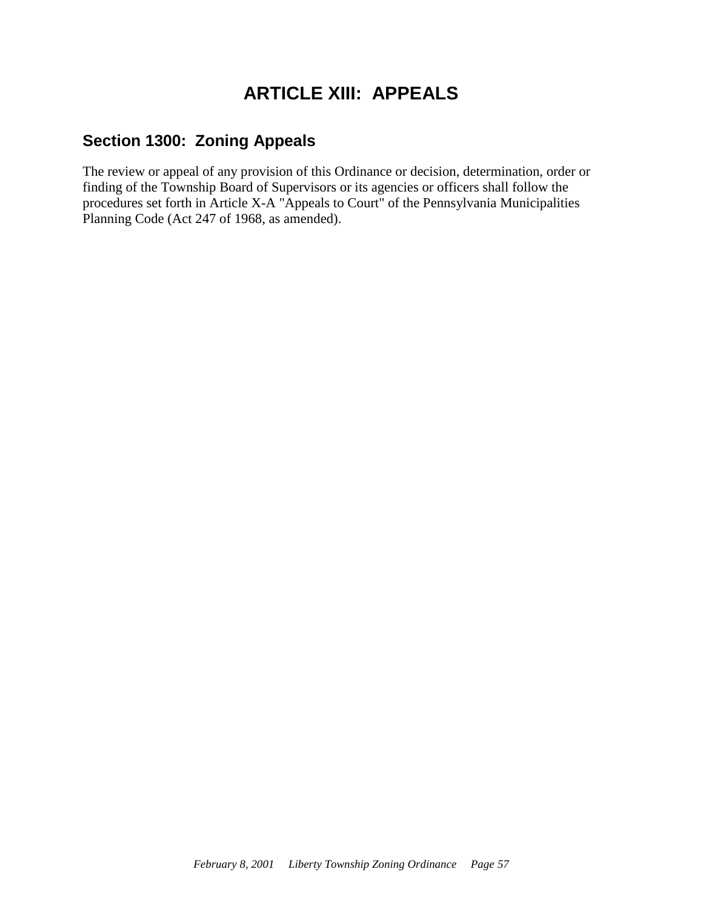# ARTICLE XIII: APPEALS

## Section 1300: Zoning Appeals

The review or appeal of any provision of this Ordinance or decision, determination, order or finding of the Township Board of Supervisors or its agencies or officers shall follow the procedures set forth in Article X-A "Appeals to Court" of the Pennsylvania Municipalities Planning Code (Act 247 of 1968, as amended).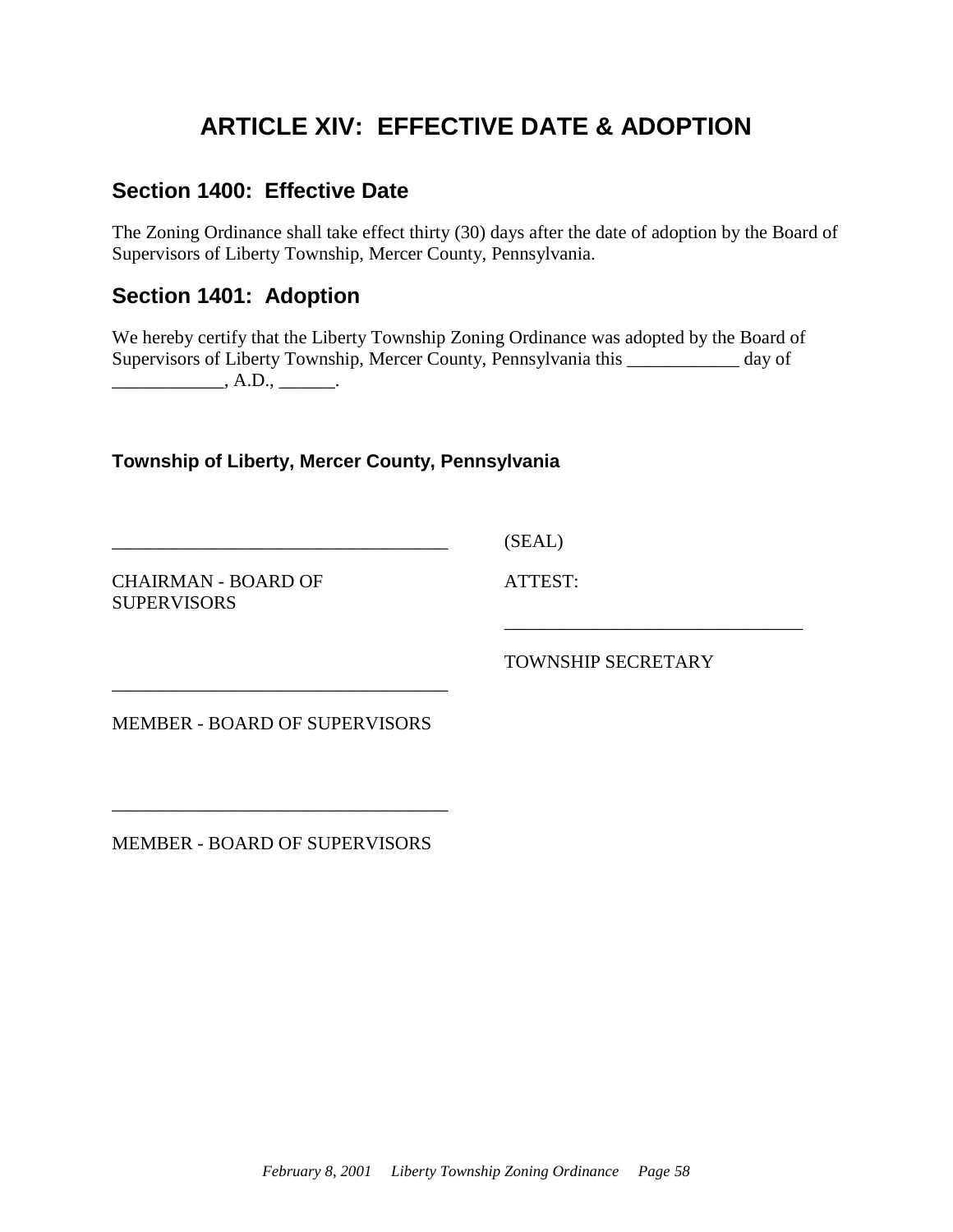# ARTICLE XIV: EFFECTIVE DATE & ADOPTION

## Section 1400: Effective Date

The Zoning Ordinance shall take effect thirty (30) days after the date of adoption by the Board of Supervisors of Liberty Township, Mercer County, Pennsylvania.

## Section 1401: Adoption

We hereby certify that the Liberty Township Zoning Ordinance was adopted by the Board of Supervisors of Liberty Township, Mercer County, Pennsylvania this ____________ day of ____________, A.D., ______.

**Township of Liberty, Mercer County, Pennsylvania**

___________________________________ (SEAL)

CHAIRMAN - BOARD OF SUPERVISORS

ATTEST:

________________________________

TOWNSHIP SECRETARY

___________________________________

MEMBER - BOARD OF SUPERVISORS

___________________________________

MEMBER - BOARD OF SUPERVISORS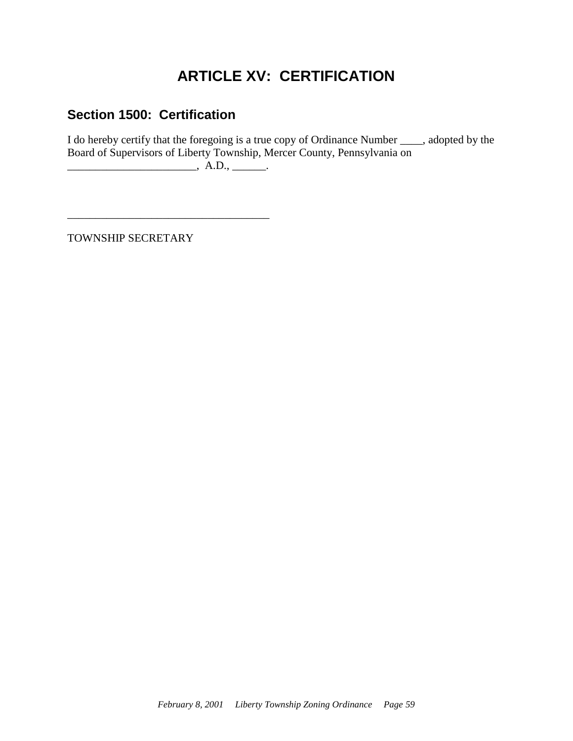# ARTICLE XV: CERTIFICATION

## Section 1500: Certification

I do hereby certify that the foregoing is a true copy of Ordinance Number ____, adopted by the Board of Supervisors of Liberty Township, Mercer County, Pennsylvania on _______________________, A.D., ______.

___________________________________

TOWNSHIP SECRETARY